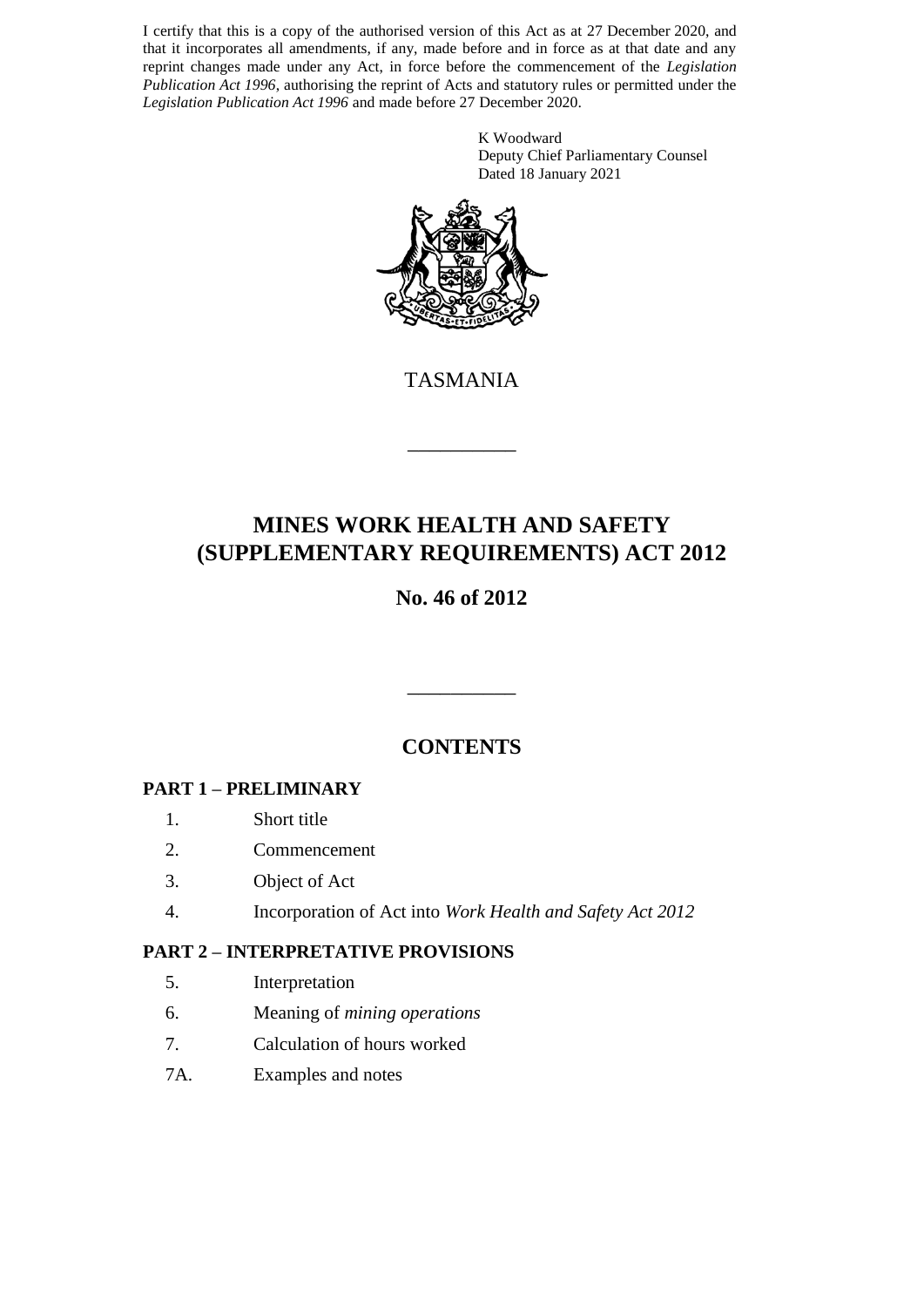I certify that this is a copy of the authorised version of this Act as at 27 December 2020, and that it incorporates all amendments, if any, made before and in force as at that date and any reprint changes made under any Act, in force before the commencement of the *Legislation Publication Act 1996*, authorising the reprint of Acts and statutory rules or permitted under the *Legislation Publication Act 1996* and made before 27 December 2020.

K Woodward
Deputy Chief Parliamentary Counsel
Dated 18 January 2021

TASMANIA

---

# MINES WORK HEALTH AND SAFETY (SUPPLEMENTARY REQUIREMENTS) ACT 2012

## No. 46 of 2012

---

## CONTENTS

### PART 1 – PRELIMINARY

1. Short title
2. Commencement
3. Object of Act
4. Incorporation of Act into *Work Health and Safety Act 2012*

### PART 2 – INTERPRETATIVE PROVISIONS

5. Interpretation
6. Meaning of *mining operations*
7. Calculation of hours worked
7A. Examples and notes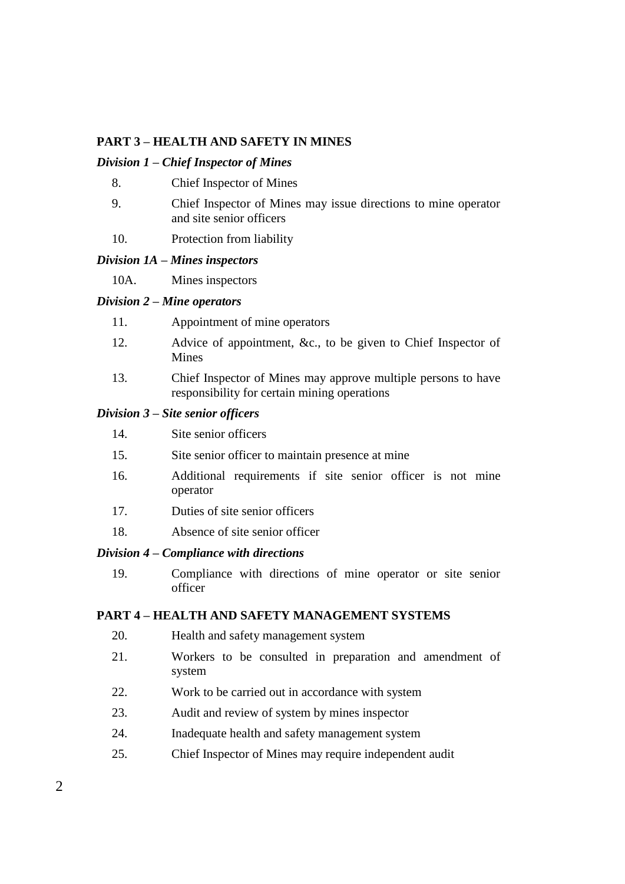**PART 3 – HEALTH AND SAFETY IN MINES**

***Division 1 – Chief Inspector of Mines***

8. Chief Inspector of Mines

9. Chief Inspector of Mines may issue directions to mine operator and site senior officers

10. Protection from liability

***Division 1A – Mines inspectors***

10A. Mines inspectors

***Division 2 – Mine operators***

11. Appointment of mine operators

12. Advice of appointment, &c., to be given to Chief Inspector of Mines

13. Chief Inspector of Mines may approve multiple persons to have responsibility for certain mining operations

***Division 3 – Site senior officers***

14. Site senior officers

15. Site senior officer to maintain presence at mine

16. Additional requirements if site senior officer is not mine operator

17. Duties of site senior officers

18. Absence of site senior officer

***Division 4 – Compliance with directions***

19. Compliance with directions of mine operator or site senior officer

**PART 4 – HEALTH AND SAFETY MANAGEMENT SYSTEMS**

20. Health and safety management system

21. Workers to be consulted in preparation and amendment of system

22. Work to be carried out in accordance with system

23. Audit and review of system by mines inspector

24. Inadequate health and safety management system

25. Chief Inspector of Mines may require independent audit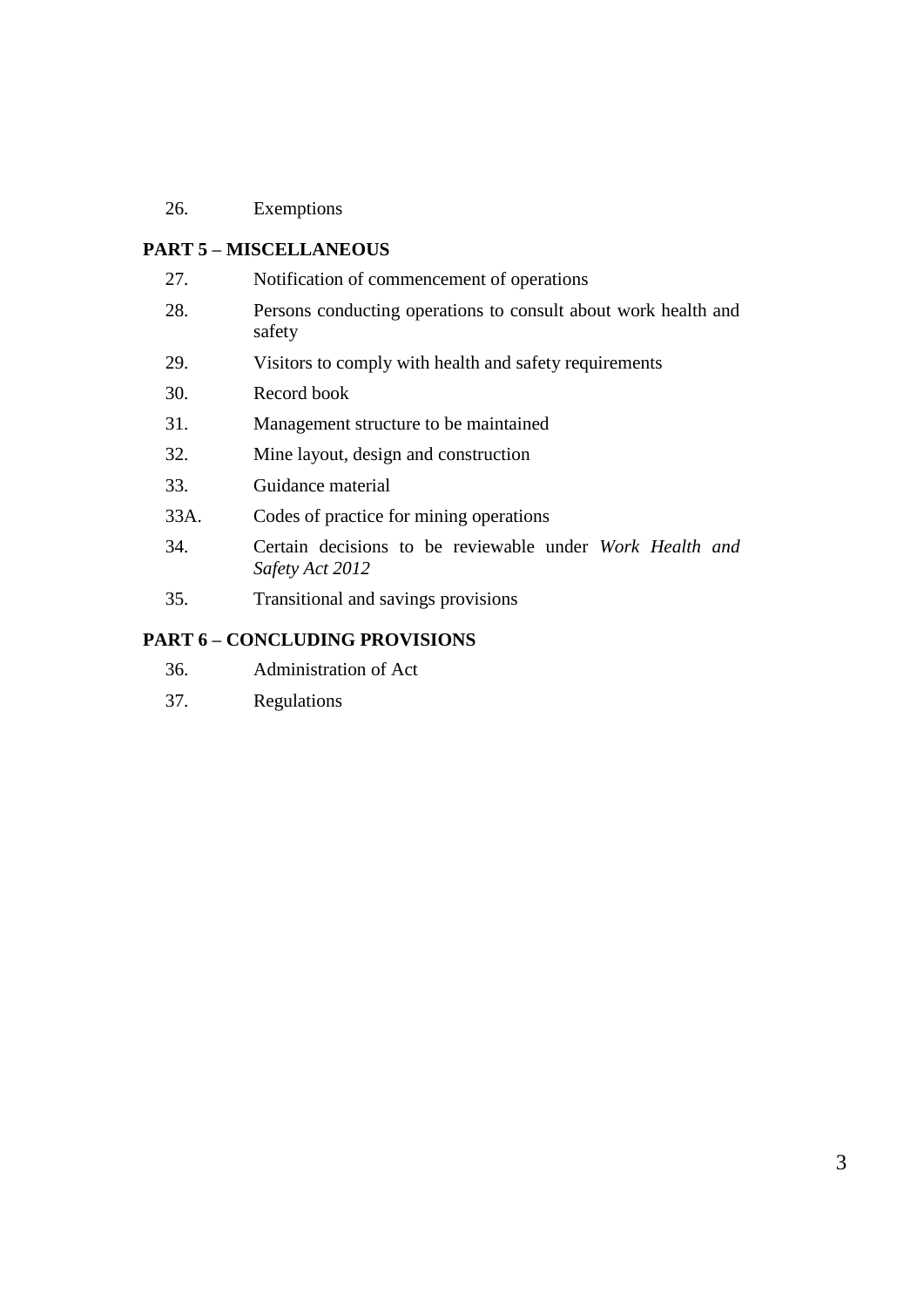26. Exemptions

**PART 5 – MISCELLANEOUS**

27. Notification of commencement of operations
28. Persons conducting operations to consult about work health and safety
29. Visitors to comply with health and safety requirements
30. Record book
31. Management structure to be maintained
32. Mine layout, design and construction
33. Guidance material
33A. Codes of practice for mining operations
34. Certain decisions to be reviewable under *Work Health and Safety Act 2012*
35. Transitional and savings provisions

**PART 6 – CONCLUDING PROVISIONS**

36. Administration of Act
37. Regulations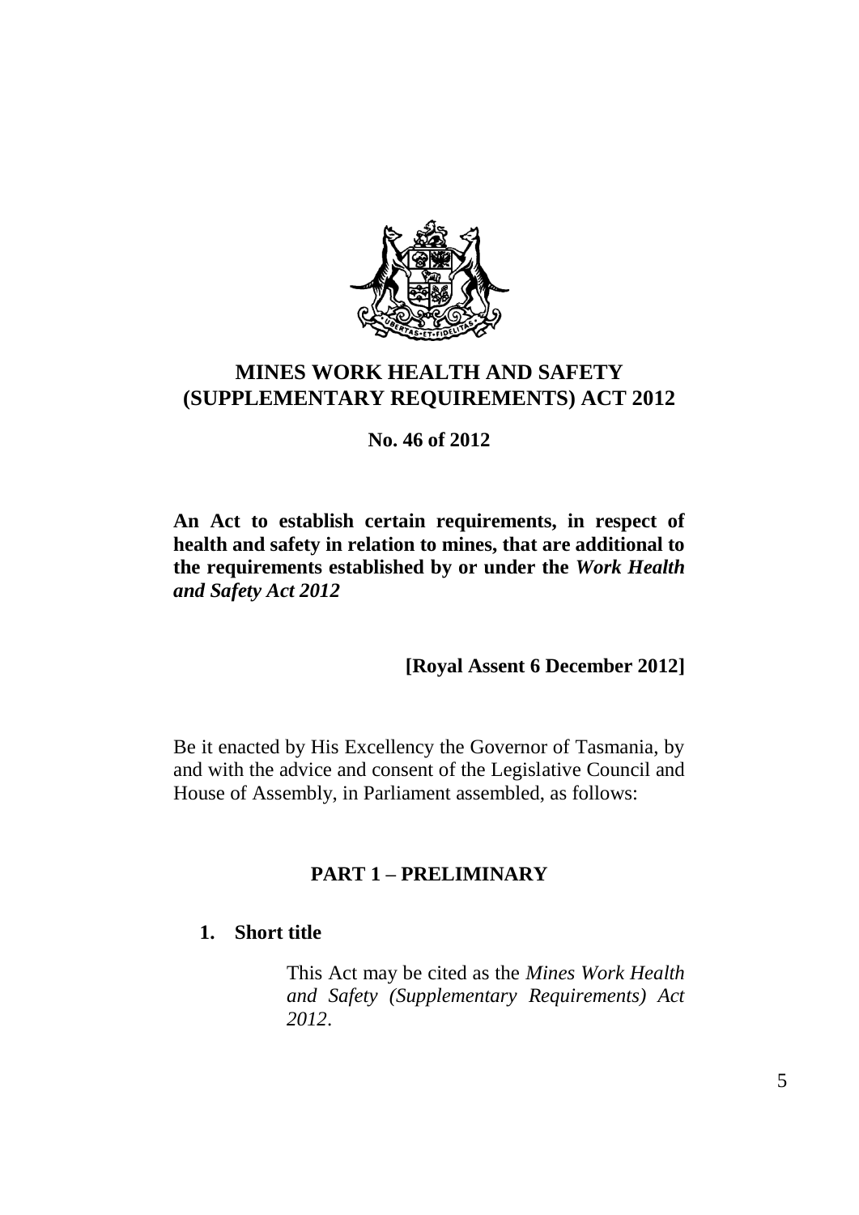# MINES WORK HEALTH AND SAFETY (SUPPLEMENTARY REQUIREMENTS) ACT 2012

**No. 46 of 2012**

**An Act to establish certain requirements, in respect of health and safety in relation to mines, that are additional to the requirements established by or under the *Work Health and Safety Act 2012***

**[Royal Assent 6 December 2012]**

Be it enacted by His Excellency the Governor of Tasmania, by and with the advice and consent of the Legislative Council and House of Assembly, in Parliament assembled, as follows:

## PART 1 – PRELIMINARY

### 1. Short title

This Act may be cited as the *Mines Work Health and Safety (Supplementary Requirements) Act 2012*.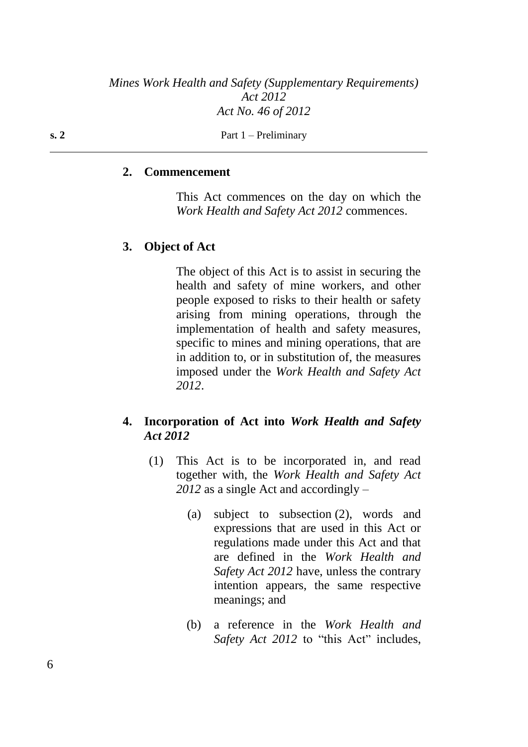## 2. Commencement

This Act commences on the day on which the *Work Health and Safety Act 2012* commences.

## 3. Object of Act

The object of this Act is to assist in securing the health and safety of mine workers, and other people exposed to risks to their health or safety arising from mining operations, through the implementation of health and safety measures, specific to mines and mining operations, that are in addition to, or in substitution of, the measures imposed under the *Work Health and Safety Act 2012*.

## 4. Incorporation of Act into *Work Health and Safety Act 2012*

(1) This Act is to be incorporated in, and read together with, the *Work Health and Safety Act 2012* as a single Act and accordingly –

(a) subject to subsection (2), words and expressions that are used in this Act or regulations made under this Act and that are defined in the *Work Health and Safety Act 2012* have, unless the contrary intention appears, the same respective meanings; and

(b) a reference in the *Work Health and Safety Act 2012* to "this Act" includes,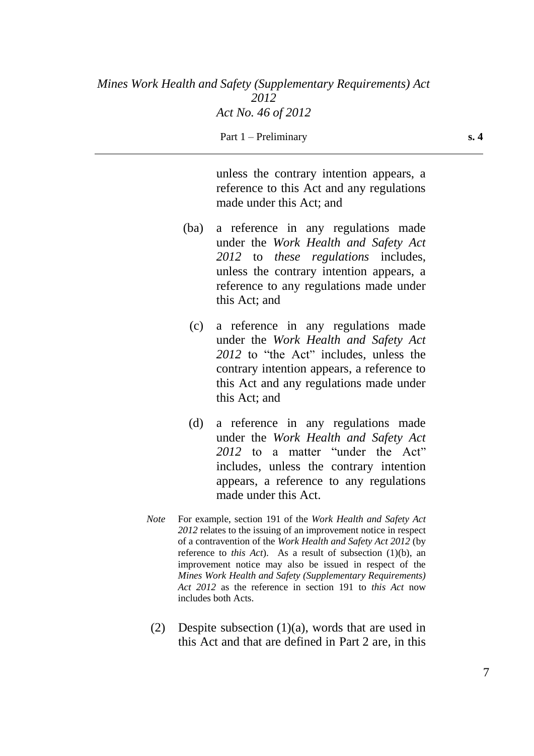unless the contrary intention appears, a reference to this Act and any regulations made under this Act; and

(ba) a reference in any regulations made under the *Work Health and Safety Act 2012* to *these regulations* includes, unless the contrary intention appears, a reference to any regulations made under this Act; and

(c) a reference in any regulations made under the *Work Health and Safety Act 2012* to "the Act" includes, unless the contrary intention appears, a reference to this Act and any regulations made under this Act; and

(d) a reference in any regulations made under the *Work Health and Safety Act 2012* to a matter "under the Act" includes, unless the contrary intention appears, a reference to any regulations made under this Act.

*Note* For example, section 191 of the *Work Health and Safety Act 2012* relates to the issuing of an improvement notice in respect of a contravention of the *Work Health and Safety Act 2012* (by reference to *this Act*). As a result of subsection (1)(b), an improvement notice may also be issued in respect of the *Mines Work Health and Safety (Supplementary Requirements) Act 2012* as the reference in section 191 to *this Act* now includes both Acts.

(2) Despite subsection (1)(a), words that are used in this Act and that are defined in Part 2 are, in this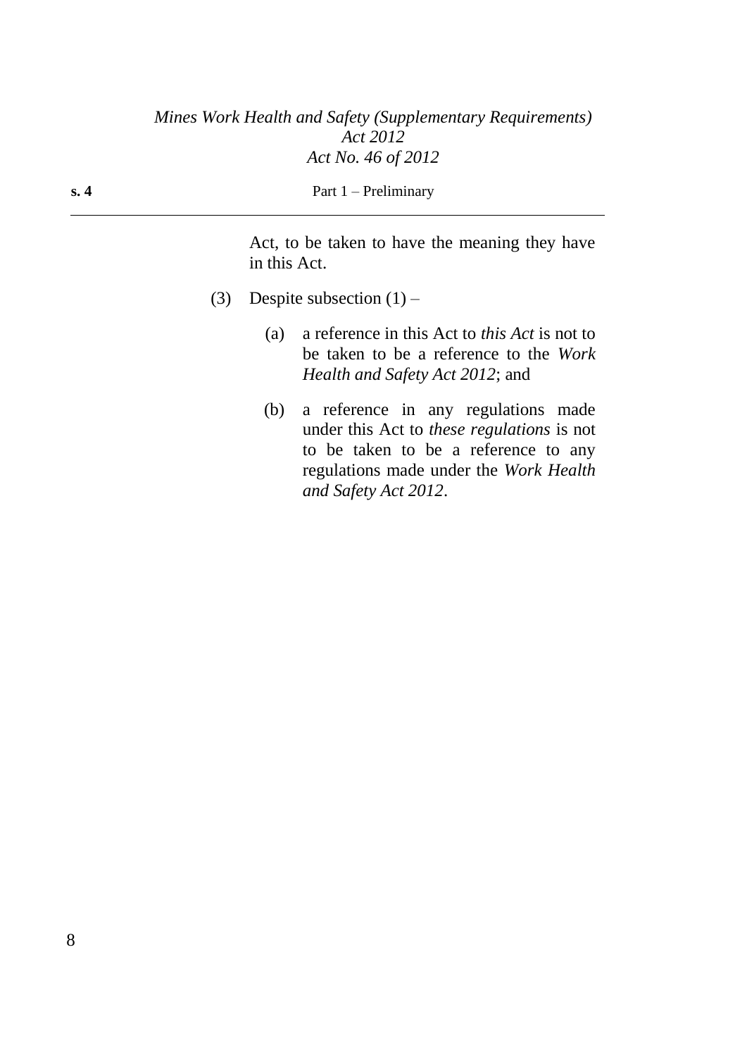Act, to be taken to have the meaning they have in this Act.

(3) Despite subsection (1) –

(a) a reference in this Act to *this Act* is not to be taken to be a reference to the *Work Health and Safety Act 2012*; and

(b) a reference in any regulations made under this Act to *these regulations* is not to be taken to be a reference to any regulations made under the *Work Health and Safety Act 2012*.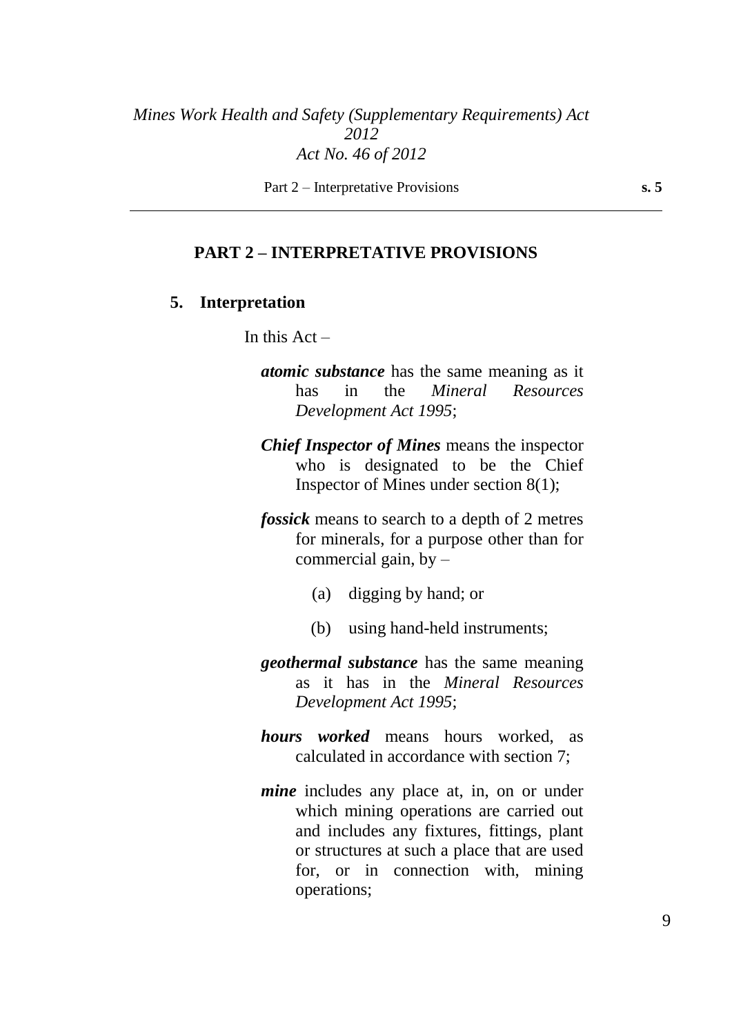## PART 2 – INTERPRETATIVE PROVISIONS

### 5. Interpretation

In this Act –

***atomic substance*** has the same meaning as it has in the *Mineral Resources Development Act 1995*;

***Chief Inspector of Mines*** means the inspector who is designated to be the Chief Inspector of Mines under section 8(1);

***fossick*** means to search to a depth of 2 metres for minerals, for a purpose other than for commercial gain, by –

(a) digging by hand; or

(b) using hand-held instruments;

***geothermal substance*** has the same meaning as it has in the *Mineral Resources Development Act 1995*;

***hours worked*** means hours worked, as calculated in accordance with section 7;

***mine*** includes any place at, in, on or under which mining operations are carried out and includes any fixtures, fittings, plant or structures at such a place that are used for, or in connection with, mining operations;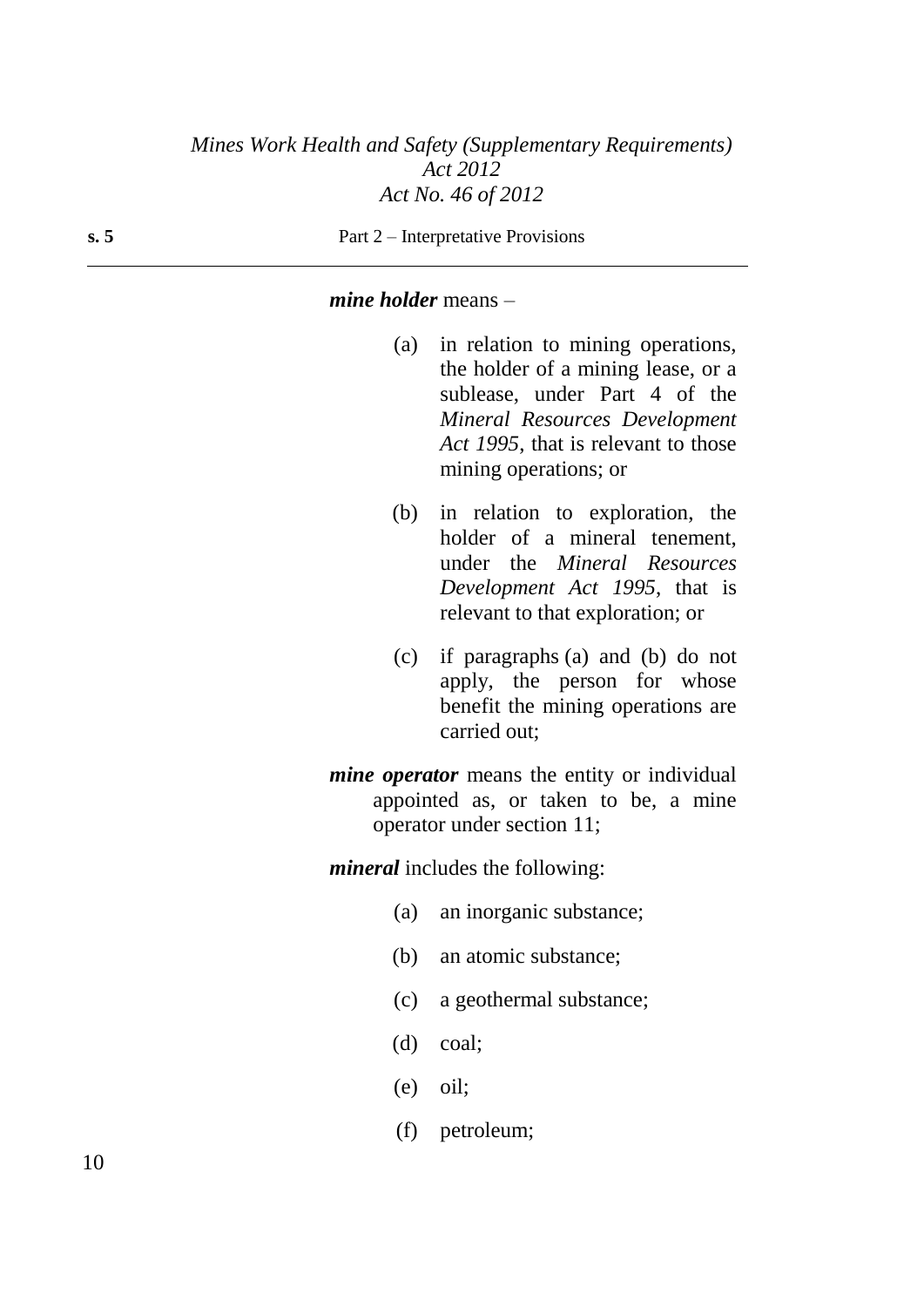***mine holder*** means –

(a) in relation to mining operations, the holder of a mining lease, or a sublease, under Part 4 of the *Mineral Resources Development Act 1995*, that is relevant to those mining operations; or

(b) in relation to exploration, the holder of a mineral tenement, under the *Mineral Resources Development Act 1995*, that is relevant to that exploration; or

(c) if paragraphs (a) and (b) do not apply, the person for whose benefit the mining operations are carried out;

***mine operator*** means the entity or individual appointed as, or taken to be, a mine operator under section 11;

***mineral*** includes the following:

(a) an inorganic substance;

(b) an atomic substance;

(c) a geothermal substance;

(d) coal;

(e) oil;

(f) petroleum;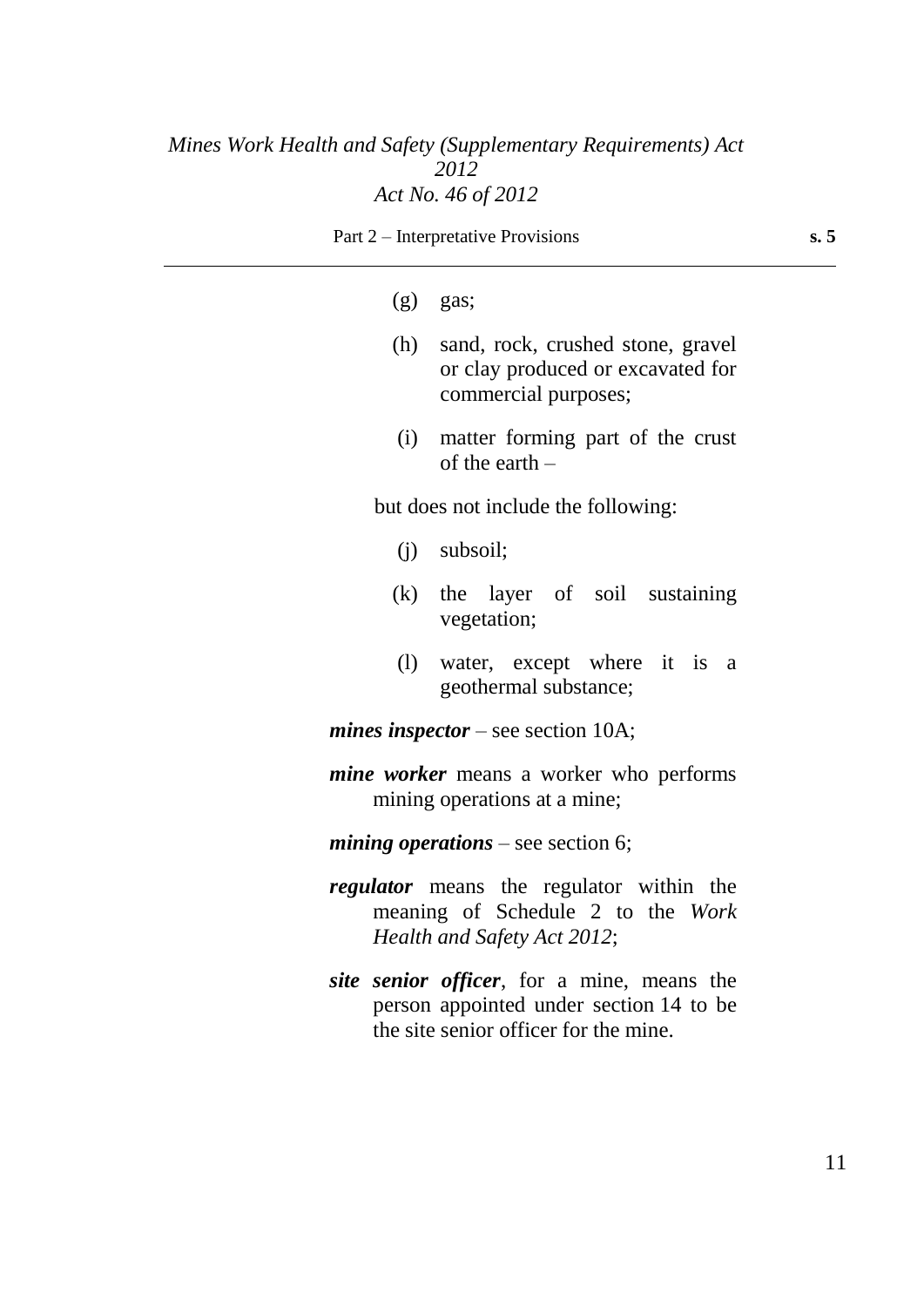(g) gas;

(h) sand, rock, crushed stone, gravel or clay produced or excavated for commercial purposes;

(i) matter forming part of the crust of the earth –

but does not include the following:

(j) subsoil;

(k) the layer of soil sustaining vegetation;

(l) water, except where it is a geothermal substance;

***mines inspector*** – see section 10A;

***mine worker*** means a worker who performs mining operations at a mine;

***mining operations*** – see section 6;

***regulator*** means the regulator within the meaning of Schedule 2 to the *Work Health and Safety Act 2012*;

***site senior officer***, for a mine, means the person appointed under section 14 to be the site senior officer for the mine.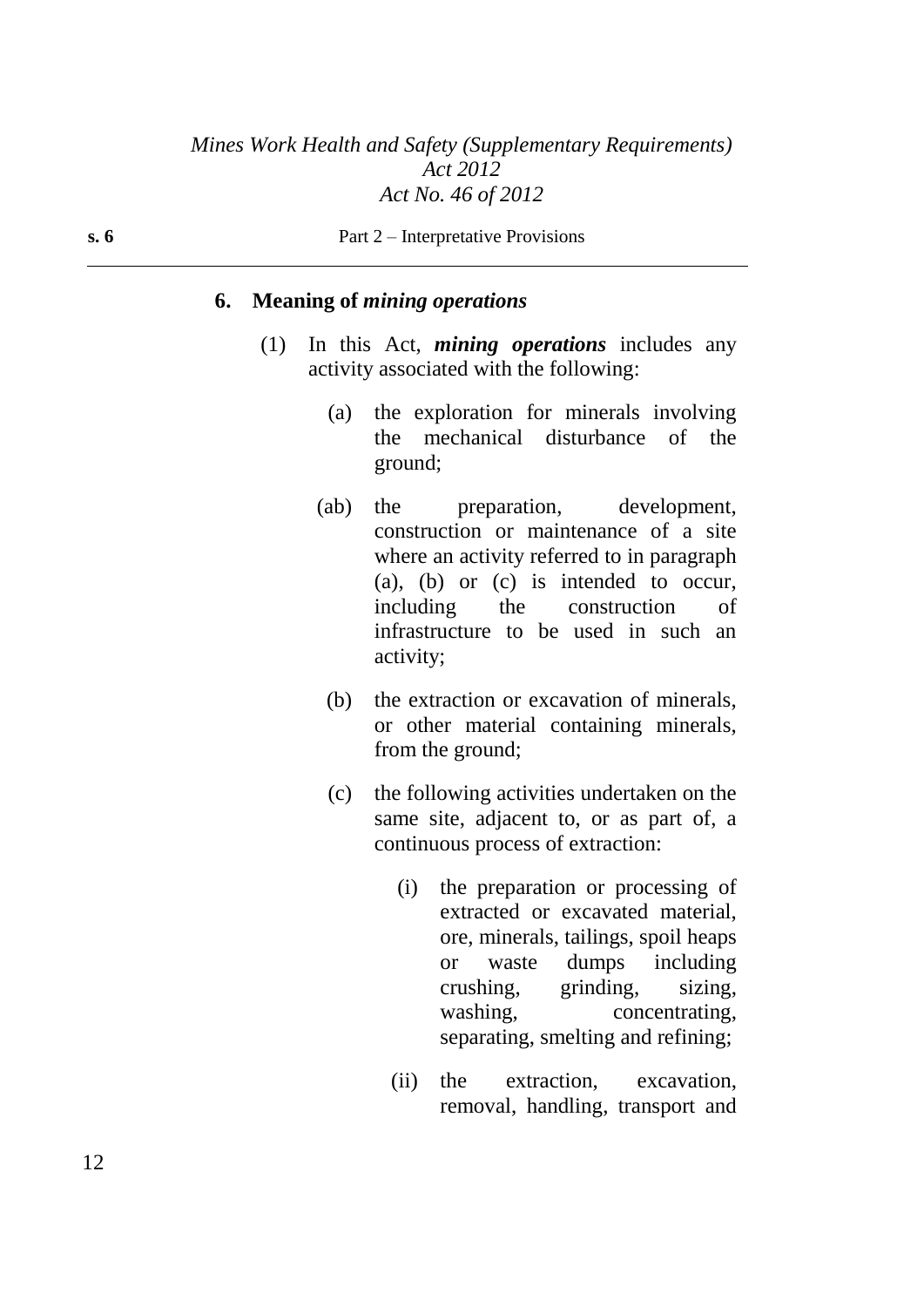### 6. Meaning of *mining operations*

(1) In this Act, ***mining operations*** includes any activity associated with the following:

(a) the exploration for minerals involving the mechanical disturbance of the ground;

(ab) the preparation, development, construction or maintenance of a site where an activity referred to in paragraph (a), (b) or (c) is intended to occur, including the construction of infrastructure to be used in such an activity;

(b) the extraction or excavation of minerals, or other material containing minerals, from the ground;

(c) the following activities undertaken on the same site, adjacent to, or as part of, a continuous process of extraction:

(i) the preparation or processing of extracted or excavated material, ore, minerals, tailings, spoil heaps or waste dumps including crushing, grinding, sizing, washing, concentrating, separating, smelting and refining;

(ii) the extraction, excavation, removal, handling, transport and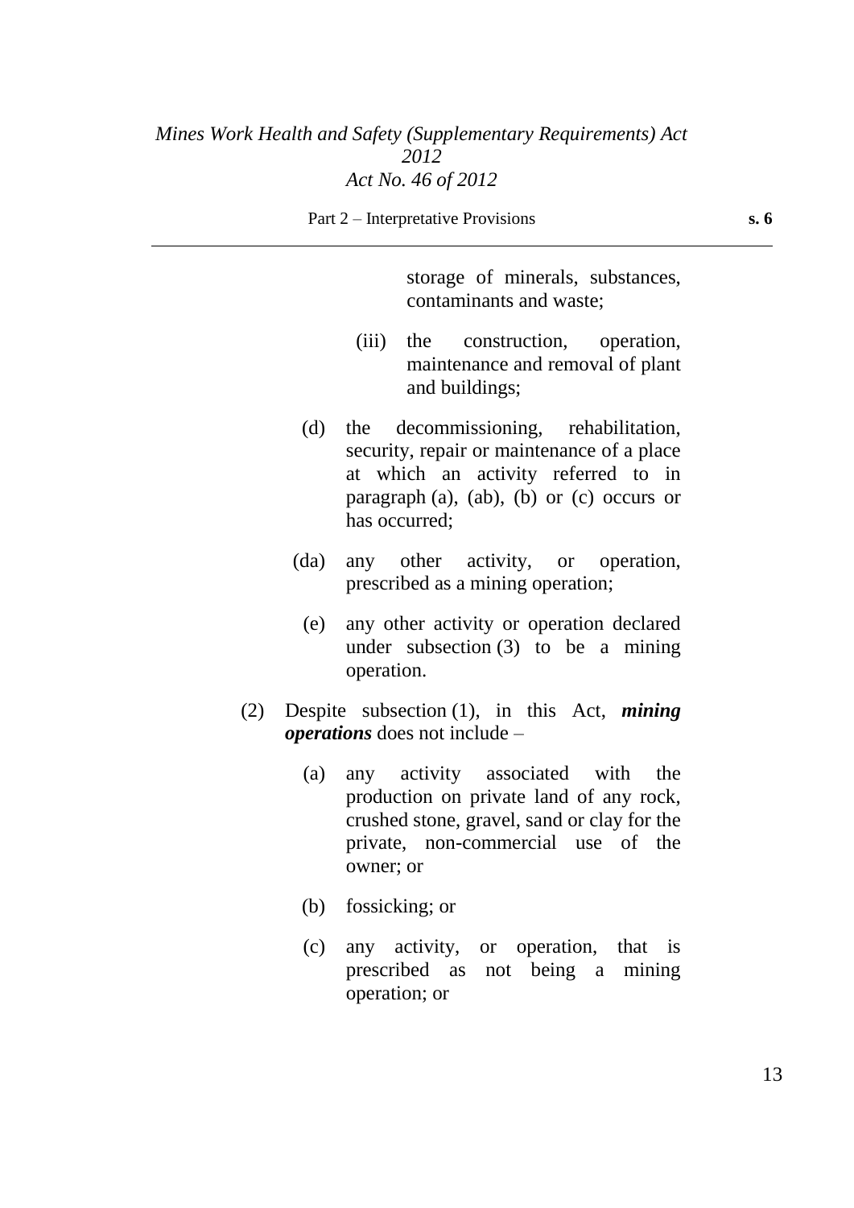storage of minerals, substances, contaminants and waste;

(iii) the construction, operation, maintenance and removal of plant and buildings;

(d) the decommissioning, rehabilitation, security, repair or maintenance of a place at which an activity referred to in paragraph (a), (ab), (b) or (c) occurs or has occurred;

(da) any other activity, or operation, prescribed as a mining operation;

(e) any other activity or operation declared under subsection (3) to be a mining operation.

(2) Despite subsection (1), in this Act, ***mining operations*** does not include –

(a) any activity associated with the production on private land of any rock, crushed stone, gravel, sand or clay for the private, non-commercial use of the owner; or

(b) fossicking; or

(c) any activity, or operation, that is prescribed as not being a mining operation; or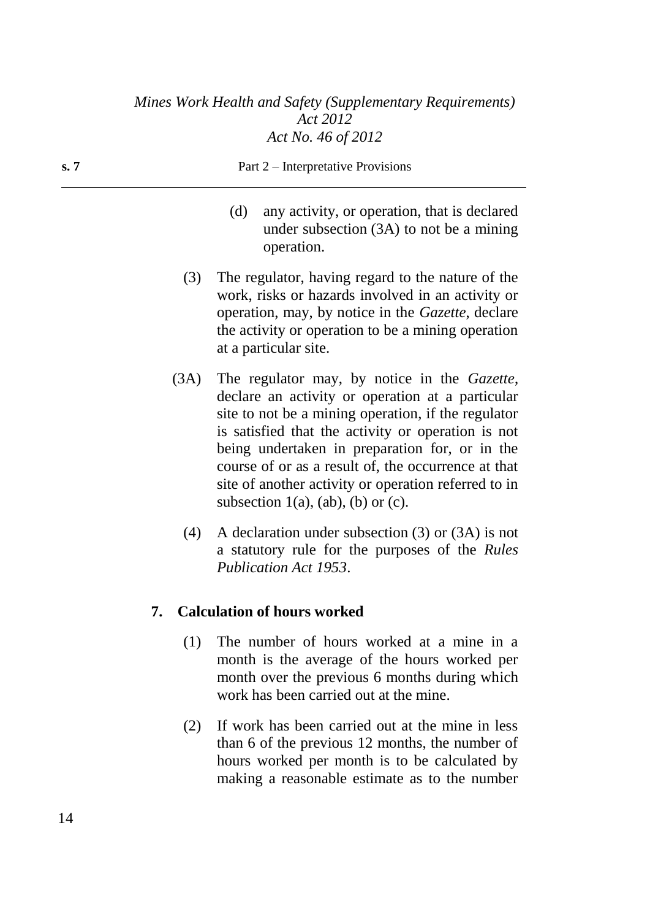(d) any activity, or operation, that is declared under subsection (3A) to not be a mining operation.

(3) The regulator, having regard to the nature of the work, risks or hazards involved in an activity or operation, may, by notice in the *Gazette*, declare the activity or operation to be a mining operation at a particular site.

(3A) The regulator may, by notice in the *Gazette*, declare an activity or operation at a particular site to not be a mining operation, if the regulator is satisfied that the activity or operation is not being undertaken in preparation for, or in the course of or as a result of, the occurrence at that site of another activity or operation referred to in subsection 1(a), (ab), (b) or (c).

(4) A declaration under subsection (3) or (3A) is not a statutory rule for the purposes of the *Rules Publication Act 1953*.

**7. Calculation of hours worked**

(1) The number of hours worked at a mine in a month is the average of the hours worked per month over the previous 6 months during which work has been carried out at the mine.

(2) If work has been carried out at the mine in less than 6 of the previous 12 months, the number of hours worked per month is to be calculated by making a reasonable estimate as to the number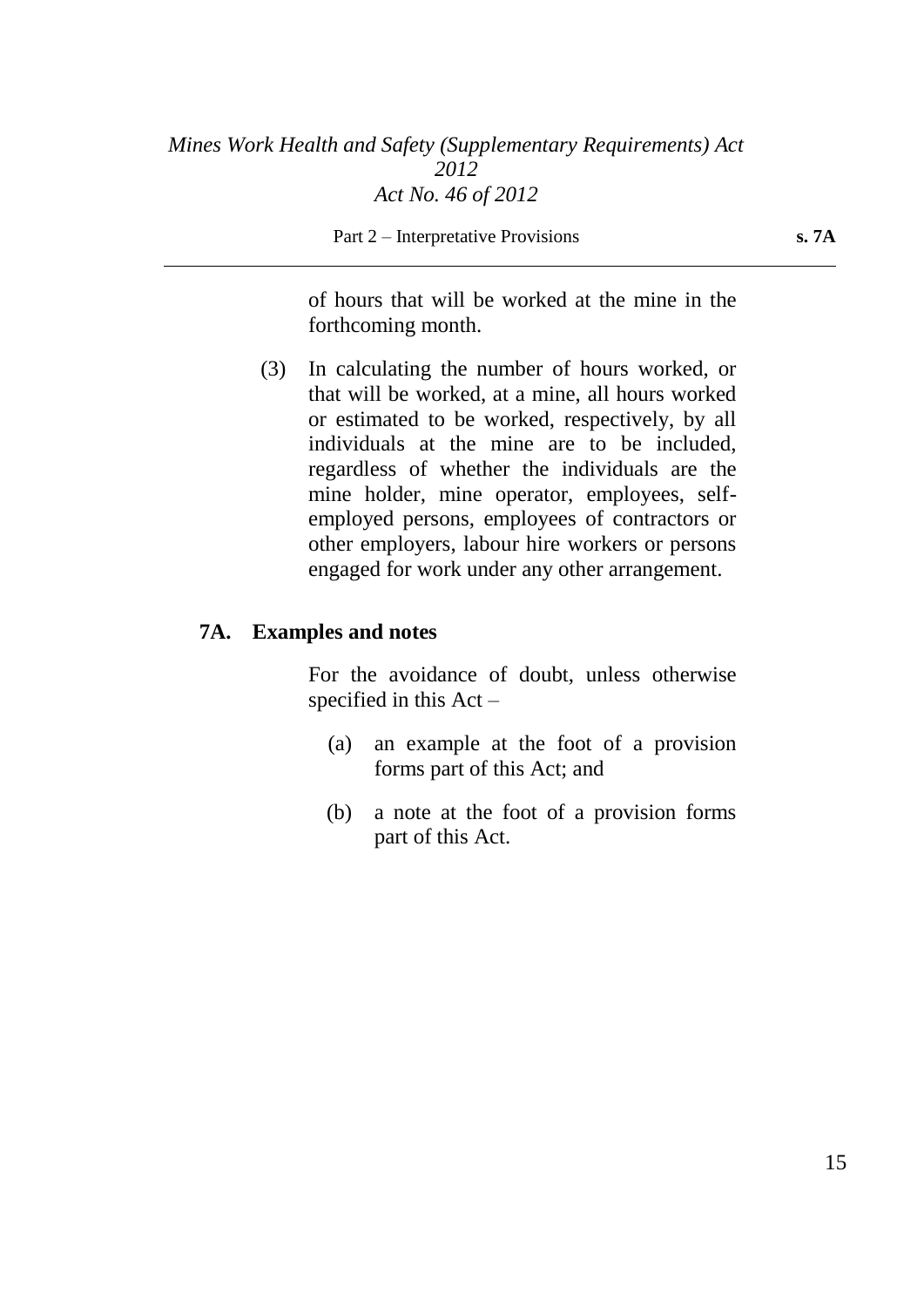of hours that will be worked at the mine in the forthcoming month.

(3) In calculating the number of hours worked, or that will be worked, at a mine, all hours worked or estimated to be worked, respectively, by all individuals at the mine are to be included, regardless of whether the individuals are the mine holder, mine operator, employees, self-employed persons, employees of contractors or other employers, labour hire workers or persons engaged for work under any other arrangement.

### 7A. Examples and notes

For the avoidance of doubt, unless otherwise specified in this Act –

(a) an example at the foot of a provision forms part of this Act; and

(b) a note at the foot of a provision forms part of this Act.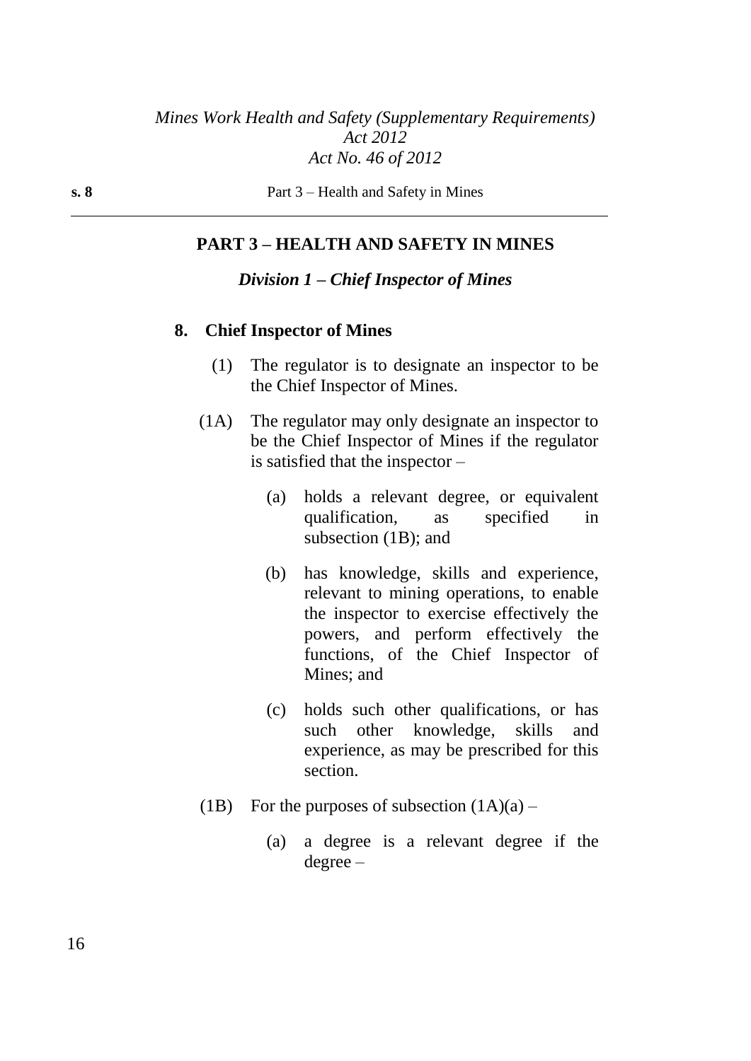## PART 3 – HEALTH AND SAFETY IN MINES

### *Division 1 – Chief Inspector of Mines*

**8. Chief Inspector of Mines**

(1) The regulator is to designate an inspector to be the Chief Inspector of Mines.

(1A) The regulator may only designate an inspector to be the Chief Inspector of Mines if the regulator is satisfied that the inspector –

(a) holds a relevant degree, or equivalent qualification, as specified in subsection (1B); and

(b) has knowledge, skills and experience, relevant to mining operations, to enable the inspector to exercise effectively the powers, and perform effectively the functions, of the Chief Inspector of Mines; and

(c) holds such other qualifications, or has such other knowledge, skills and experience, as may be prescribed for this section.

(1B) For the purposes of subsection (1A)(a) –

(a) a degree is a relevant degree if the degree –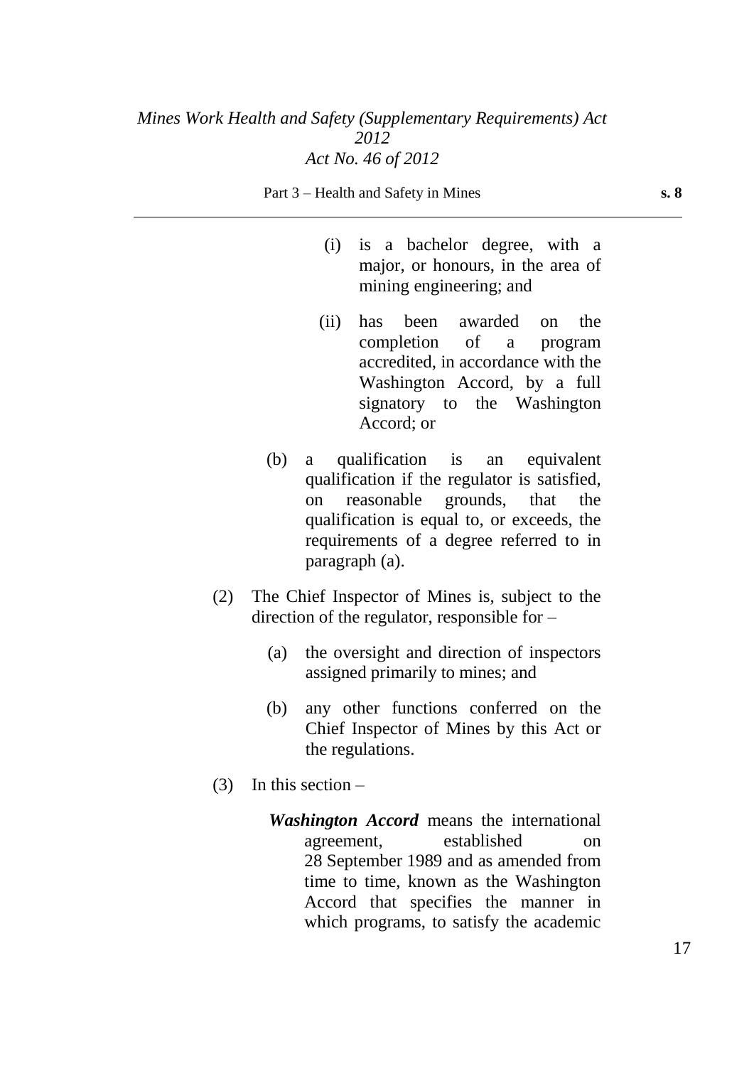(i) is a bachelor degree, with a major, or honours, in the area of mining engineering; and

(ii) has been awarded on the completion of a program accredited, in accordance with the Washington Accord, by a full signatory to the Washington Accord; or

(b) a qualification is an equivalent qualification if the regulator is satisfied, on reasonable grounds, that the qualification is equal to, or exceeds, the requirements of a degree referred to in paragraph (a).

(2) The Chief Inspector of Mines is, subject to the direction of the regulator, responsible for –

(a) the oversight and direction of inspectors assigned primarily to mines; and

(b) any other functions conferred on the Chief Inspector of Mines by this Act or the regulations.

(3) In this section –

***Washington Accord*** means the international agreement, established on 28 September 1989 and as amended from time to time, known as the Washington Accord that specifies the manner in which programs, to satisfy the academic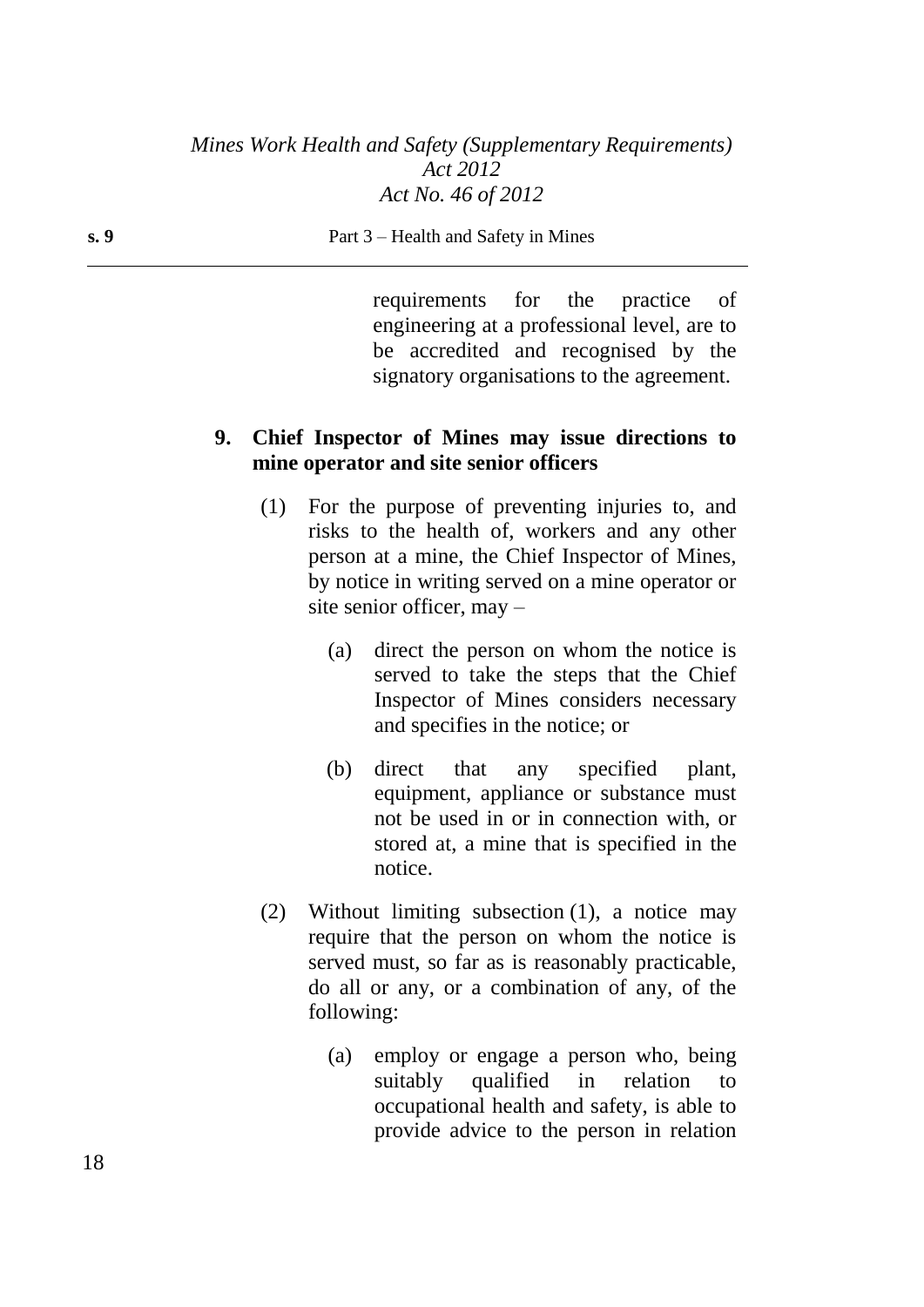requirements for the practice of engineering at a professional level, are to be accredited and recognised by the signatory organisations to the agreement.

**9. Chief Inspector of Mines may issue directions to mine operator and site senior officers**

(1) For the purpose of preventing injuries to, and risks to the health of, workers and any other person at a mine, the Chief Inspector of Mines, by notice in writing served on a mine operator or site senior officer, may –

(a) direct the person on whom the notice is served to take the steps that the Chief Inspector of Mines considers necessary and specifies in the notice; or

(b) direct that any specified plant, equipment, appliance or substance must not be used in or in connection with, or stored at, a mine that is specified in the notice.

(2) Without limiting subsection (1), a notice may require that the person on whom the notice is served must, so far as is reasonably practicable, do all or any, or a combination of any, of the following:

(a) employ or engage a person who, being suitably qualified in relation to occupational health and safety, is able to provide advice to the person in relation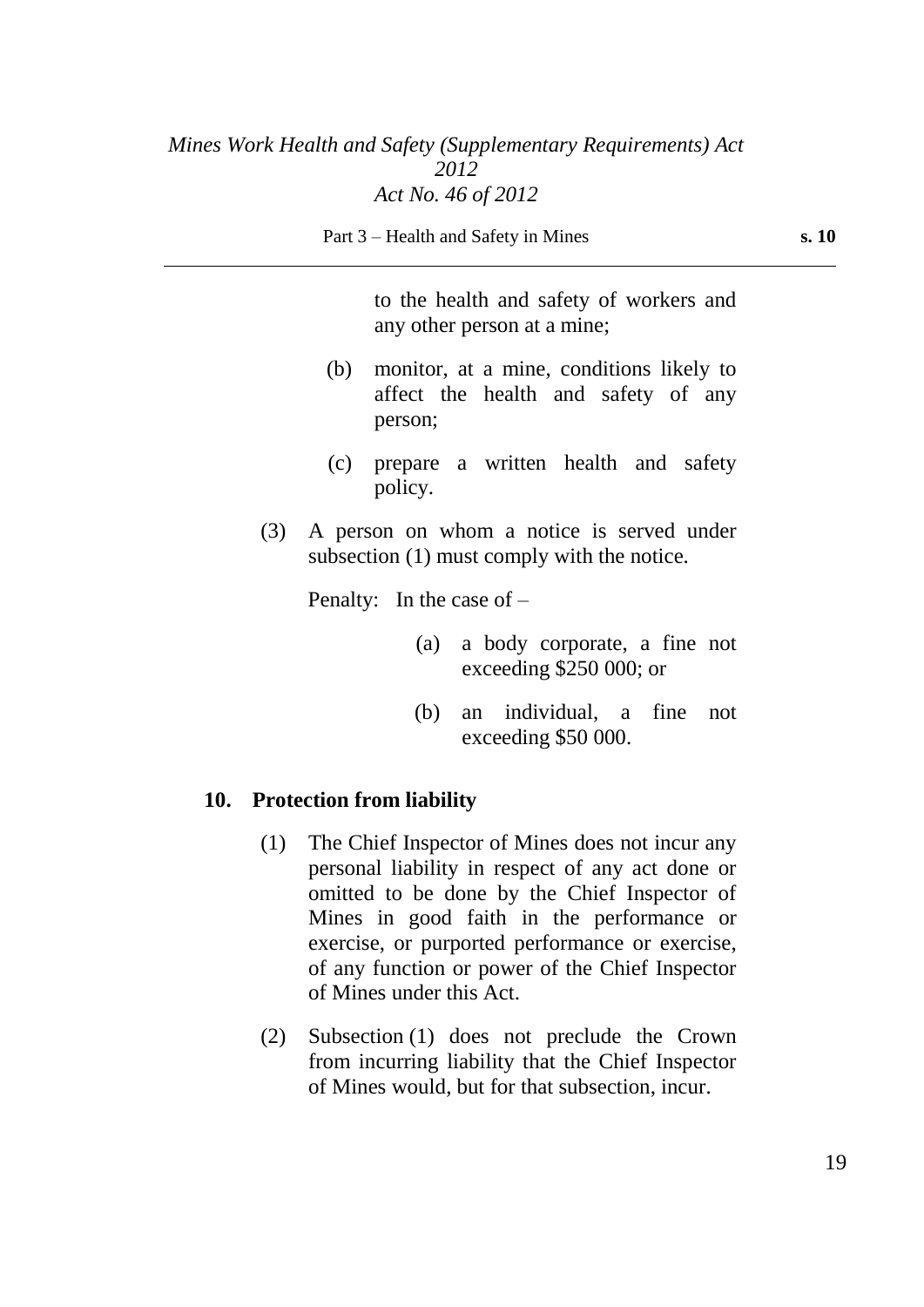to the health and safety of workers and any other person at a mine;

(b) monitor, at a mine, conditions likely to affect the health and safety of any person;

(c) prepare a written health and safety policy.

(3) A person on whom a notice is served under subsection (1) must comply with the notice.

Penalty: In the case of –

(a) a body corporate, a fine not exceeding $250 000; or

(b) an individual, a fine not exceeding $50 000.

**10. Protection from liability**

(1) The Chief Inspector of Mines does not incur any personal liability in respect of any act done or omitted to be done by the Chief Inspector of Mines in good faith in the performance or exercise, or purported performance or exercise, of any function or power of the Chief Inspector of Mines under this Act.

(2) Subsection (1) does not preclude the Crown from incurring liability that the Chief Inspector of Mines would, but for that subsection, incur.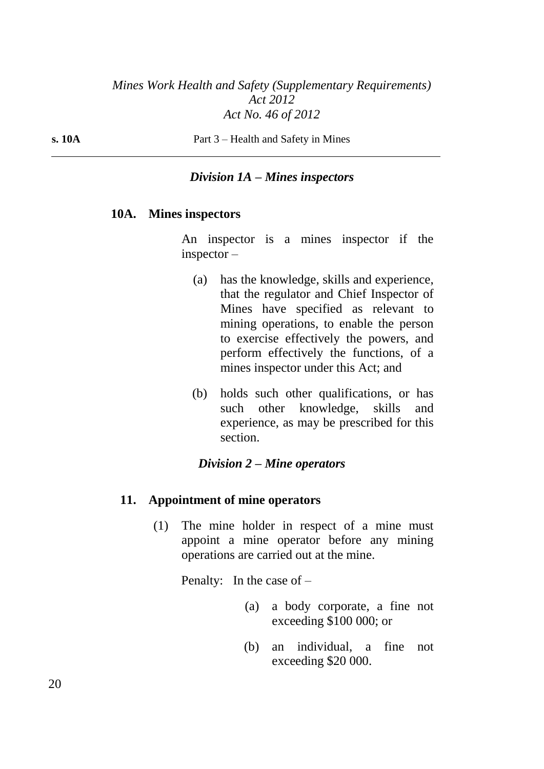### *Division 1A – Mines inspectors*

**10A. Mines inspectors**

An inspector is a mines inspector if the inspector –

(a) has the knowledge, skills and experience, that the regulator and Chief Inspector of Mines have specified as relevant to mining operations, to enable the person to exercise effectively the powers, and perform effectively the functions, of a mines inspector under this Act; and

(b) holds such other qualifications, or has such other knowledge, skills and experience, as may be prescribed for this section.

### *Division 2 – Mine operators*

**11. Appointment of mine operators**

(1) The mine holder in respect of a mine must appoint a mine operator before any mining operations are carried out at the mine.

Penalty: In the case of –

(a) a body corporate, a fine not exceeding $100 000; or

(b) an individual, a fine not exceeding $20 000.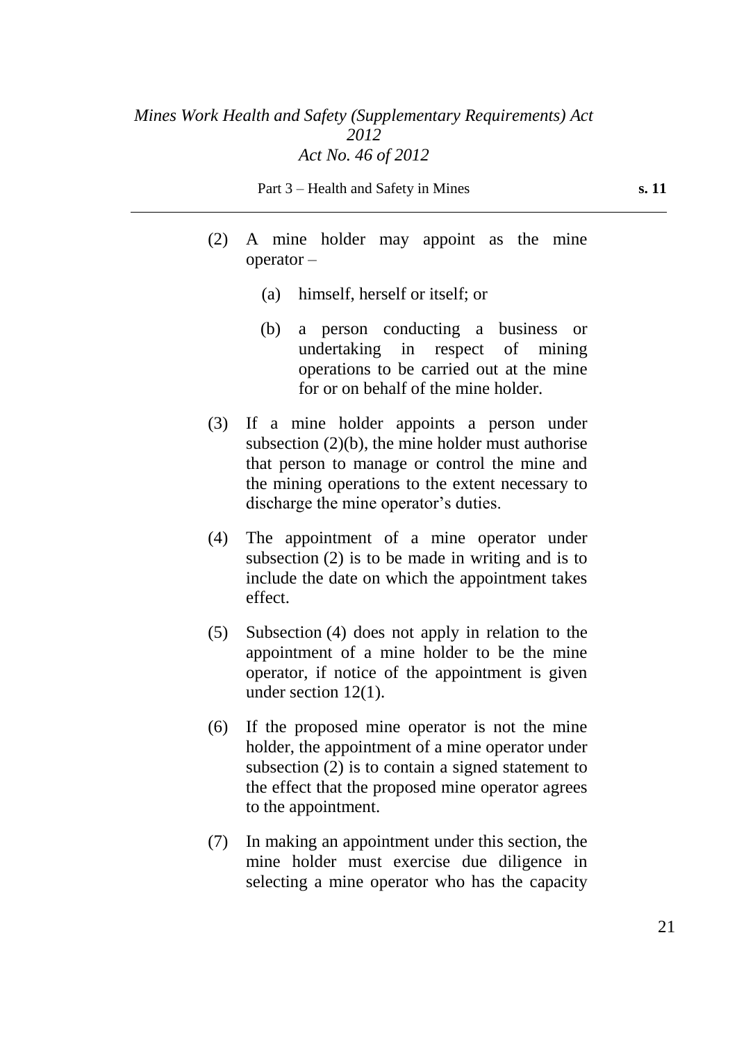(2) A mine holder may appoint as the mine operator –

  (a) himself, herself or itself; or

  (b) a person conducting a business or undertaking in respect of mining operations to be carried out at the mine for or on behalf of the mine holder.

(3) If a mine holder appoints a person under subsection (2)(b), the mine holder must authorise that person to manage or control the mine and the mining operations to the extent necessary to discharge the mine operator's duties.

(4) The appointment of a mine operator under subsection (2) is to be made in writing and is to include the date on which the appointment takes effect.

(5) Subsection (4) does not apply in relation to the appointment of a mine holder to be the mine operator, if notice of the appointment is given under section 12(1).

(6) If the proposed mine operator is not the mine holder, the appointment of a mine operator under subsection (2) is to contain a signed statement to the effect that the proposed mine operator agrees to the appointment.

(7) In making an appointment under this section, the mine holder must exercise due diligence in selecting a mine operator who has the capacity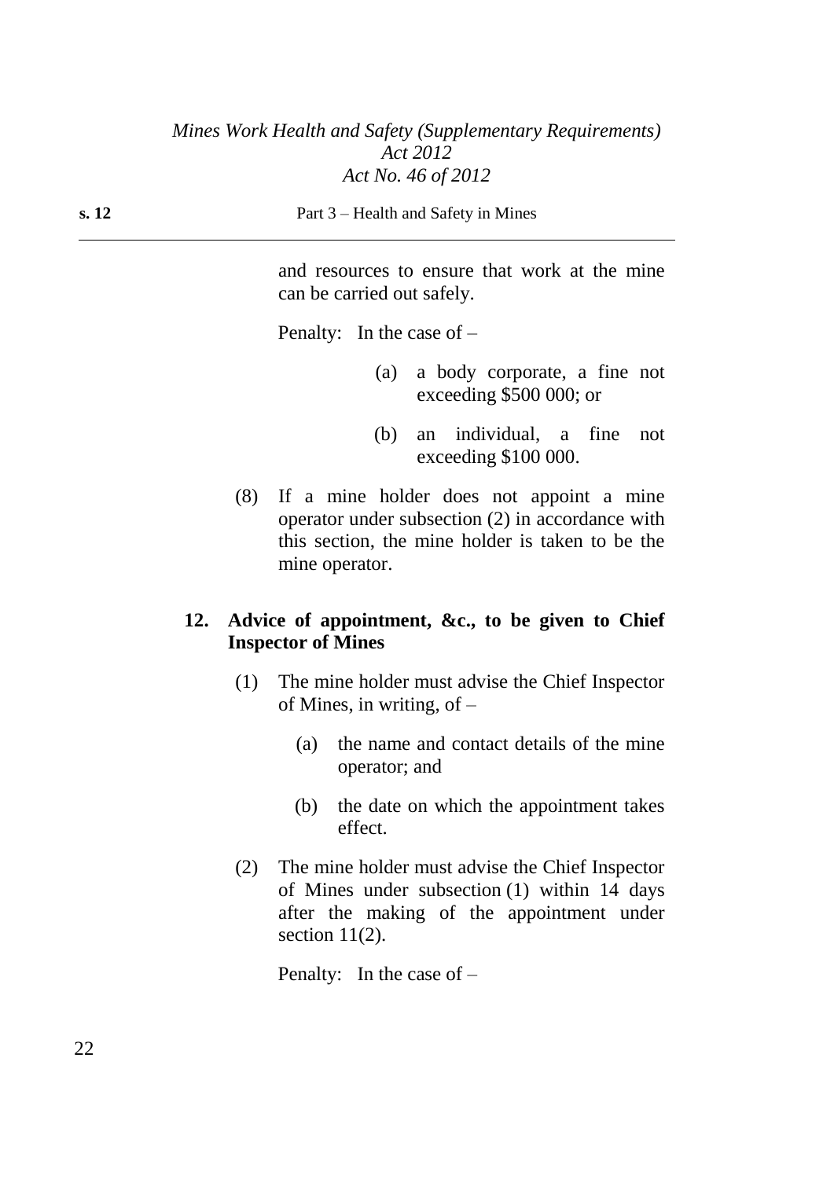and resources to ensure that work at the mine can be carried out safely.

Penalty: In the case of –

(a) a body corporate, a fine not exceeding $500 000; or

(b) an individual, a fine not exceeding $100 000.

(8) If a mine holder does not appoint a mine operator under subsection (2) in accordance with this section, the mine holder is taken to be the mine operator.

### 12. Advice of appointment, &c., to be given to Chief Inspector of Mines

(1) The mine holder must advise the Chief Inspector of Mines, in writing, of –

(a) the name and contact details of the mine operator; and

(b) the date on which the appointment takes effect.

(2) The mine holder must advise the Chief Inspector of Mines under subsection (1) within 14 days after the making of the appointment under section 11(2).

Penalty: In the case of –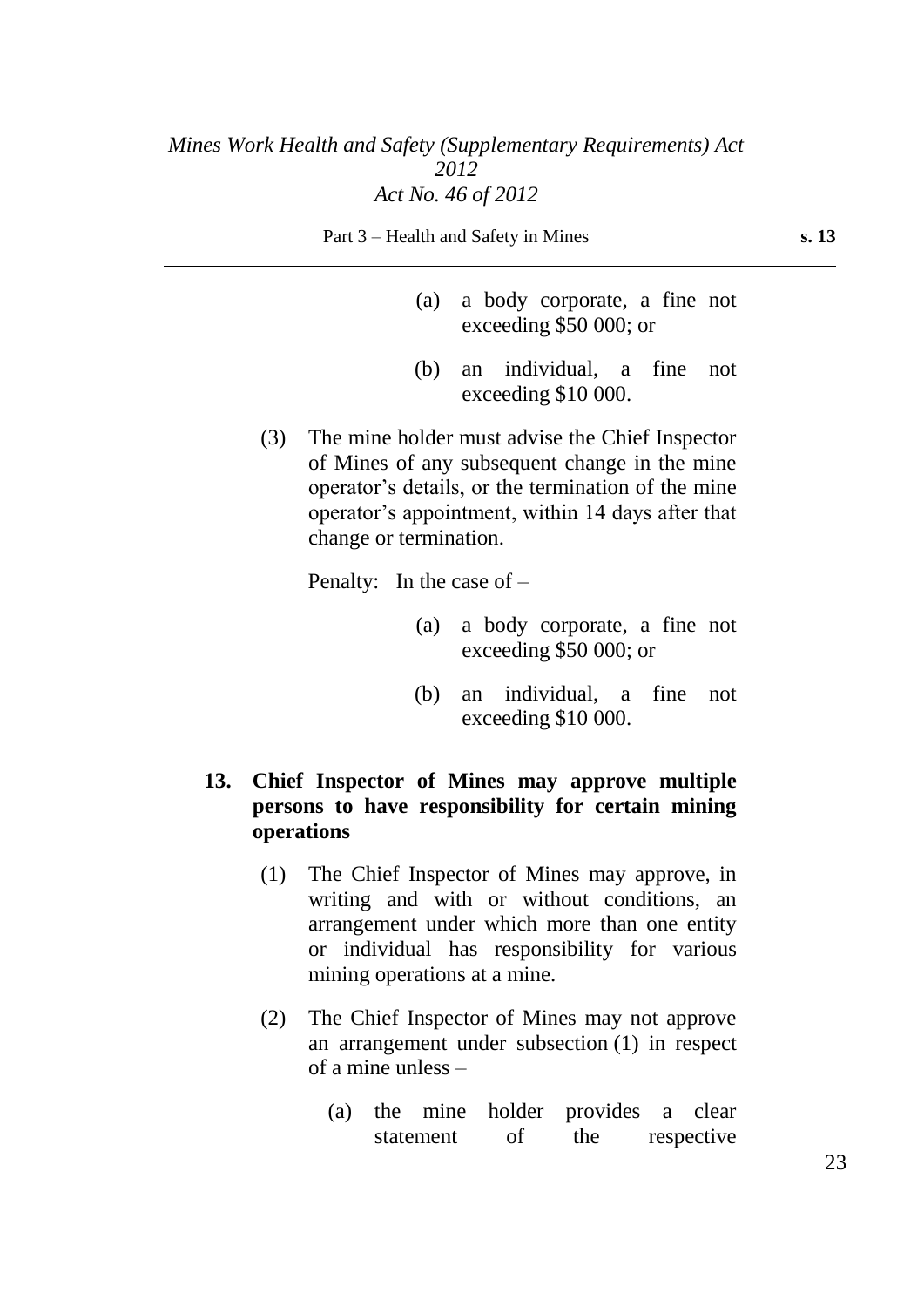(a) a body corporate, a fine not exceeding $50 000; or

(b) an individual, a fine not exceeding $10 000.

(3) The mine holder must advise the Chief Inspector of Mines of any subsequent change in the mine operator's details, or the termination of the mine operator's appointment, within 14 days after that change or termination.

Penalty: In the case of –

(a) a body corporate, a fine not exceeding $50 000; or

(b) an individual, a fine not exceeding $10 000.

**13. Chief Inspector of Mines may approve multiple persons to have responsibility for certain mining operations**

(1) The Chief Inspector of Mines may approve, in writing and with or without conditions, an arrangement under which more than one entity or individual has responsibility for various mining operations at a mine.

(2) The Chief Inspector of Mines may not approve an arrangement under subsection (1) in respect of a mine unless –

(a) the mine holder provides a clear statement of the respective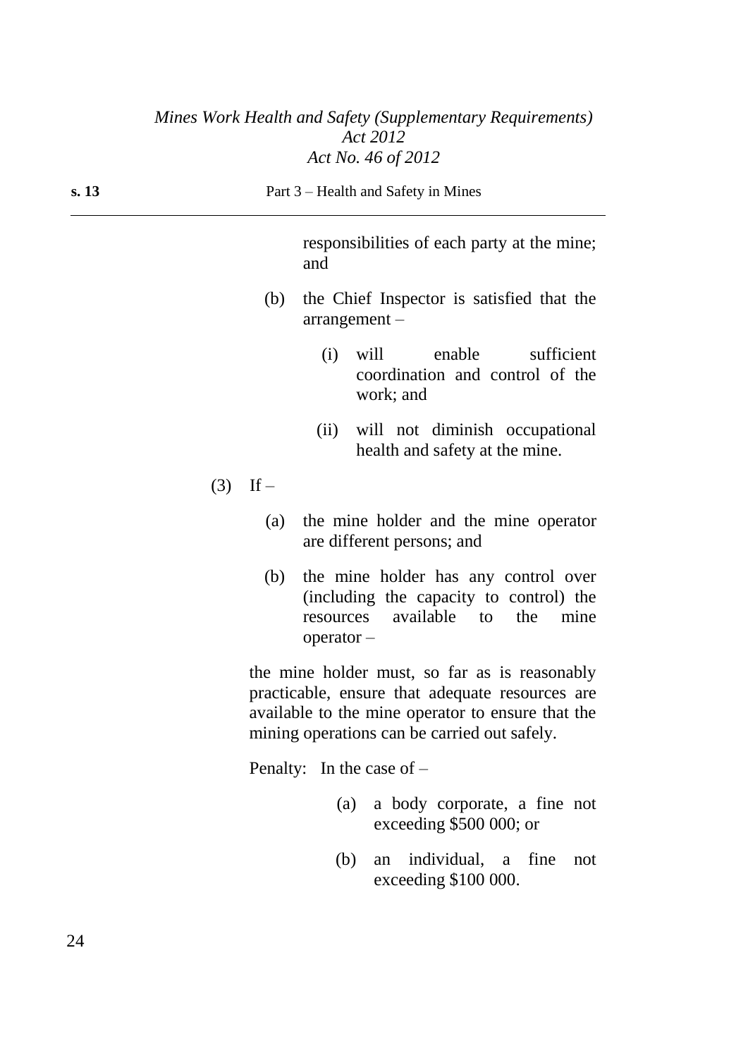responsibilities of each party at the mine; and

(b) the Chief Inspector is satisfied that the arrangement –

(i) will enable sufficient coordination and control of the work; and

(ii) will not diminish occupational health and safety at the mine.

(3) If –

(a) the mine holder and the mine operator are different persons; and

(b) the mine holder has any control over (including the capacity to control) the resources available to the mine operator –

the mine holder must, so far as is reasonably practicable, ensure that adequate resources are available to the mine operator to ensure that the mining operations can be carried out safely.

Penalty: In the case of –

(a) a body corporate, a fine not exceeding $500 000; or

(b) an individual, a fine not exceeding $100 000.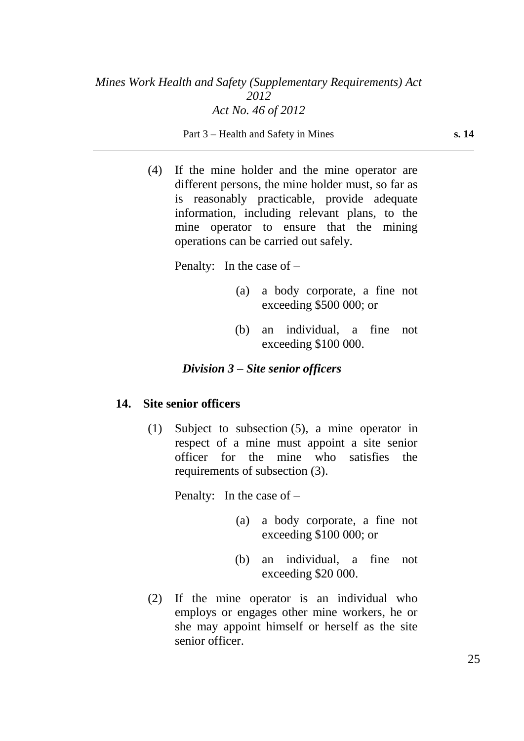(4) If the mine holder and the mine operator are different persons, the mine holder must, so far as is reasonably practicable, provide adequate information, including relevant plans, to the mine operator to ensure that the mining operations can be carried out safely.

Penalty: In the case of –

(a) a body corporate, a fine not exceeding $500 000; or

(b) an individual, a fine not exceeding $100 000.

### *Division 3 – Site senior officers*

#### **14. Site senior officers**

(1) Subject to subsection (5), a mine operator in respect of a mine must appoint a site senior officer for the mine who satisfies the requirements of subsection (3).

Penalty: In the case of –

(a) a body corporate, a fine not exceeding $100 000; or

(b) an individual, a fine not exceeding $20 000.

(2) If the mine operator is an individual who employs or engages other mine workers, he or she may appoint himself or herself as the site senior officer.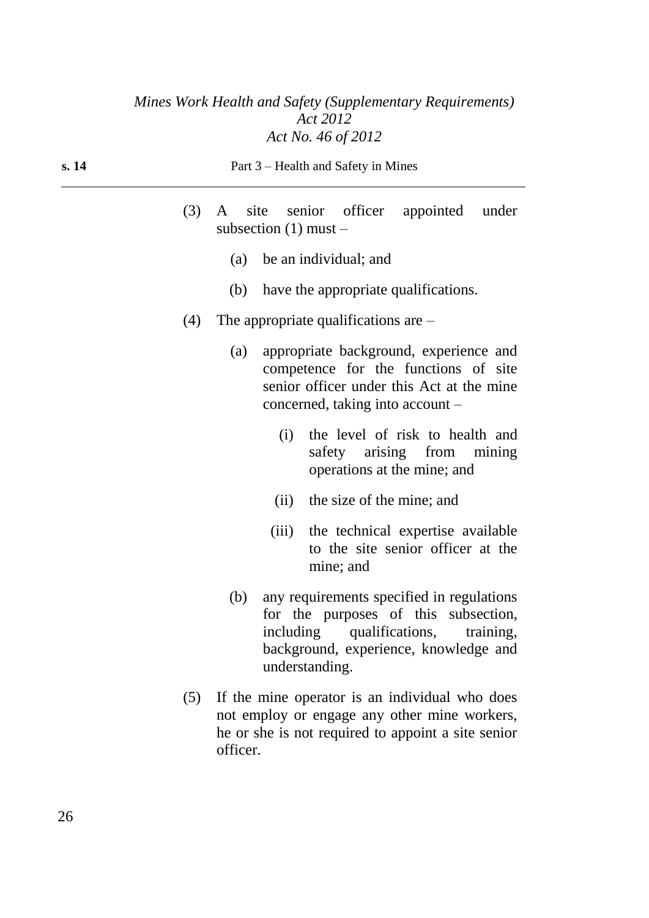(3) A site senior officer appointed under subsection (1) must –

(a) be an individual; and

(b) have the appropriate qualifications.

(4) The appropriate qualifications are –

(a) appropriate background, experience and competence for the functions of site senior officer under this Act at the mine concerned, taking into account –

(i) the level of risk to health and safety arising from mining operations at the mine; and

(ii) the size of the mine; and

(iii) the technical expertise available to the site senior officer at the mine; and

(b) any requirements specified in regulations for the purposes of this subsection, including qualifications, training, background, experience, knowledge and understanding.

(5) If the mine operator is an individual who does not employ or engage any other mine workers, he or she is not required to appoint a site senior officer.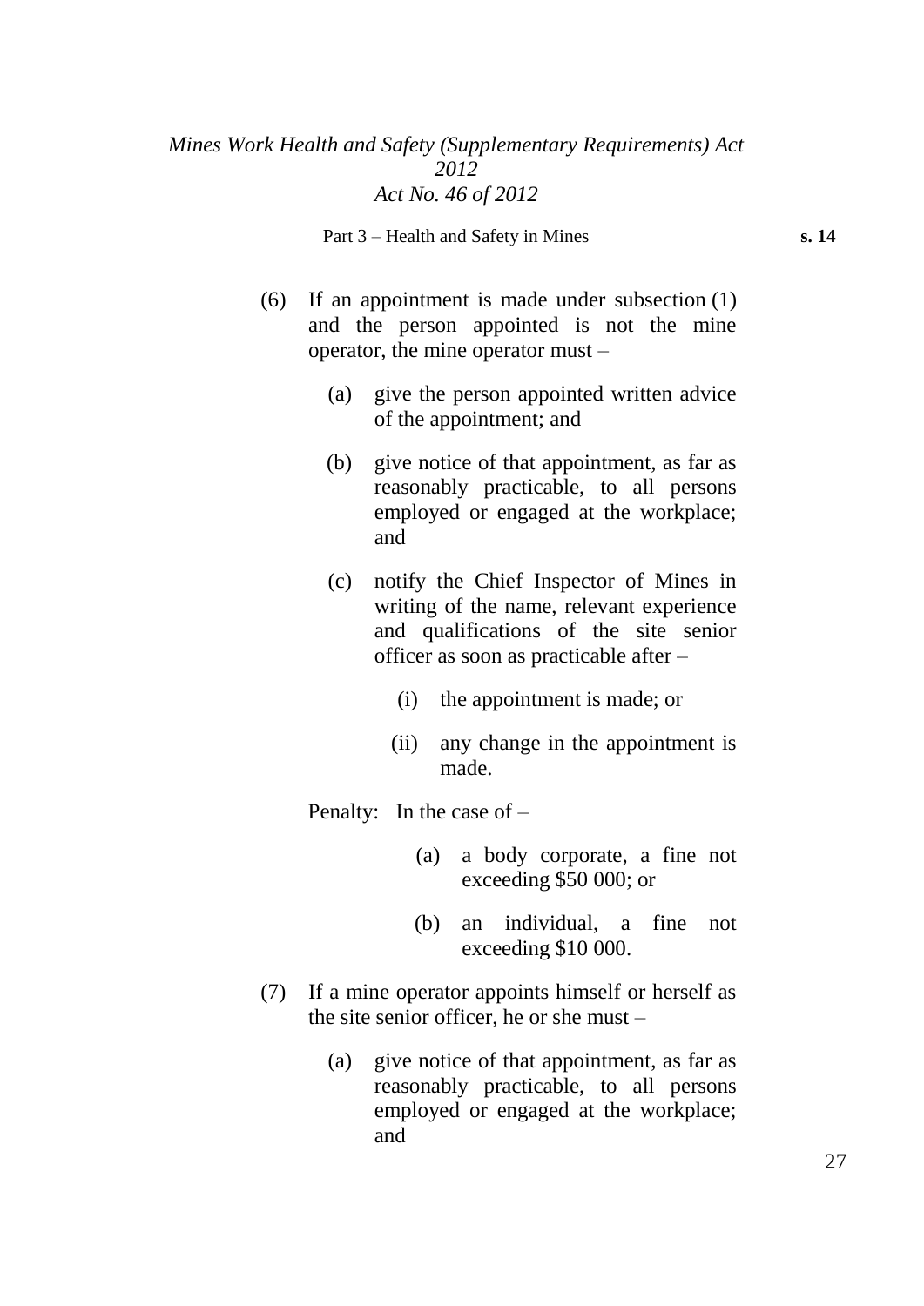(6) If an appointment is made under subsection (1) and the person appointed is not the mine operator, the mine operator must –

(a) give the person appointed written advice of the appointment; and

(b) give notice of that appointment, as far as reasonably practicable, to all persons employed or engaged at the workplace; and

(c) notify the Chief Inspector of Mines in writing of the name, relevant experience and qualifications of the site senior officer as soon as practicable after –

(i) the appointment is made; or

(ii) any change in the appointment is made.

Penalty: In the case of –

(a) a body corporate, a fine not exceeding $50 000; or

(b) an individual, a fine not exceeding $10 000.

(7) If a mine operator appoints himself or herself as the site senior officer, he or she must –

(a) give notice of that appointment, as far as reasonably practicable, to all persons employed or engaged at the workplace; and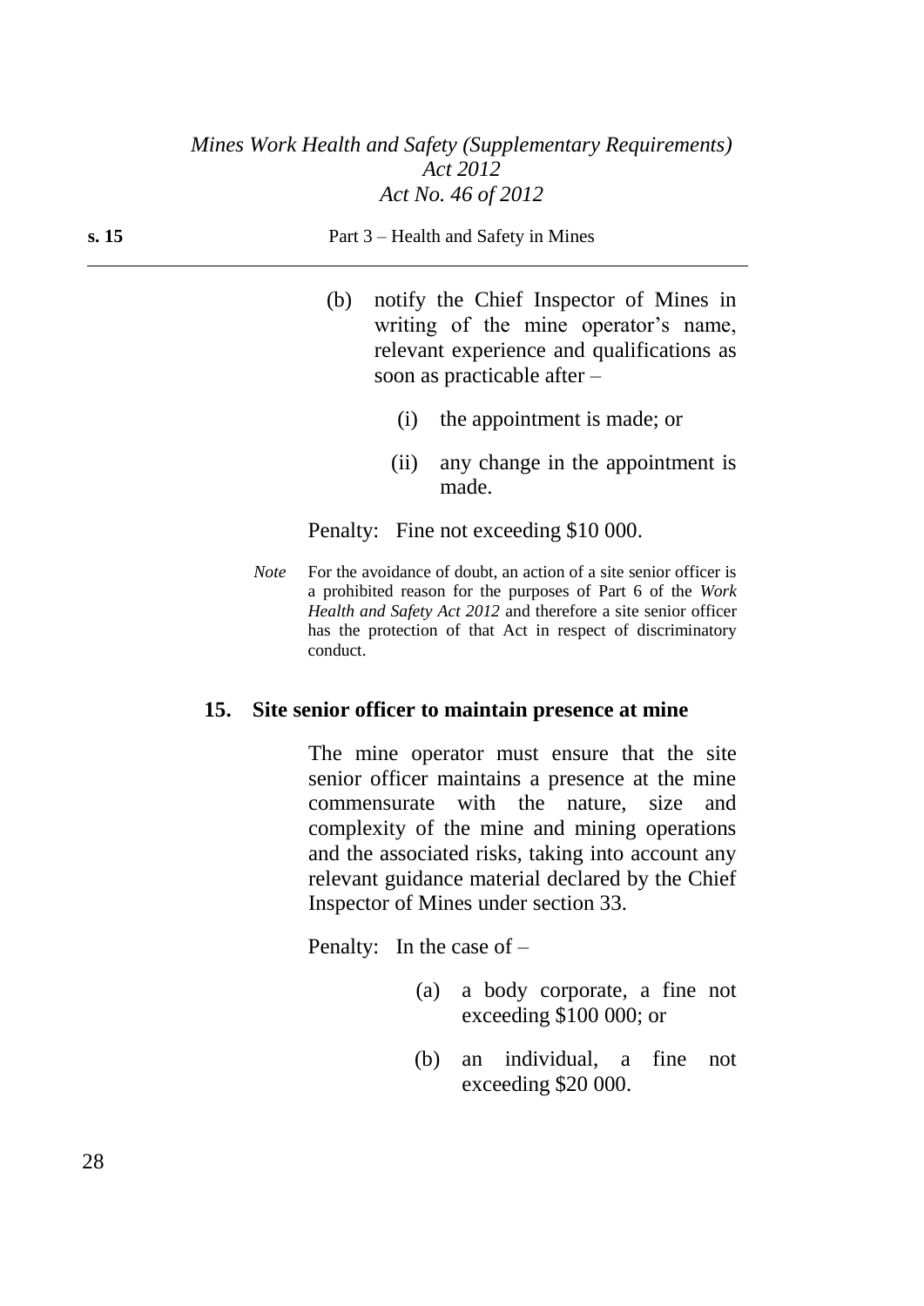(b) notify the Chief Inspector of Mines in writing of the mine operator's name, relevant experience and qualifications as soon as practicable after –

  (i) the appointment is made; or

  (ii) any change in the appointment is made.

Penalty: Fine not exceeding $10 000.

*Note* For the avoidance of doubt, an action of a site senior officer is a prohibited reason for the purposes of Part 6 of the *Work Health and Safety Act 2012* and therefore a site senior officer has the protection of that Act in respect of discriminatory conduct.

### 15. Site senior officer to maintain presence at mine

The mine operator must ensure that the site senior officer maintains a presence at the mine commensurate with the nature, size and complexity of the mine and mining operations and the associated risks, taking into account any relevant guidance material declared by the Chief Inspector of Mines under section 33.

Penalty: In the case of –

(a) a body corporate, a fine not exceeding $100 000; or

(b) an individual, a fine not exceeding $20 000.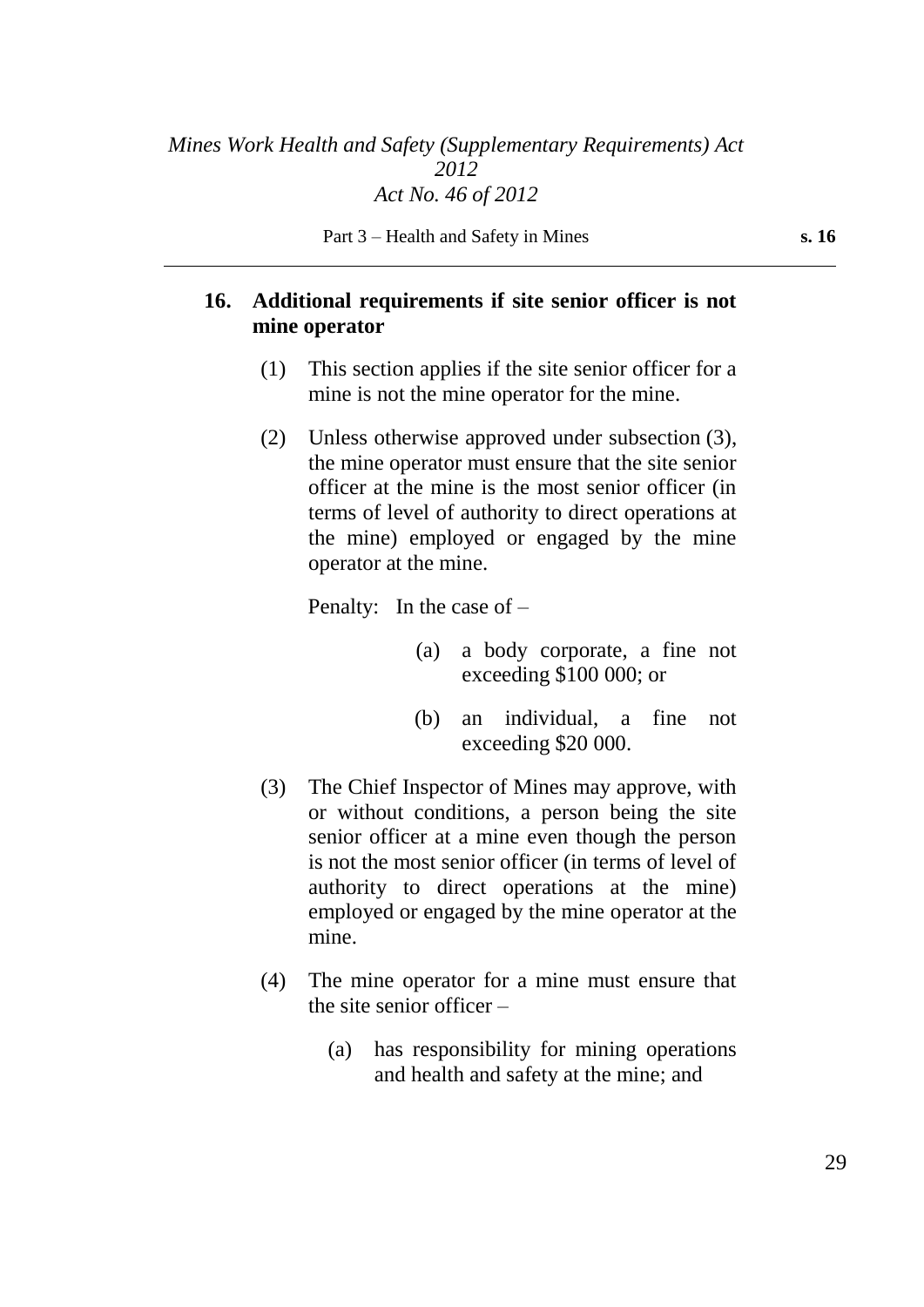## 16. Additional requirements if site senior officer is not mine operator

(1) This section applies if the site senior officer for a mine is not the mine operator for the mine.

(2) Unless otherwise approved under subsection (3), the mine operator must ensure that the site senior officer at the mine is the most senior officer (in terms of level of authority to direct operations at the mine) employed or engaged by the mine operator at the mine.

Penalty: In the case of –

(a) a body corporate, a fine not exceeding $100 000; or

(b) an individual, a fine not exceeding $20 000.

(3) The Chief Inspector of Mines may approve, with or without conditions, a person being the site senior officer at a mine even though the person is not the most senior officer (in terms of level of authority to direct operations at the mine) employed or engaged by the mine operator at the mine.

(4) The mine operator for a mine must ensure that the site senior officer –

(a) has responsibility for mining operations and health and safety at the mine; and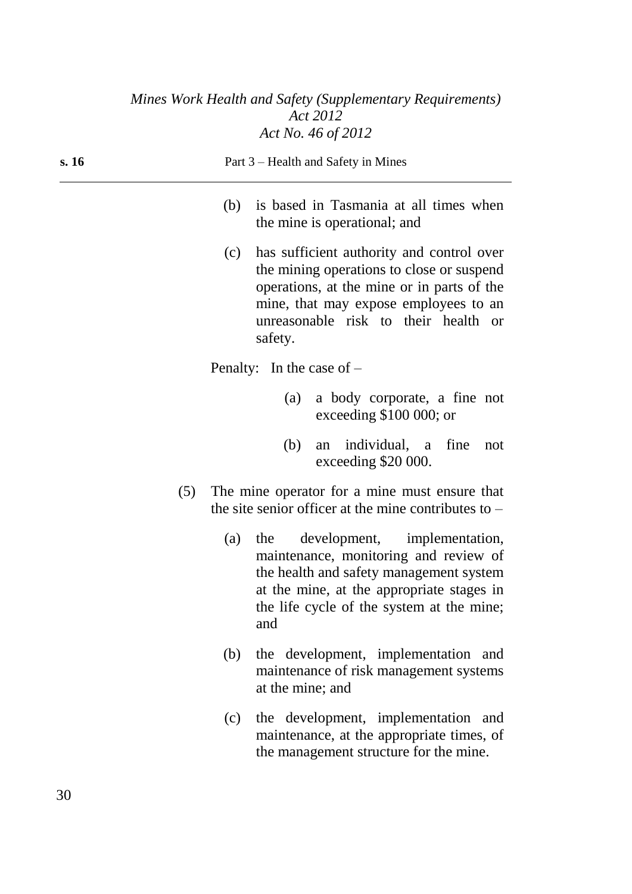(b) is based in Tasmania at all times when the mine is operational; and

(c) has sufficient authority and control over the mining operations to close or suspend operations, at the mine or in parts of the mine, that may expose employees to an unreasonable risk to their health or safety.

Penalty: In the case of –

(a) a body corporate, a fine not exceeding $100 000; or

(b) an individual, a fine not exceeding $20 000.

(5) The mine operator for a mine must ensure that the site senior officer at the mine contributes to –

(a) the development, implementation, maintenance, monitoring and review of the health and safety management system at the mine, at the appropriate stages in the life cycle of the system at the mine; and

(b) the development, implementation and maintenance of risk management systems at the mine; and

(c) the development, implementation and maintenance, at the appropriate times, of the management structure for the mine.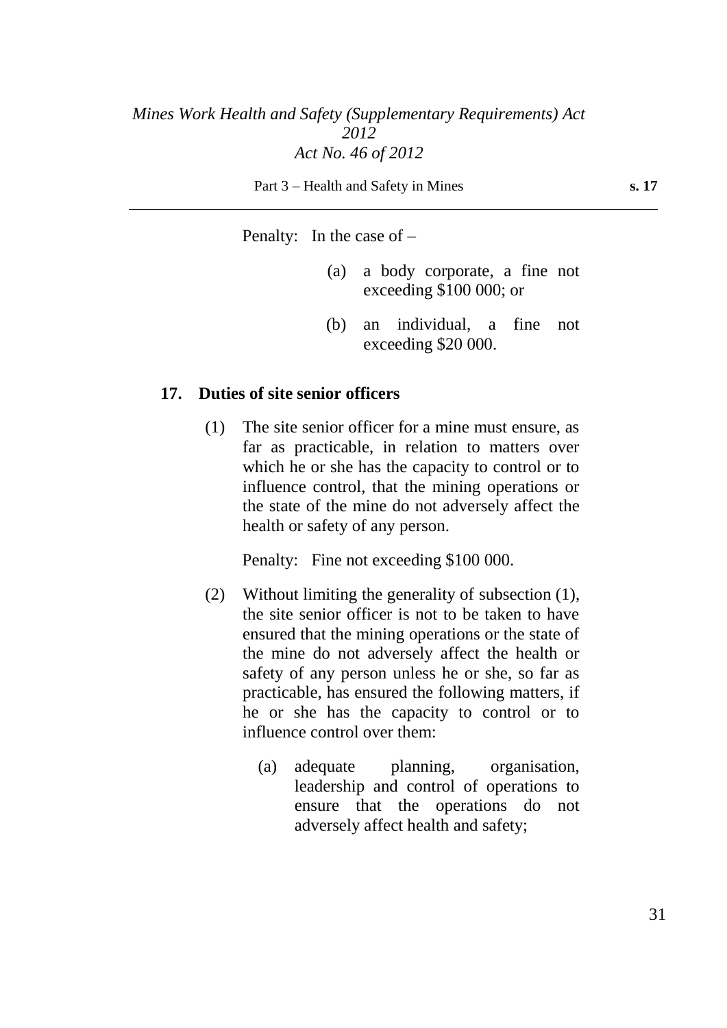Penalty: In the case of –

(a) a body corporate, a fine not exceeding $100 000; or

(b) an individual, a fine not exceeding $20 000.

### 17. Duties of site senior officers

(1) The site senior officer for a mine must ensure, as far as practicable, in relation to matters over which he or she has the capacity to control or to influence control, that the mining operations or the state of the mine do not adversely affect the health or safety of any person.

Penalty: Fine not exceeding $100 000.

(2) Without limiting the generality of subsection (1), the site senior officer is not to be taken to have ensured that the mining operations or the state of the mine do not adversely affect the health or safety of any person unless he or she, so far as practicable, has ensured the following matters, if he or she has the capacity to control or to influence control over them:

(a) adequate planning, organisation, leadership and control of operations to ensure that the operations do not adversely affect health and safety;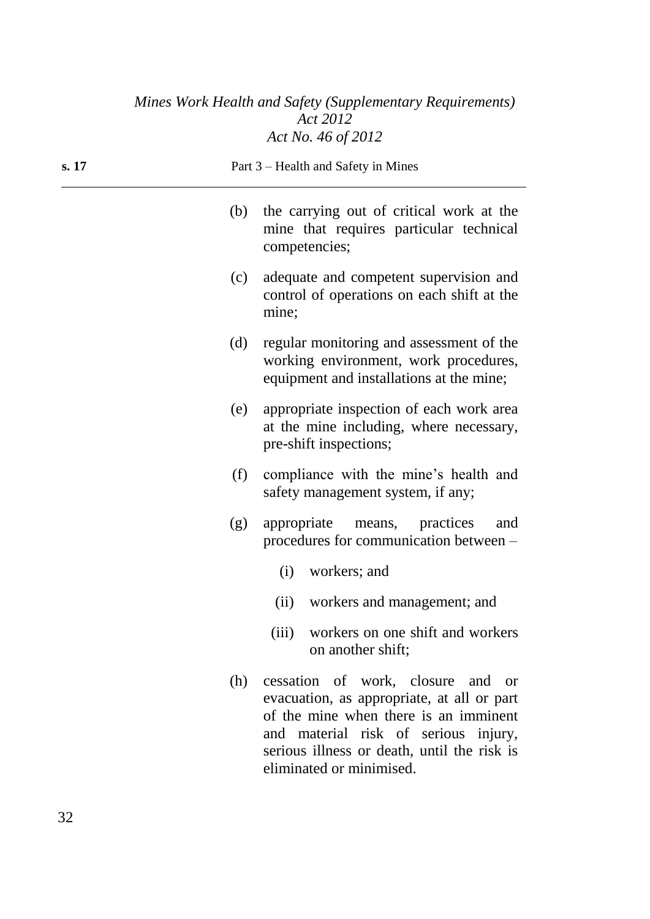(b) the carrying out of critical work at the mine that requires particular technical competencies;

(c) adequate and competent supervision and control of operations on each shift at the mine;

(d) regular monitoring and assessment of the working environment, work procedures, equipment and installations at the mine;

(e) appropriate inspection of each work area at the mine including, where necessary, pre-shift inspections;

(f) compliance with the mine's health and safety management system, if any;

(g) appropriate means, practices and procedures for communication between –

  (i) workers; and

  (ii) workers and management; and

  (iii) workers on one shift and workers on another shift;

(h) cessation of work, closure and or evacuation, as appropriate, at all or part of the mine when there is an imminent and material risk of serious injury, serious illness or death, until the risk is eliminated or minimised.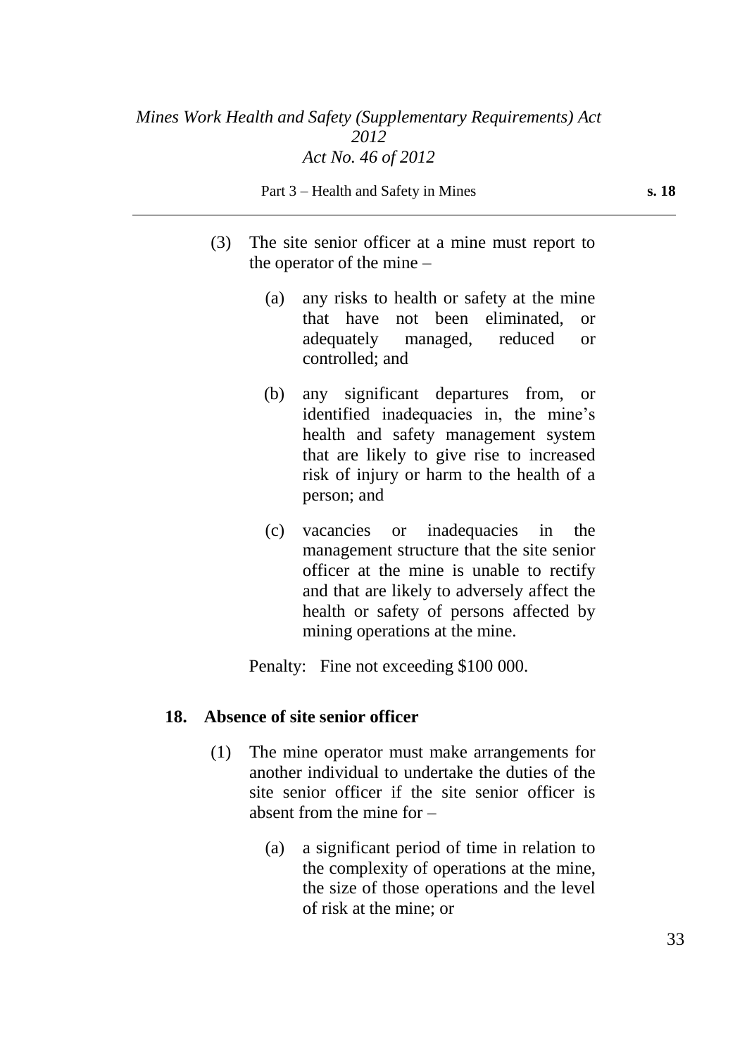(3) The site senior officer at a mine must report to the operator of the mine –

(a) any risks to health or safety at the mine that have not been eliminated, or adequately managed, reduced or controlled; and

(b) any significant departures from, or identified inadequacies in, the mine's health and safety management system that are likely to give rise to increased risk of injury or harm to the health of a person; and

(c) vacancies or inadequacies in the management structure that the site senior officer at the mine is unable to rectify and that are likely to adversely affect the health or safety of persons affected by mining operations at the mine.

Penalty: Fine not exceeding $100 000.

**18. Absence of site senior officer**

(1) The mine operator must make arrangements for another individual to undertake the duties of the site senior officer if the site senior officer is absent from the mine for –

(a) a significant period of time in relation to the complexity of operations at the mine, the size of those operations and the level of risk at the mine; or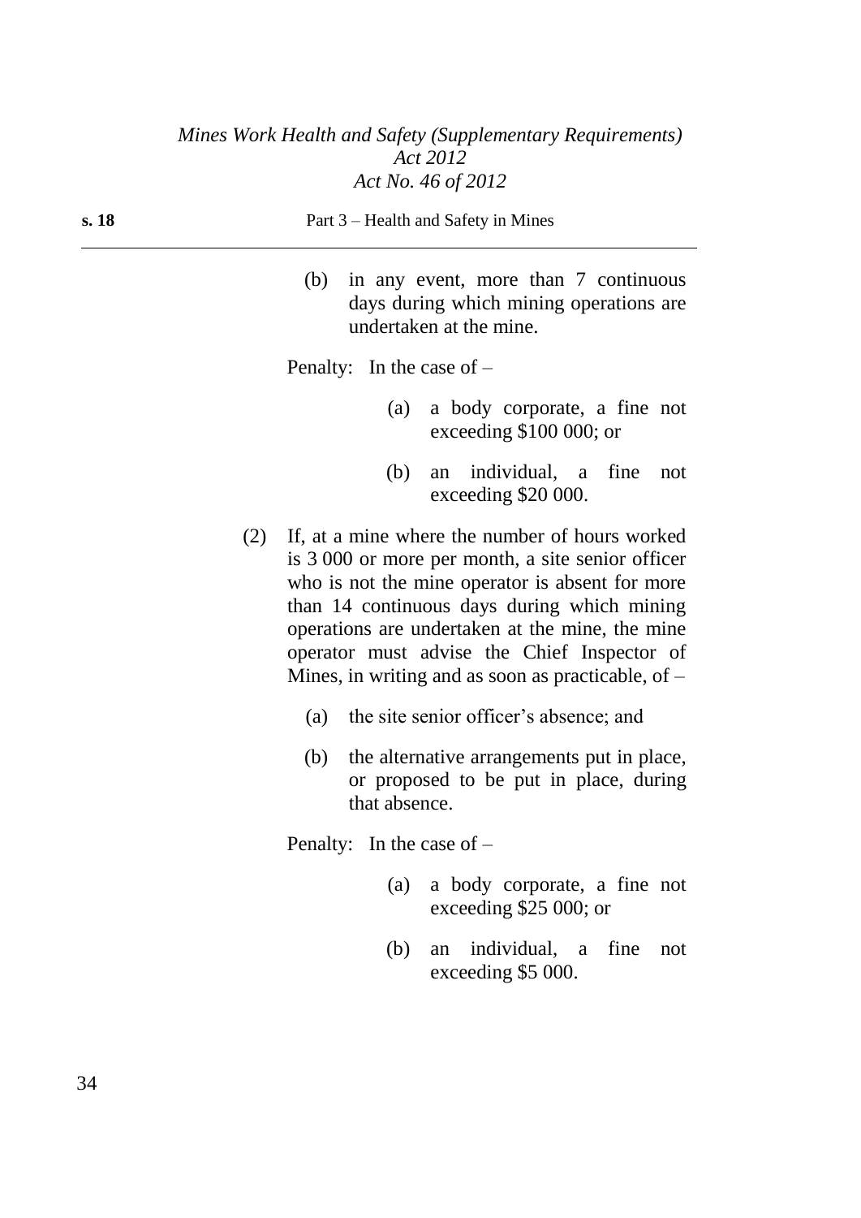(b) in any event, more than 7 continuous days during which mining operations are undertaken at the mine.

Penalty: In the case of –

(a) a body corporate, a fine not exceeding $100 000; or

(b) an individual, a fine not exceeding $20 000.

(2) If, at a mine where the number of hours worked is 3 000 or more per month, a site senior officer who is not the mine operator is absent for more than 14 continuous days during which mining operations are undertaken at the mine, the mine operator must advise the Chief Inspector of Mines, in writing and as soon as practicable, of –

(a) the site senior officer's absence; and

(b) the alternative arrangements put in place, or proposed to be put in place, during that absence.

Penalty: In the case of –

(a) a body corporate, a fine not exceeding $25 000; or

(b) an individual, a fine not exceeding $5 000.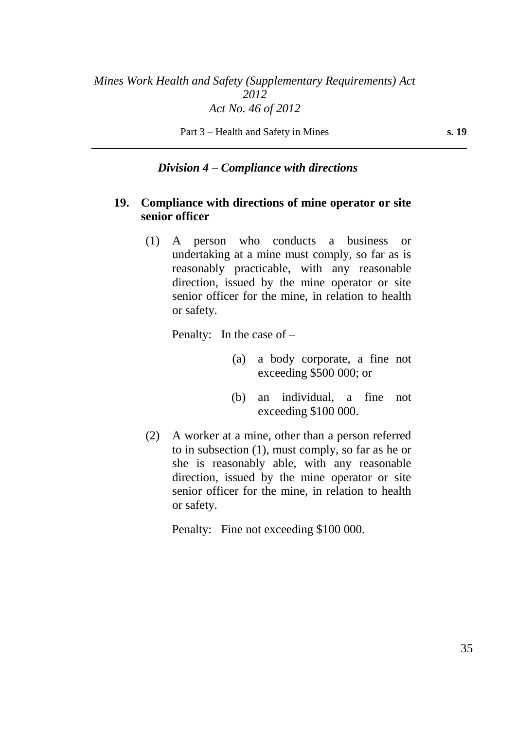### *Division 4 – Compliance with directions*

**19. Compliance with directions of mine operator or site senior officer**

(1) A person who conducts a business or undertaking at a mine must comply, so far as is reasonably practicable, with any reasonable direction, issued by the mine operator or site senior officer for the mine, in relation to health or safety.

Penalty: In the case of –

(a) a body corporate, a fine not exceeding $500 000; or

(b) an individual, a fine not exceeding $100 000.

(2) A worker at a mine, other than a person referred to in subsection (1), must comply, so far as he or she is reasonably able, with any reasonable direction, issued by the mine operator or site senior officer for the mine, in relation to health or safety.

Penalty: Fine not exceeding $100 000.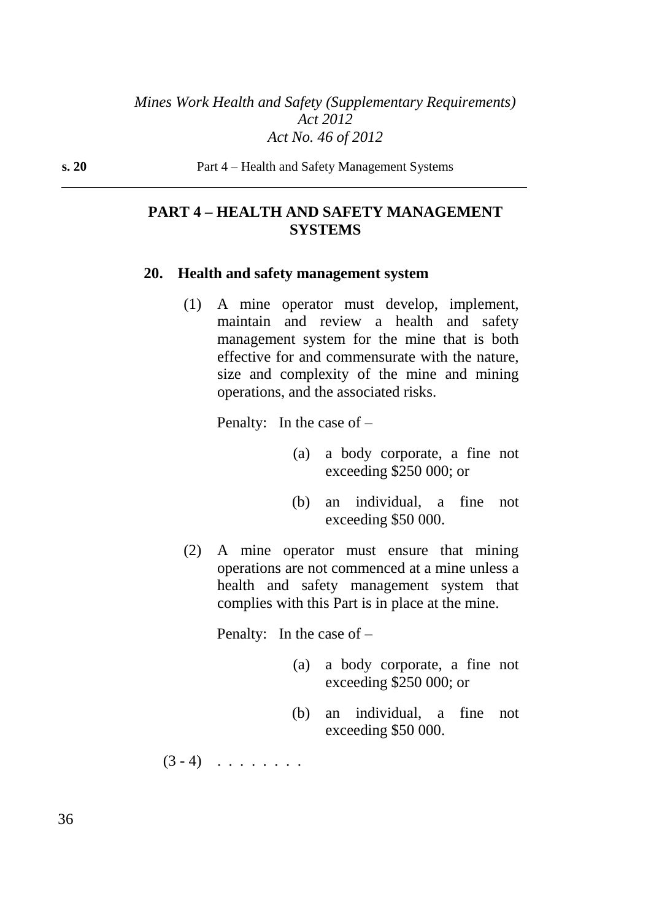## PART 4 – HEALTH AND SAFETY MANAGEMENT SYSTEMS

### 20. Health and safety management system

(1) A mine operator must develop, implement, maintain and review a health and safety management system for the mine that is both effective for and commensurate with the nature, size and complexity of the mine and mining operations, and the associated risks.

Penalty: In the case of –

(a) a body corporate, a fine not exceeding $250 000; or

(b) an individual, a fine not exceeding $50 000.

(2) A mine operator must ensure that mining operations are not commenced at a mine unless a health and safety management system that complies with this Part is in place at the mine.

Penalty: In the case of –

(a) a body corporate, a fine not exceeding $250 000; or

(b) an individual, a fine not exceeding $50 000.

(3 - 4) . . . . . . . .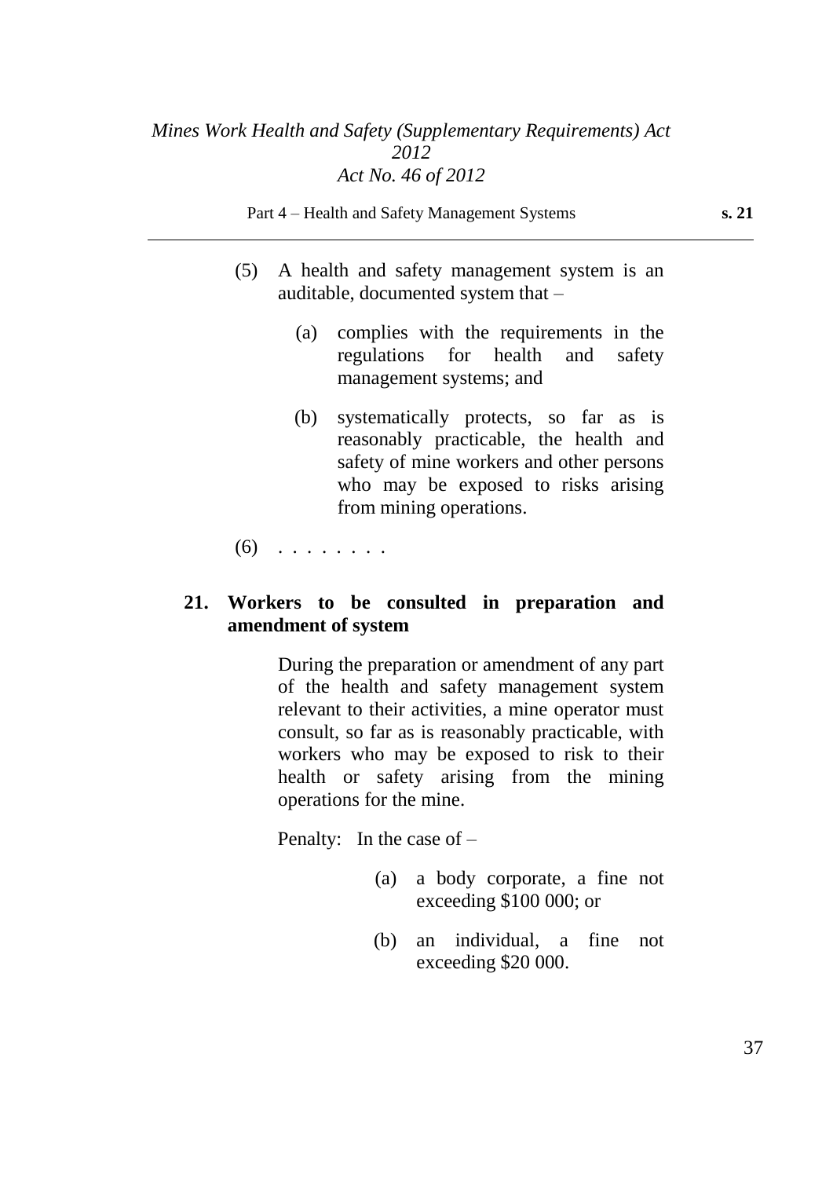(5) A health and safety management system is an auditable, documented system that –

(a) complies with the requirements in the regulations for health and safety management systems; and

(b) systematically protects, so far as is reasonably practicable, the health and safety of mine workers and other persons who may be exposed to risks arising from mining operations.

(6) . . . . . . . .

**21. Workers to be consulted in preparation and amendment of system**

During the preparation or amendment of any part of the health and safety management system relevant to their activities, a mine operator must consult, so far as is reasonably practicable, with workers who may be exposed to risk to their health or safety arising from the mining operations for the mine.

Penalty: In the case of –

(a) a body corporate, a fine not exceeding $100 000; or

(b) an individual, a fine not exceeding $20 000.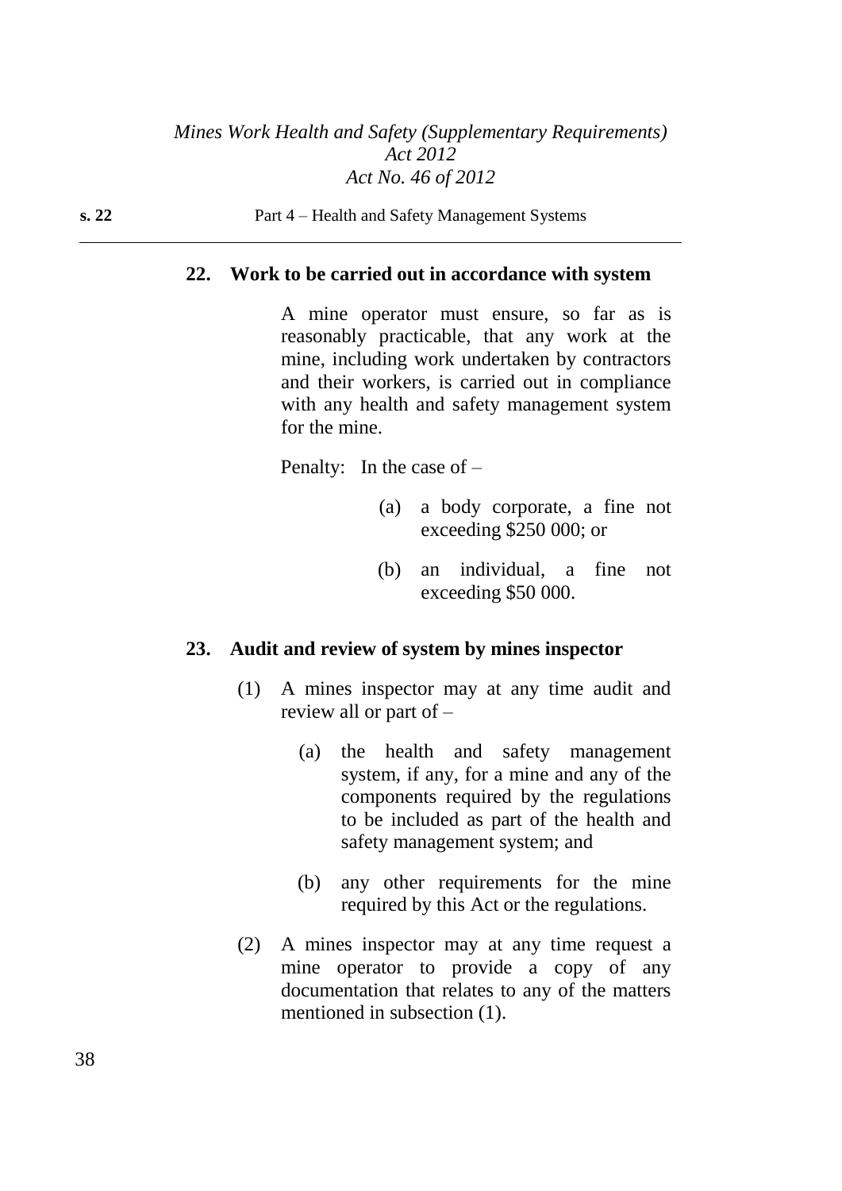### 22. Work to be carried out in accordance with system

A mine operator must ensure, so far as is reasonably practicable, that any work at the mine, including work undertaken by contractors and their workers, is carried out in compliance with any health and safety management system for the mine.

Penalty: In the case of –

(a) a body corporate, a fine not exceeding $250 000; or

(b) an individual, a fine not exceeding $50 000.

### 23. Audit and review of system by mines inspector

(1) A mines inspector may at any time audit and review all or part of –

(a) the health and safety management system, if any, for a mine and any of the components required by the regulations to be included as part of the health and safety management system; and

(b) any other requirements for the mine required by this Act or the regulations.

(2) A mines inspector may at any time request a mine operator to provide a copy of any documentation that relates to any of the matters mentioned in subsection (1).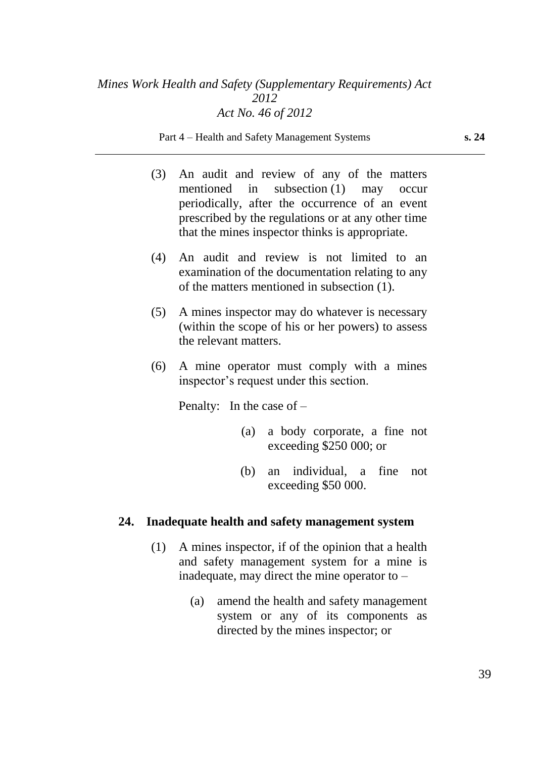(3) An audit and review of any of the matters mentioned in subsection (1) may occur periodically, after the occurrence of an event prescribed by the regulations or at any other time that the mines inspector thinks is appropriate.

(4) An audit and review is not limited to an examination of the documentation relating to any of the matters mentioned in subsection (1).

(5) A mines inspector may do whatever is necessary (within the scope of his or her powers) to assess the relevant matters.

(6) A mine operator must comply with a mines inspector's request under this section.

Penalty: In the case of –

(a) a body corporate, a fine not exceeding $250 000; or

(b) an individual, a fine not exceeding $50 000.

## 24. Inadequate health and safety management system

(1) A mines inspector, if of the opinion that a health and safety management system for a mine is inadequate, may direct the mine operator to –

(a) amend the health and safety management system or any of its components as directed by the mines inspector; or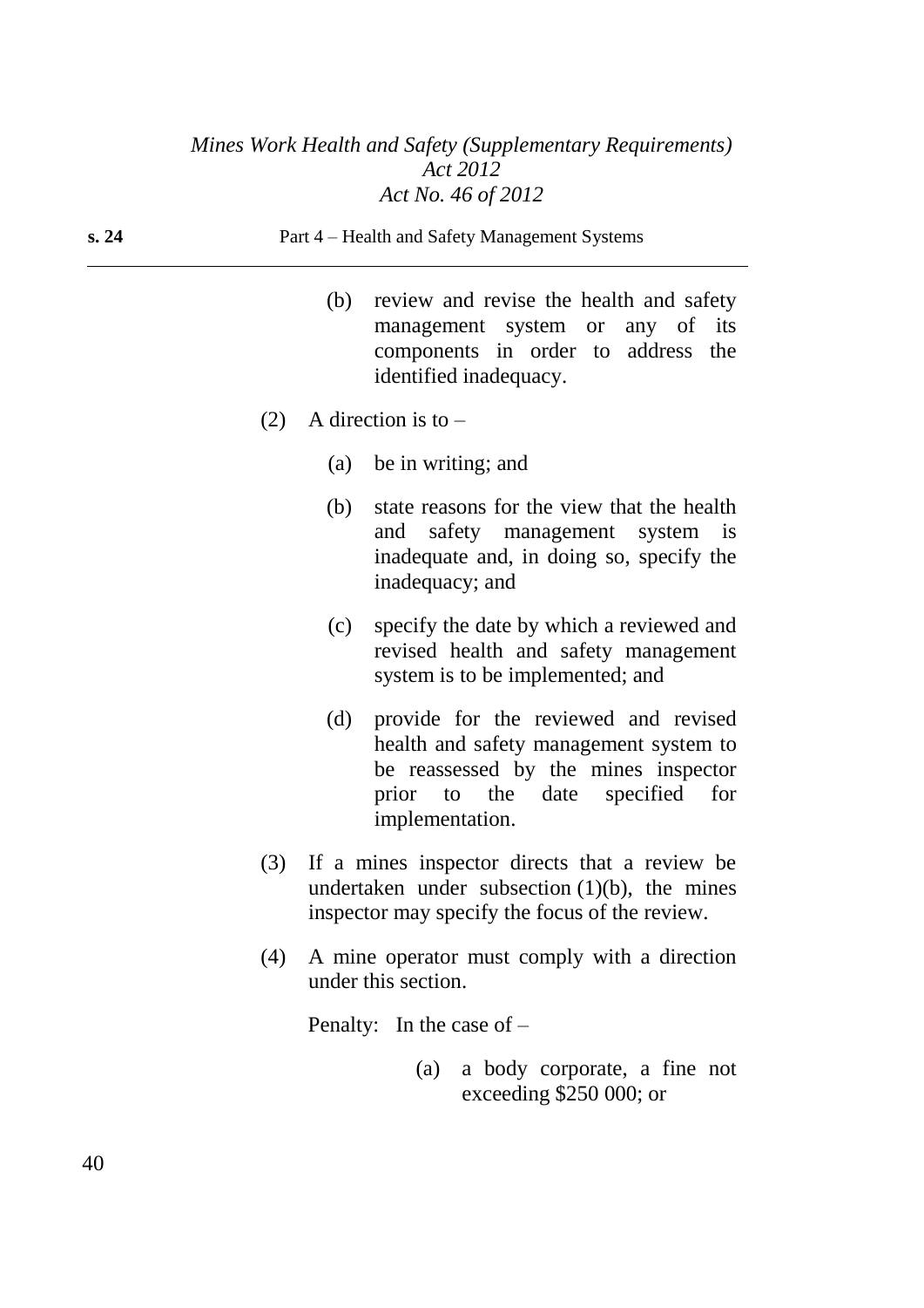(b) review and revise the health and safety management system or any of its components in order to address the identified inadequacy.

(2) A direction is to –

(a) be in writing; and

(b) state reasons for the view that the health and safety management system is inadequate and, in doing so, specify the inadequacy; and

(c) specify the date by which a reviewed and revised health and safety management system is to be implemented; and

(d) provide for the reviewed and revised health and safety management system to be reassessed by the mines inspector prior to the date specified for implementation.

(3) If a mines inspector directs that a review be undertaken under subsection (1)(b), the mines inspector may specify the focus of the review.

(4) A mine operator must comply with a direction under this section.

Penalty: In the case of –

(a) a body corporate, a fine not exceeding $250 000; or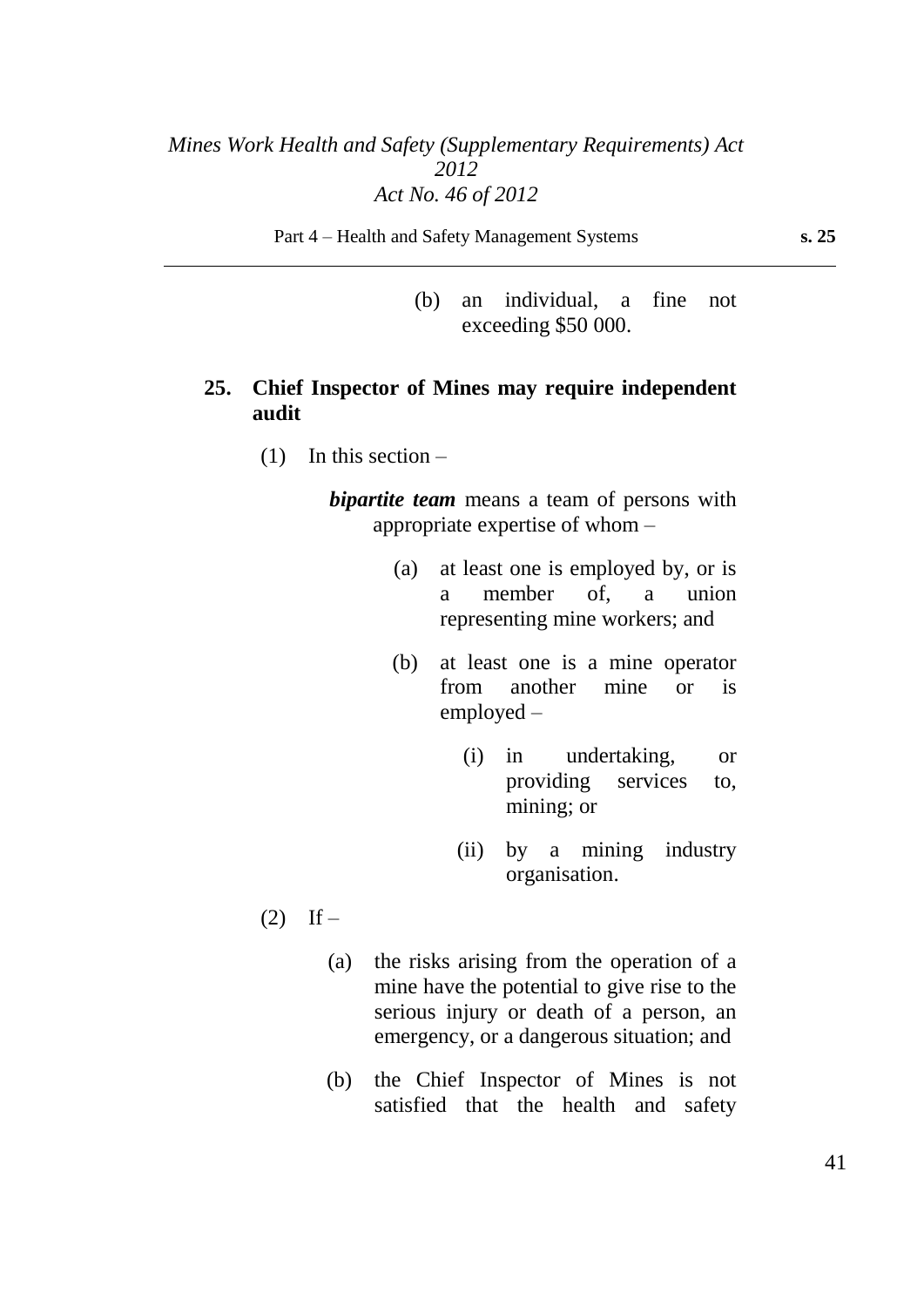(b) an individual, a fine not exceeding $50 000.

## 25. Chief Inspector of Mines may require independent audit

(1) In this section –

***bipartite team*** means a team of persons with appropriate expertise of whom –

(a) at least one is employed by, or is a member of, a union representing mine workers; and

(b) at least one is a mine operator from another mine or is employed –

(i) in undertaking, or providing services to, mining; or

(ii) by a mining industry organisation.

(2) If –

(a) the risks arising from the operation of a mine have the potential to give rise to the serious injury or death of a person, an emergency, or a dangerous situation; and

(b) the Chief Inspector of Mines is not satisfied that the health and safety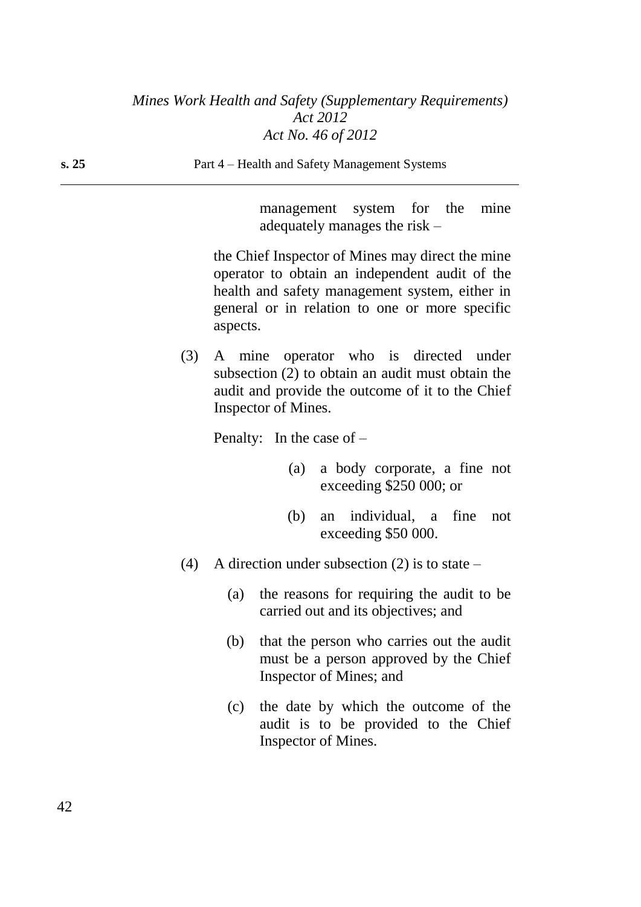management system for the mine adequately manages the risk –

the Chief Inspector of Mines may direct the mine operator to obtain an independent audit of the health and safety management system, either in general or in relation to one or more specific aspects.

(3) A mine operator who is directed under subsection (2) to obtain an audit must obtain the audit and provide the outcome of it to the Chief Inspector of Mines.

Penalty: In the case of –

(a) a body corporate, a fine not exceeding $250 000; or

(b) an individual, a fine not exceeding $50 000.

(4) A direction under subsection (2) is to state –

(a) the reasons for requiring the audit to be carried out and its objectives; and

(b) that the person who carries out the audit must be a person approved by the Chief Inspector of Mines; and

(c) the date by which the outcome of the audit is to be provided to the Chief Inspector of Mines.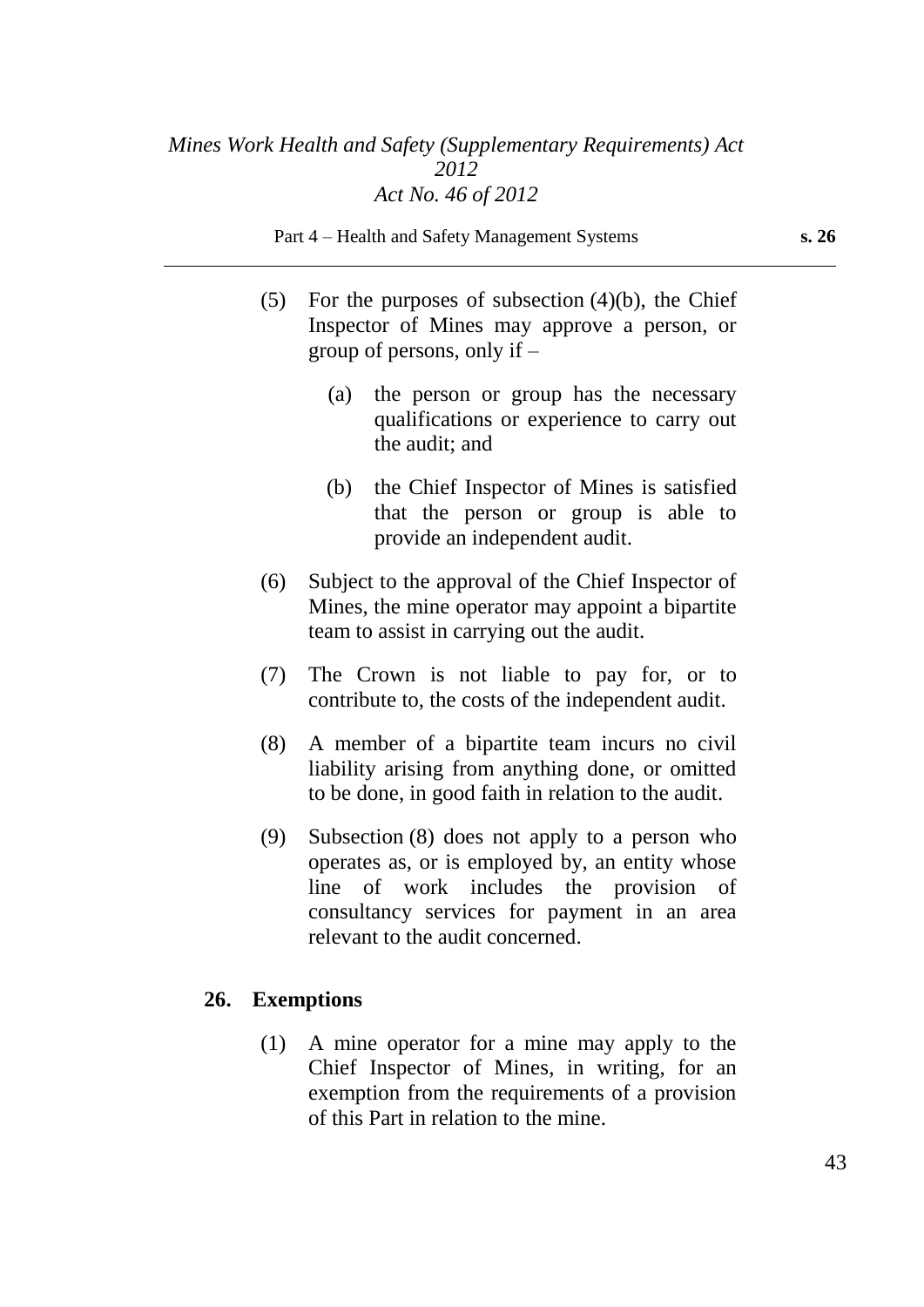(5) For the purposes of subsection (4)(b), the Chief Inspector of Mines may approve a person, or group of persons, only if –

(a) the person or group has the necessary qualifications or experience to carry out the audit; and

(b) the Chief Inspector of Mines is satisfied that the person or group is able to provide an independent audit.

(6) Subject to the approval of the Chief Inspector of Mines, the mine operator may appoint a bipartite team to assist in carrying out the audit.

(7) The Crown is not liable to pay for, or to contribute to, the costs of the independent audit.

(8) A member of a bipartite team incurs no civil liability arising from anything done, or omitted to be done, in good faith in relation to the audit.

(9) Subsection (8) does not apply to a person who operates as, or is employed by, an entity whose line of work includes the provision of consultancy services for payment in an area relevant to the audit concerned.

## 26. Exemptions

(1) A mine operator for a mine may apply to the Chief Inspector of Mines, in writing, for an exemption from the requirements of a provision of this Part in relation to the mine.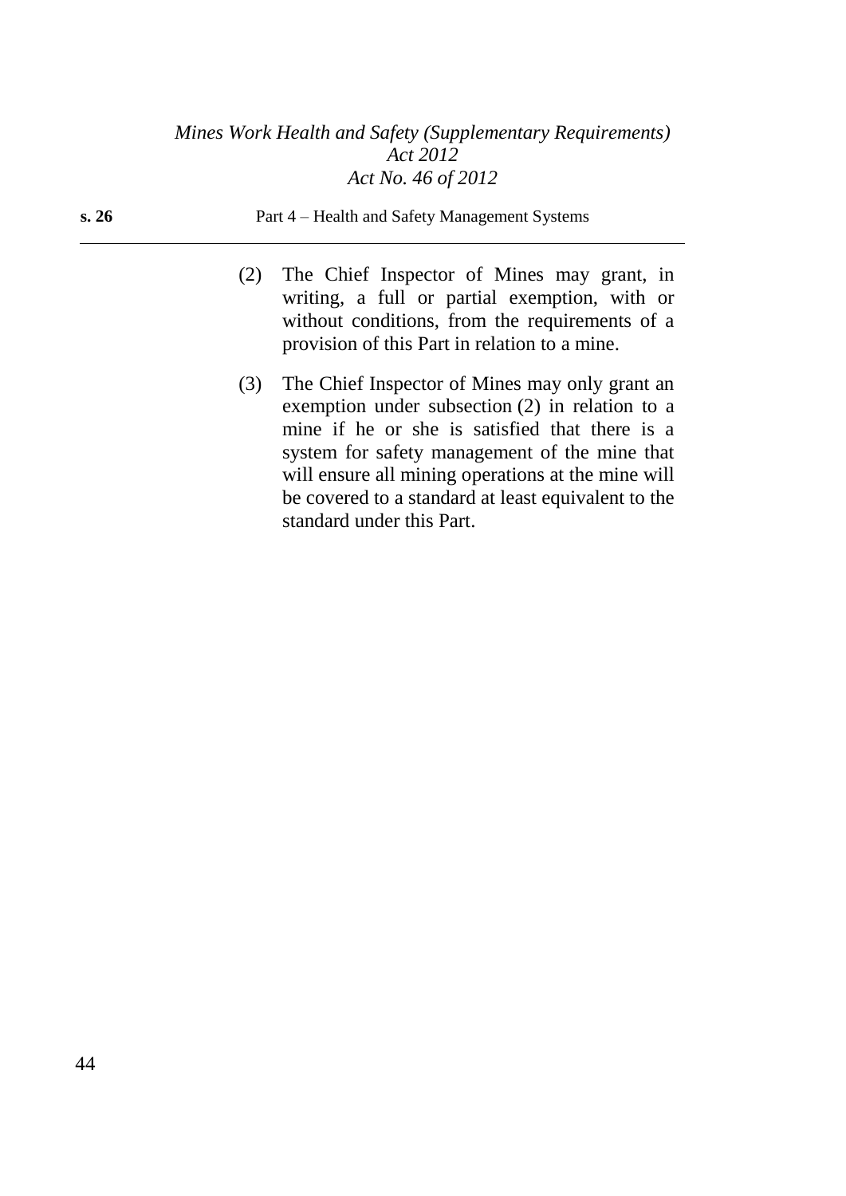(2) The Chief Inspector of Mines may grant, in writing, a full or partial exemption, with or without conditions, from the requirements of a provision of this Part in relation to a mine.

(3) The Chief Inspector of Mines may only grant an exemption under subsection (2) in relation to a mine if he or she is satisfied that there is a system for safety management of the mine that will ensure all mining operations at the mine will be covered to a standard at least equivalent to the standard under this Part.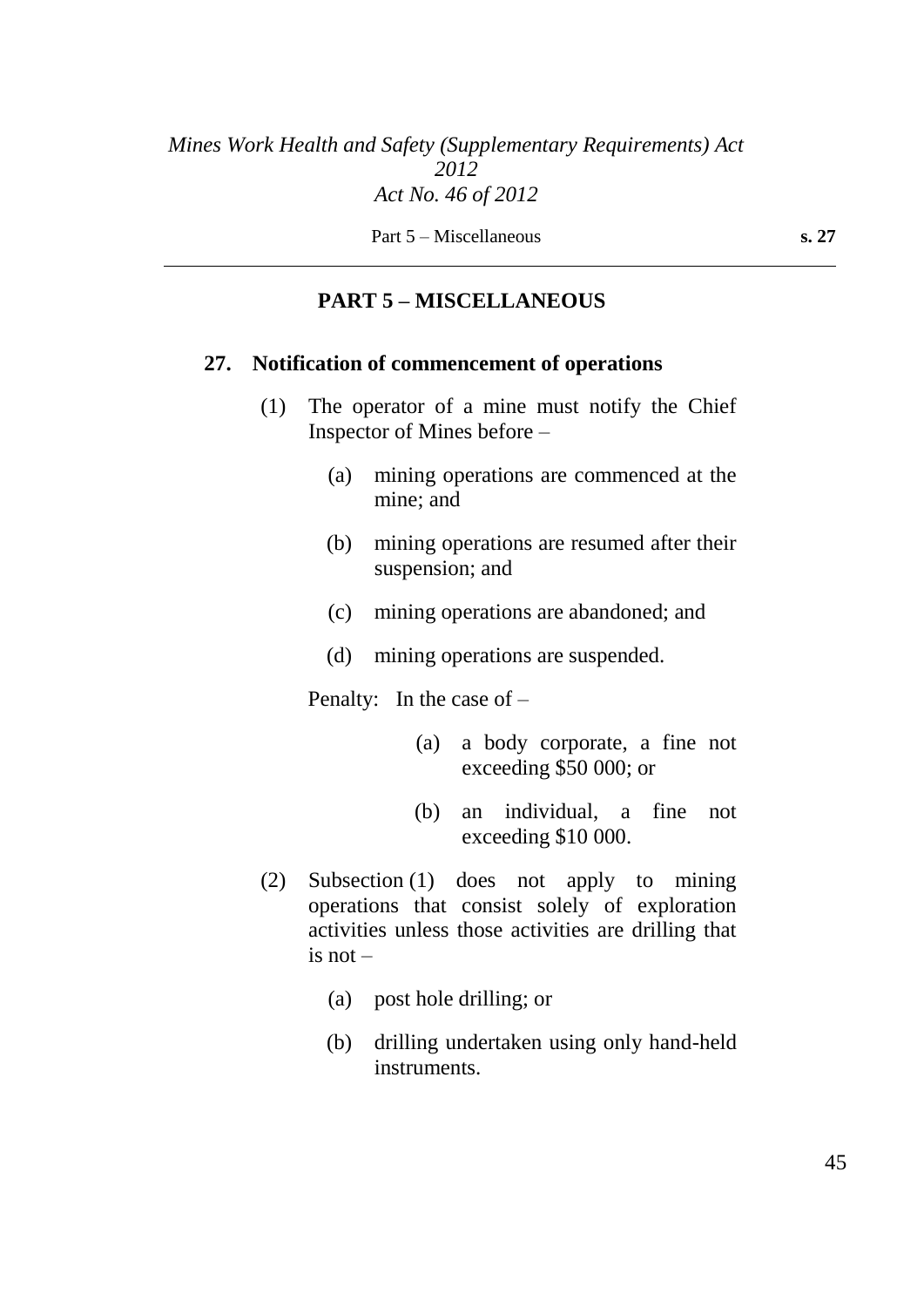## PART 5 – MISCELLANEOUS

### 27. Notification of commencement of operations

(1) The operator of a mine must notify the Chief Inspector of Mines before –

(a) mining operations are commenced at the mine; and

(b) mining operations are resumed after their suspension; and

(c) mining operations are abandoned; and

(d) mining operations are suspended.

Penalty: In the case of –

(a) a body corporate, a fine not exceeding $50 000; or

(b) an individual, a fine not exceeding $10 000.

(2) Subsection (1) does not apply to mining operations that consist solely of exploration activities unless those activities are drilling that is not –

(a) post hole drilling; or

(b) drilling undertaken using only hand-held instruments.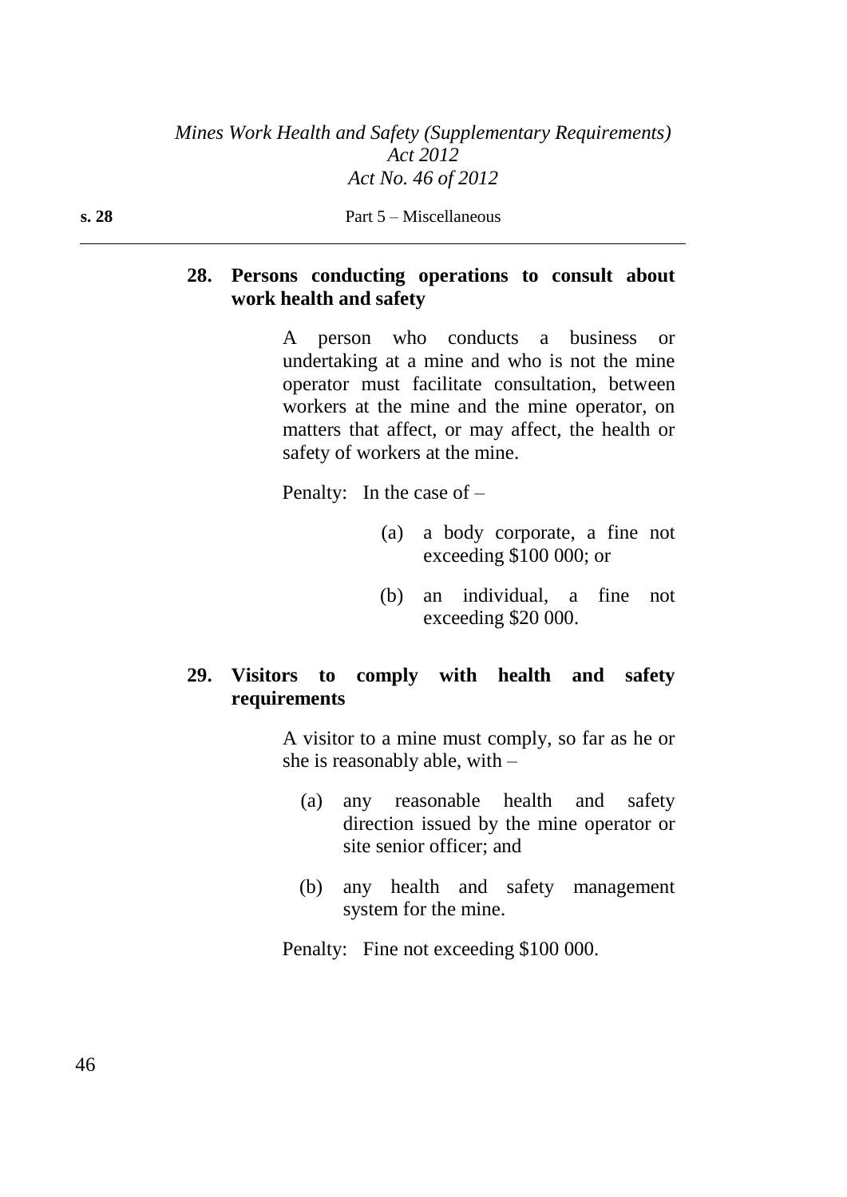### 28. Persons conducting operations to consult about work health and safety

A person who conducts a business or undertaking at a mine and who is not the mine operator must facilitate consultation, between workers at the mine and the mine operator, on matters that affect, or may affect, the health or safety of workers at the mine.

Penalty: In the case of –

(a) a body corporate, a fine not exceeding $100 000; or

(b) an individual, a fine not exceeding $20 000.

### 29. Visitors to comply with health and safety requirements

A visitor to a mine must comply, so far as he or she is reasonably able, with –

(a) any reasonable health and safety direction issued by the mine operator or site senior officer; and

(b) any health and safety management system for the mine.

Penalty: Fine not exceeding $100 000.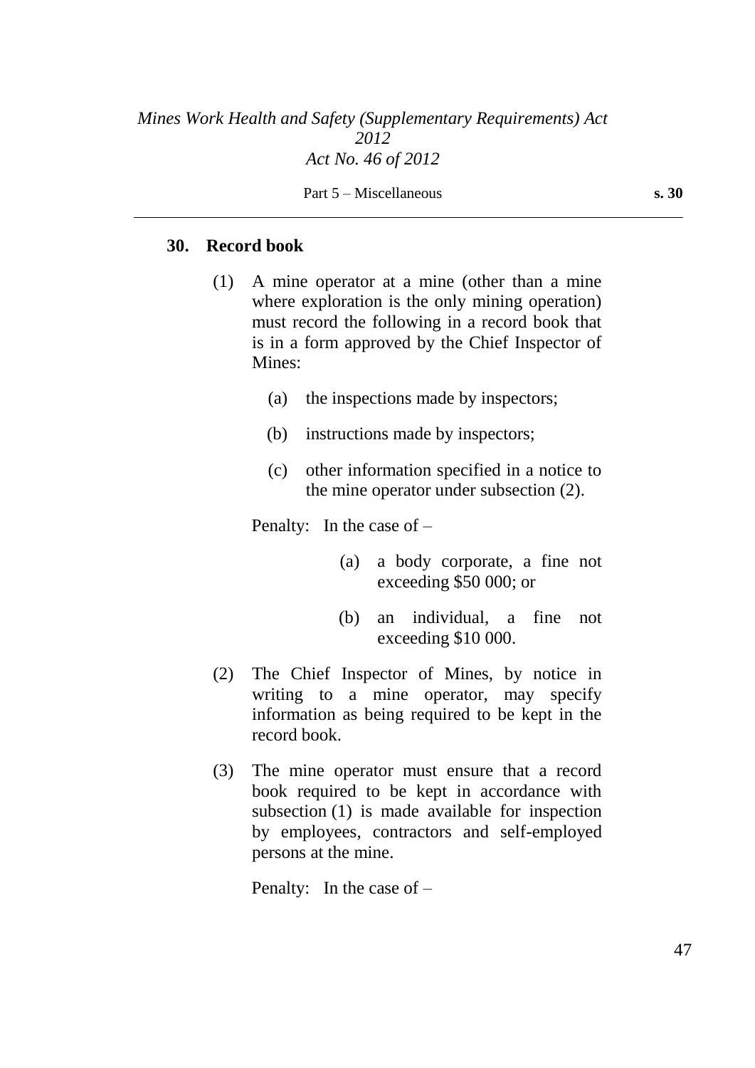## 30. Record book

(1) A mine operator at a mine (other than a mine where exploration is the only mining operation) must record the following in a record book that is in a form approved by the Chief Inspector of Mines:

(a) the inspections made by inspectors;

(b) instructions made by inspectors;

(c) other information specified in a notice to the mine operator under subsection (2).

Penalty: In the case of –

(a) a body corporate, a fine not exceeding $50 000; or

(b) an individual, a fine not exceeding $10 000.

(2) The Chief Inspector of Mines, by notice in writing to a mine operator, may specify information as being required to be kept in the record book.

(3) The mine operator must ensure that a record book required to be kept in accordance with subsection (1) is made available for inspection by employees, contractors and self-employed persons at the mine.

Penalty: In the case of –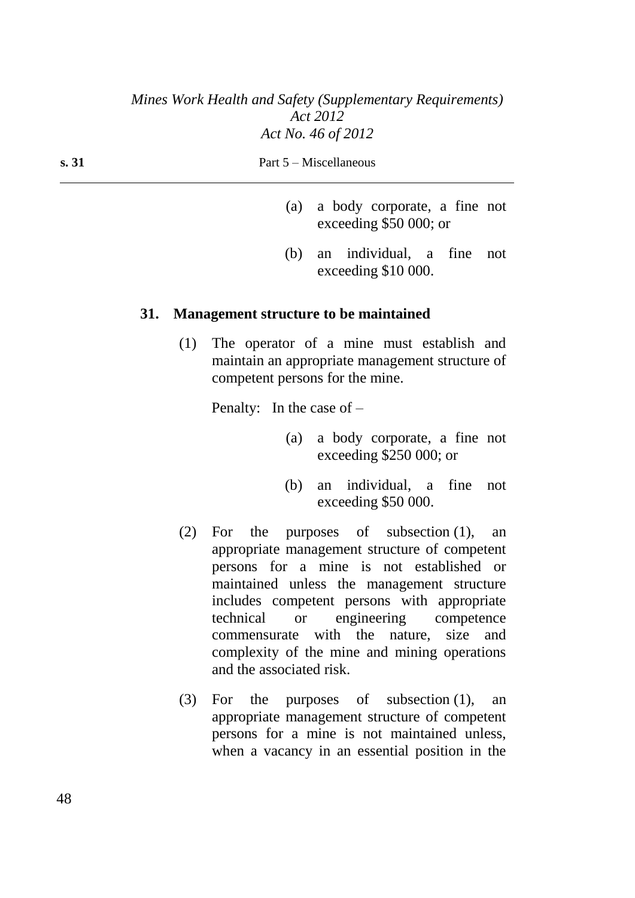(a) a body corporate, a fine not exceeding $50 000; or

(b) an individual, a fine not exceeding $10 000.

### 31. Management structure to be maintained

(1) The operator of a mine must establish and maintain an appropriate management structure of competent persons for the mine.

Penalty: In the case of –

(a) a body corporate, a fine not exceeding $250 000; or

(b) an individual, a fine not exceeding $50 000.

(2) For the purposes of subsection (1), an appropriate management structure of competent persons for a mine is not established or maintained unless the management structure includes competent persons with appropriate technical or engineering competence commensurate with the nature, size and complexity of the mine and mining operations and the associated risk.

(3) For the purposes of subsection (1), an appropriate management structure of competent persons for a mine is not maintained unless, when a vacancy in an essential position in the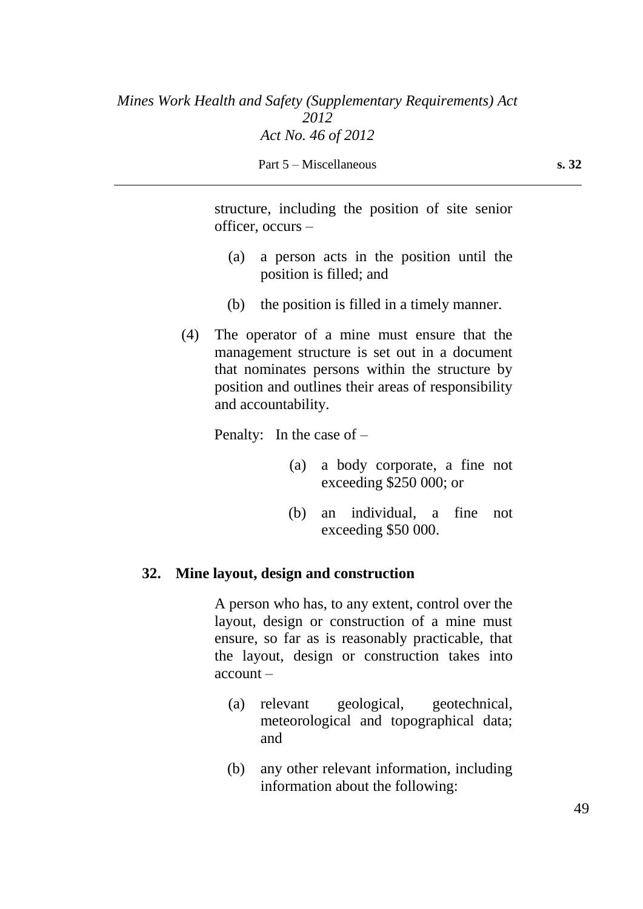structure, including the position of site senior officer, occurs –

(a) a person acts in the position until the position is filled; and

(b) the position is filled in a timely manner.

(4) The operator of a mine must ensure that the management structure is set out in a document that nominates persons within the structure by position and outlines their areas of responsibility and accountability.

Penalty: In the case of –

(a) a body corporate, a fine not exceeding $250 000; or

(b) an individual, a fine not exceeding $50 000.

### 32. Mine layout, design and construction

A person who has, to any extent, control over the layout, design or construction of a mine must ensure, so far as is reasonably practicable, that the layout, design or construction takes into account –

(a) relevant geological, geotechnical, meteorological and topographical data; and

(b) any other relevant information, including information about the following: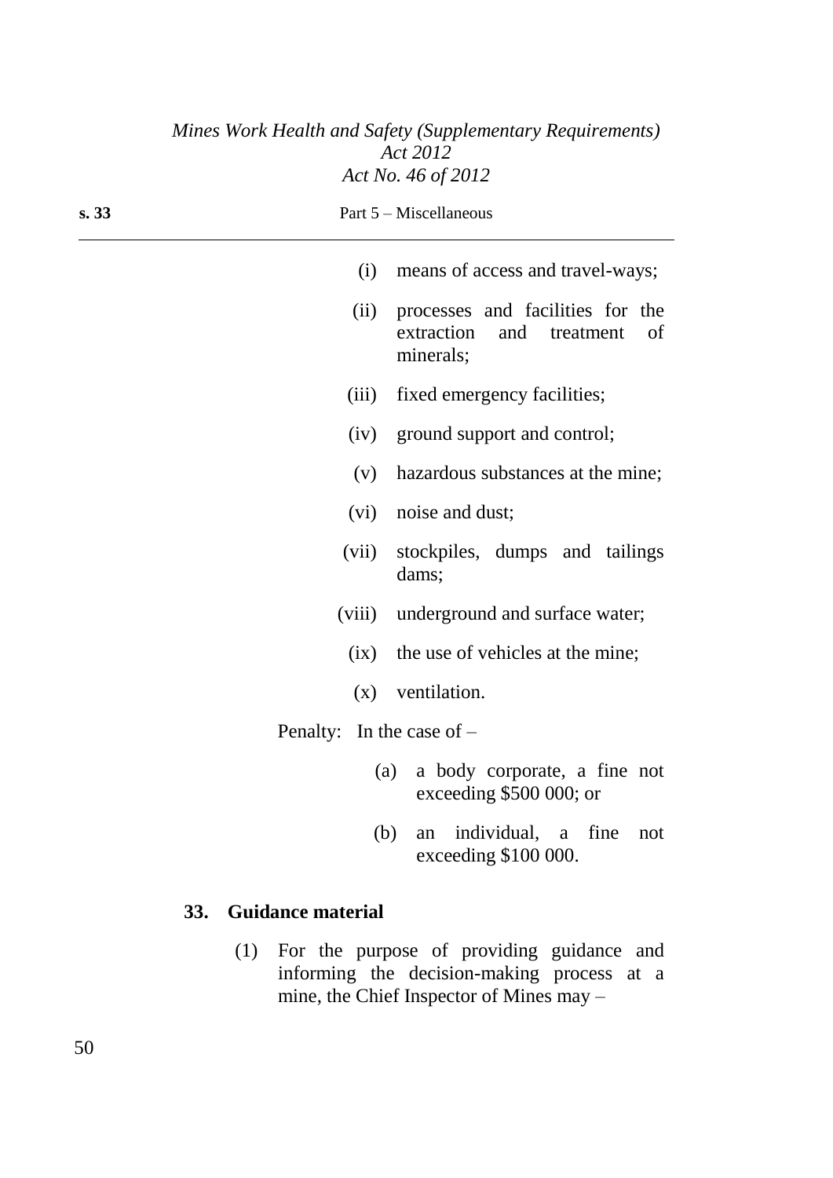(i) means of access and travel-ways;

(ii) processes and facilities for the extraction and treatment of minerals;

(iii) fixed emergency facilities;

(iv) ground support and control;

(v) hazardous substances at the mine;

(vi) noise and dust;

(vii) stockpiles, dumps and tailings dams;

(viii) underground and surface water;

(ix) the use of vehicles at the mine;

(x) ventilation.

Penalty: In the case of –

(a) a body corporate, a fine not exceeding $500 000; or

(b) an individual, a fine not exceeding $100 000.

### 33. Guidance material

(1) For the purpose of providing guidance and informing the decision-making process at a mine, the Chief Inspector of Mines may –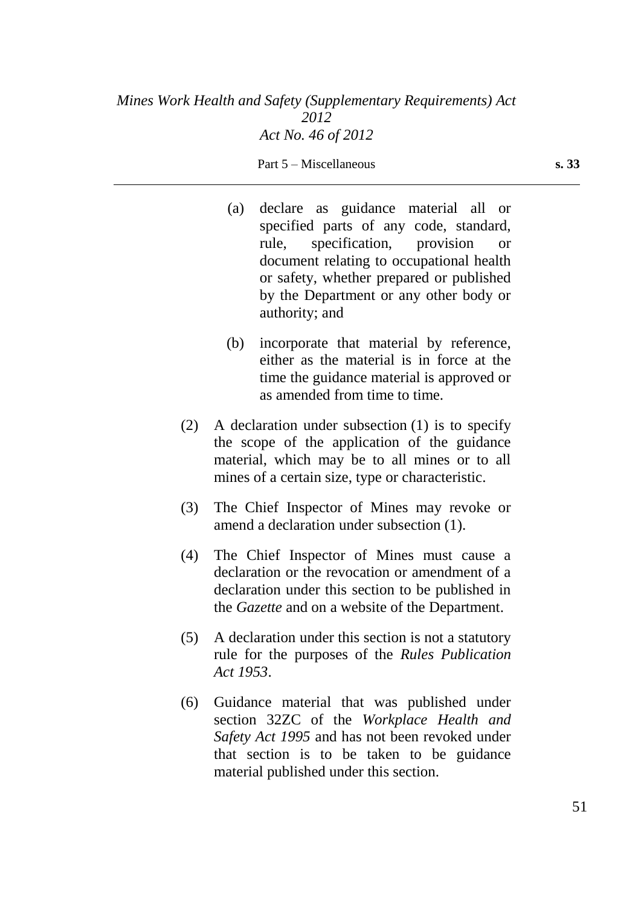(a) declare as guidance material all or specified parts of any code, standard, rule, specification, provision or document relating to occupational health or safety, whether prepared or published by the Department or any other body or authority; and

(b) incorporate that material by reference, either as the material is in force at the time the guidance material is approved or as amended from time to time.

(2) A declaration under subsection (1) is to specify the scope of the application of the guidance material, which may be to all mines or to all mines of a certain size, type or characteristic.

(3) The Chief Inspector of Mines may revoke or amend a declaration under subsection (1).

(4) The Chief Inspector of Mines must cause a declaration or the revocation or amendment of a declaration under this section to be published in the *Gazette* and on a website of the Department.

(5) A declaration under this section is not a statutory rule for the purposes of the *Rules Publication Act 1953*.

(6) Guidance material that was published under section 32ZC of the *Workplace Health and Safety Act 1995* and has not been revoked under that section is to be taken to be guidance material published under this section.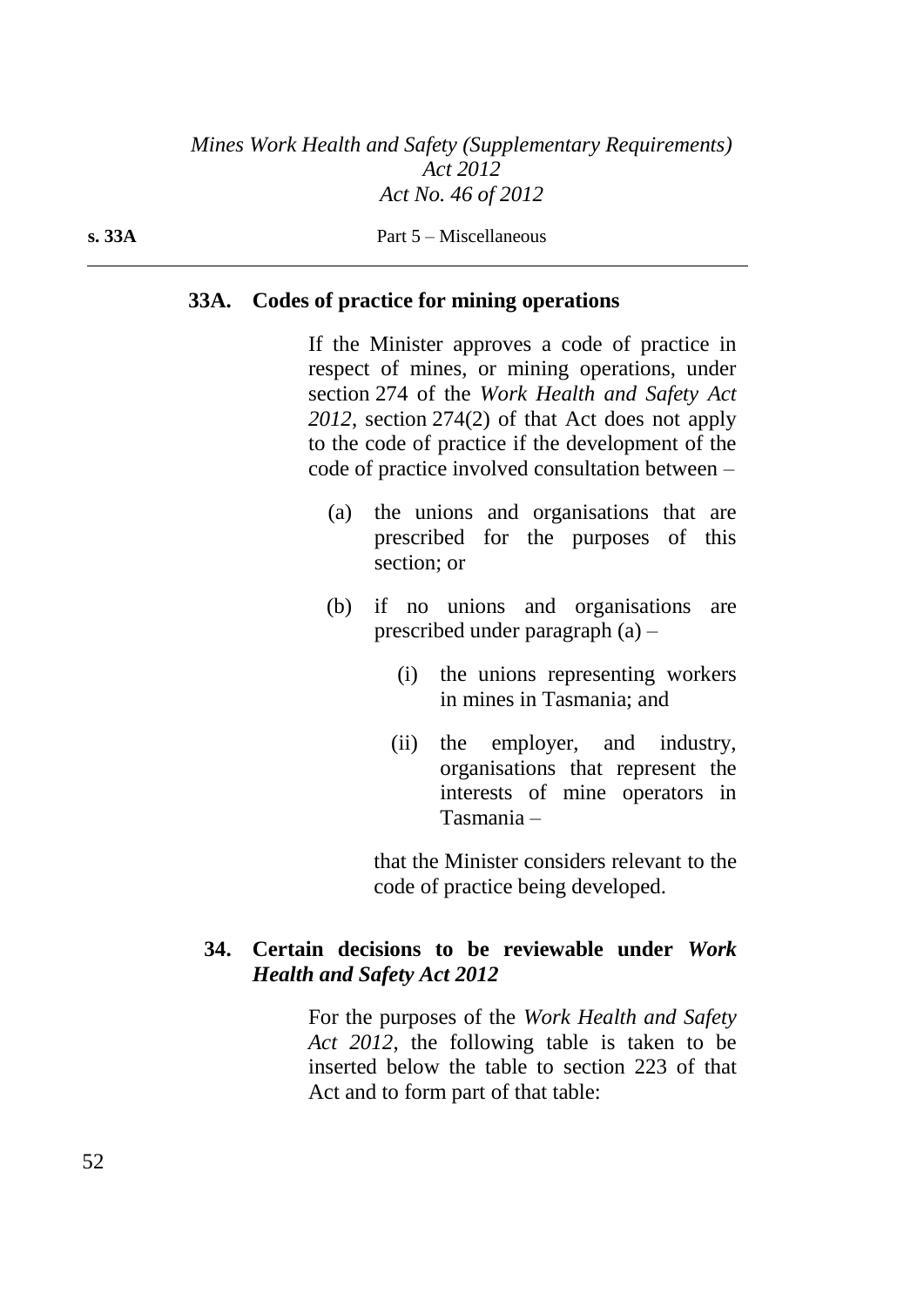### 33A. Codes of practice for mining operations

If the Minister approves a code of practice in respect of mines, or mining operations, under section 274 of the *Work Health and Safety Act 2012*, section 274(2) of that Act does not apply to the code of practice if the development of the code of practice involved consultation between –

(a) the unions and organisations that are prescribed for the purposes of this section; or

(b) if no unions and organisations are prescribed under paragraph (a) –

(i) the unions representing workers in mines in Tasmania; and

(ii) the employer, and industry, organisations that represent the interests of mine operators in Tasmania –

that the Minister considers relevant to the code of practice being developed.

### 34. Certain decisions to be reviewable under *Work Health and Safety Act 2012*

For the purposes of the *Work Health and Safety Act 2012*, the following table is taken to be inserted below the table to section 223 of that Act and to form part of that table: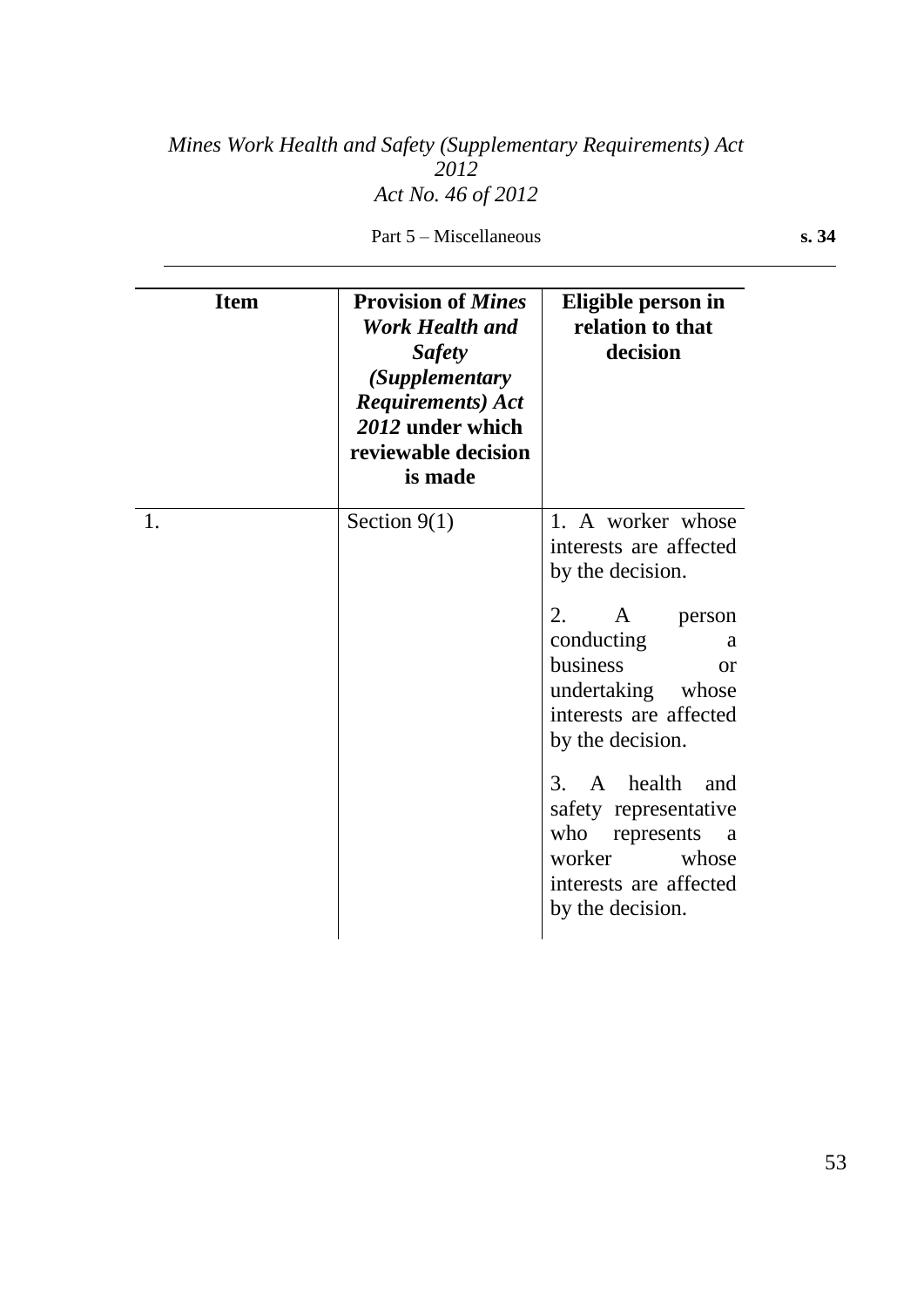| Item | Provision of *Mines Work Health and Safety (Supplementary Requirements) Act 2012* under which reviewable decision is made | Eligible person in relation to that decision |
| --- | --- | --- |
| 1. | Section 9(1) | 1. A worker whose interests are affected by the decision.<br><br>2. A person conducting a business or undertaking whose interests are affected by the decision.<br><br>3. A health and safety representative who represents a worker whose interests are affected by the decision. |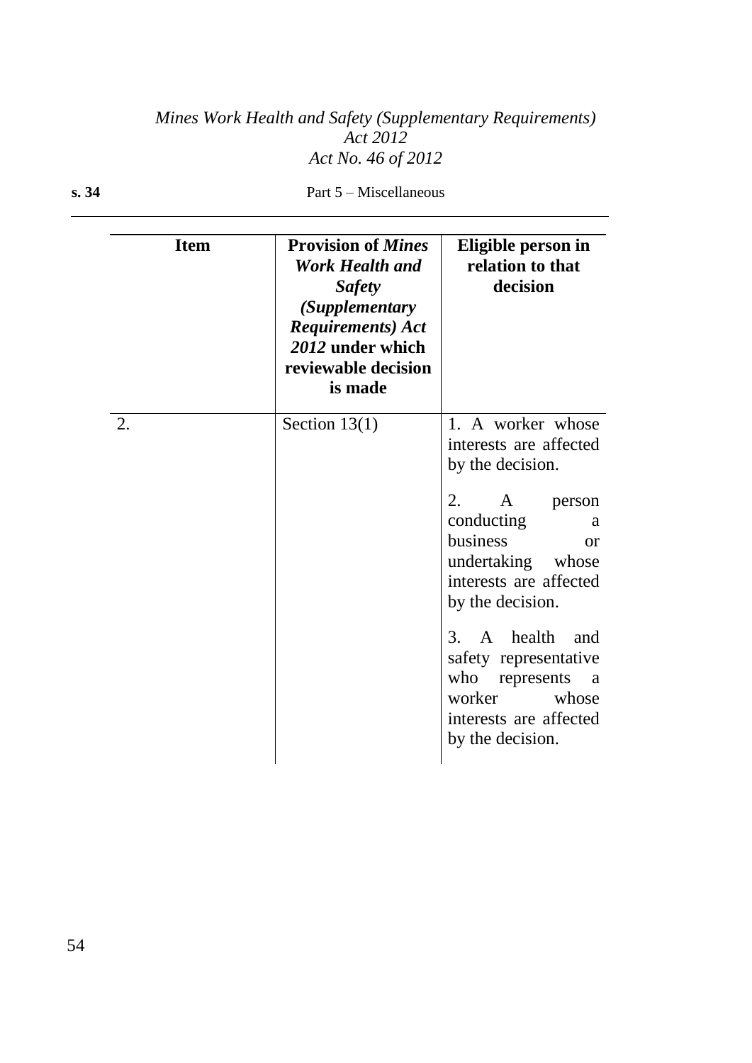| Item | Provision of *Mines Work Health and Safety (Supplementary Requirements) Act 2012* under which reviewable decision is made | Eligible person in relation to that decision |
|---|---|---|
| 2. | Section 13(1) | 1. A worker whose interests are affected by the decision.<br><br>2. A person conducting a business or undertaking whose interests are affected by the decision.<br><br>3. A health and safety representative who represents a worker whose interests are affected by the decision. |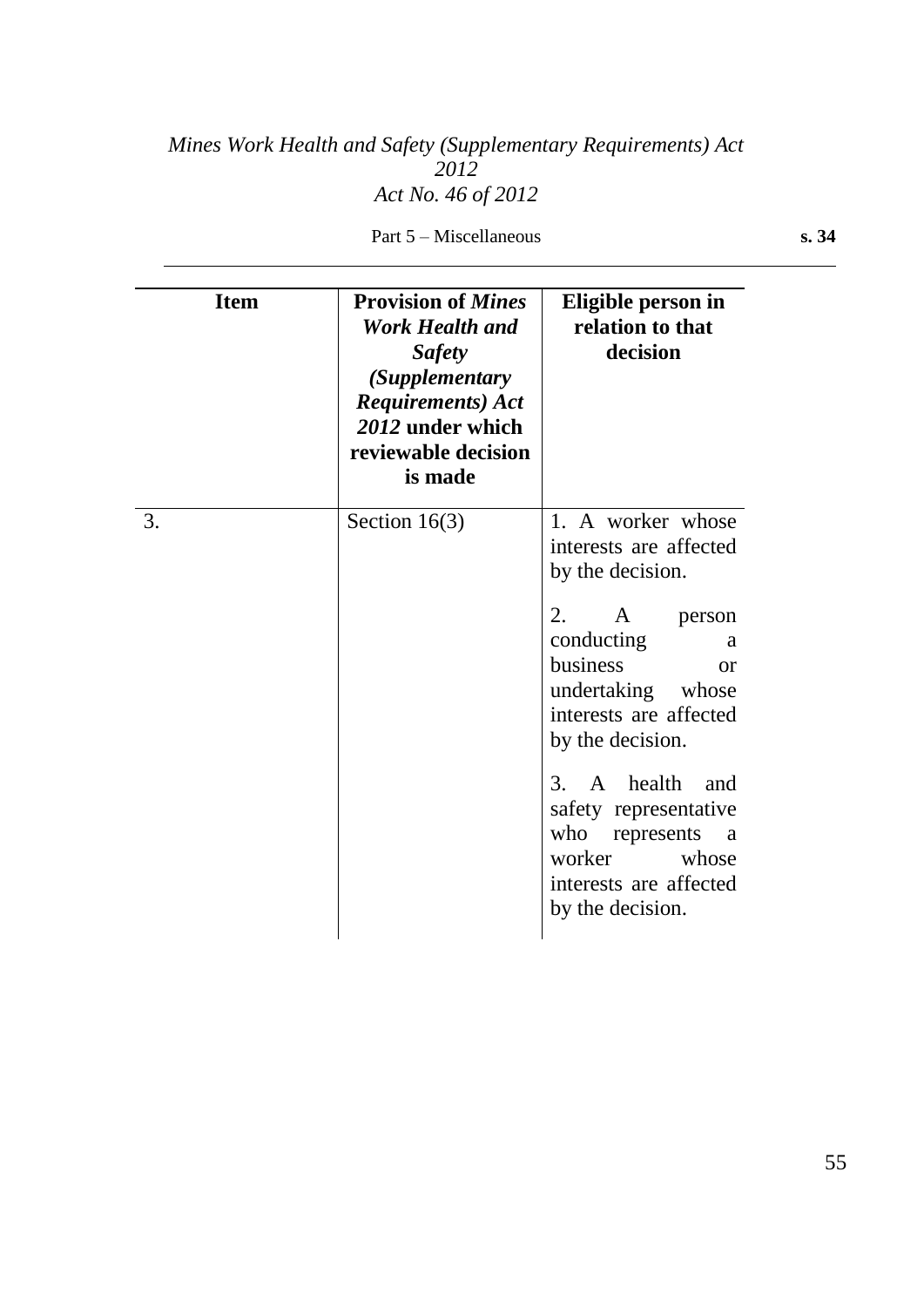| Item | Provision of *Mines Work Health and Safety (Supplementary Requirements) Act 2012* under which reviewable decision is made | Eligible person in relation to that decision |
| --- | --- | --- |
| 3. | Section 16(3) | 1. A worker whose interests are affected by the decision.<br><br>2. A person conducting a business or undertaking whose interests are affected by the decision.<br><br>3. A health and safety representative who represents a worker whose interests are affected by the decision. |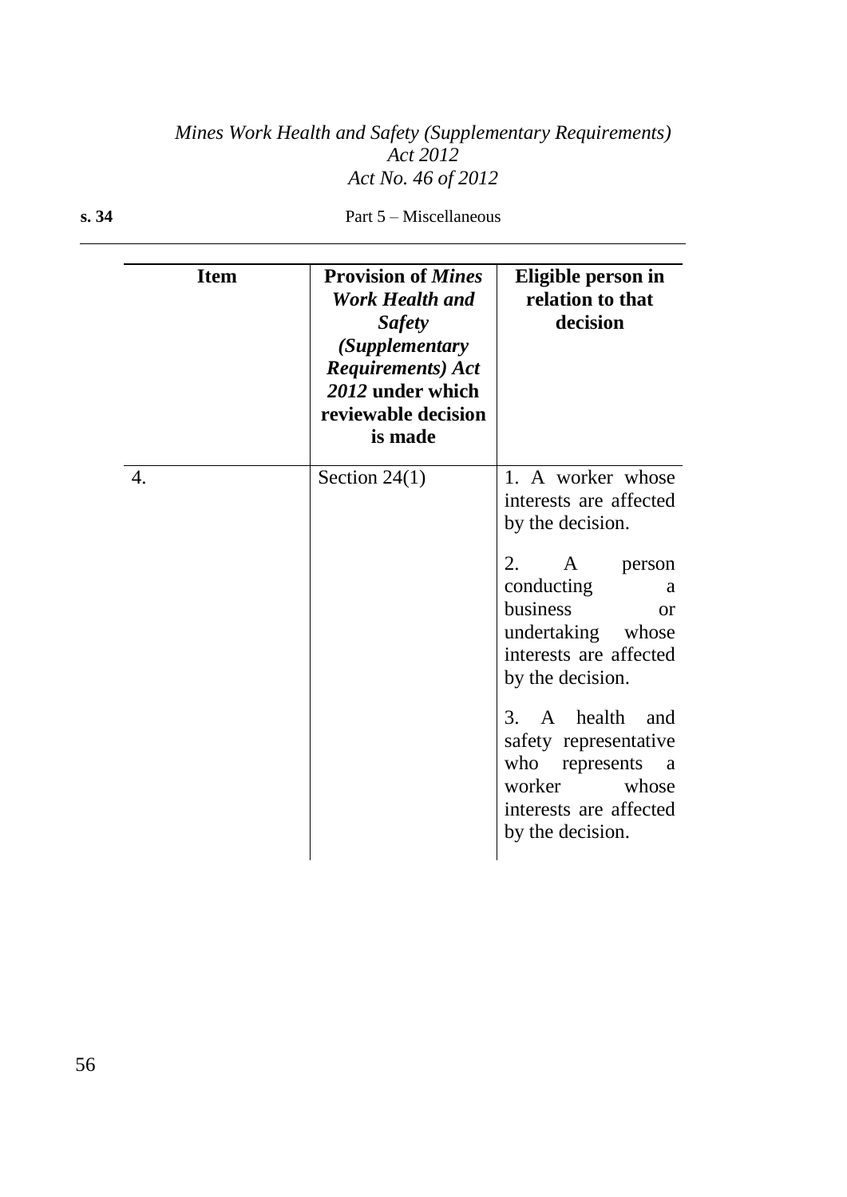| Item | Provision of *Mines Work Health and Safety (Supplementary Requirements) Act 2012* under which reviewable decision is made | Eligible person in relation to that decision |
|---|---|---|
| 4. | Section 24(1) | 1. A worker whose interests are affected by the decision.<br><br>2. A person conducting a business or undertaking whose interests are affected by the decision.<br><br>3. A health and safety representative who represents a worker whose interests are affected by the decision. |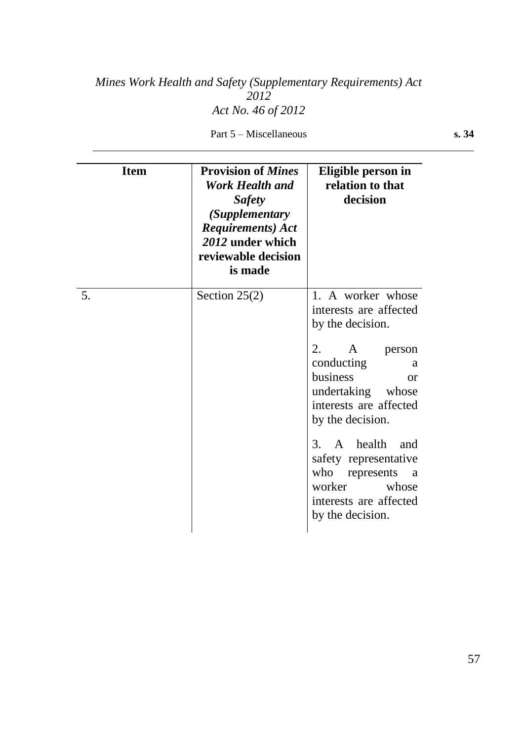| Item | Provision of *Mines Work Health and Safety (Supplementary Requirements) Act 2012* under which reviewable decision is made | Eligible person in relation to that decision |
| --- | --- | --- |
| 5. | Section 25(2) | 1. A worker whose interests are affected by the decision.<br><br>2. A person conducting a business or undertaking whose interests are affected by the decision.<br><br>3. A health and safety representative who represents a worker whose interests are affected by the decision. |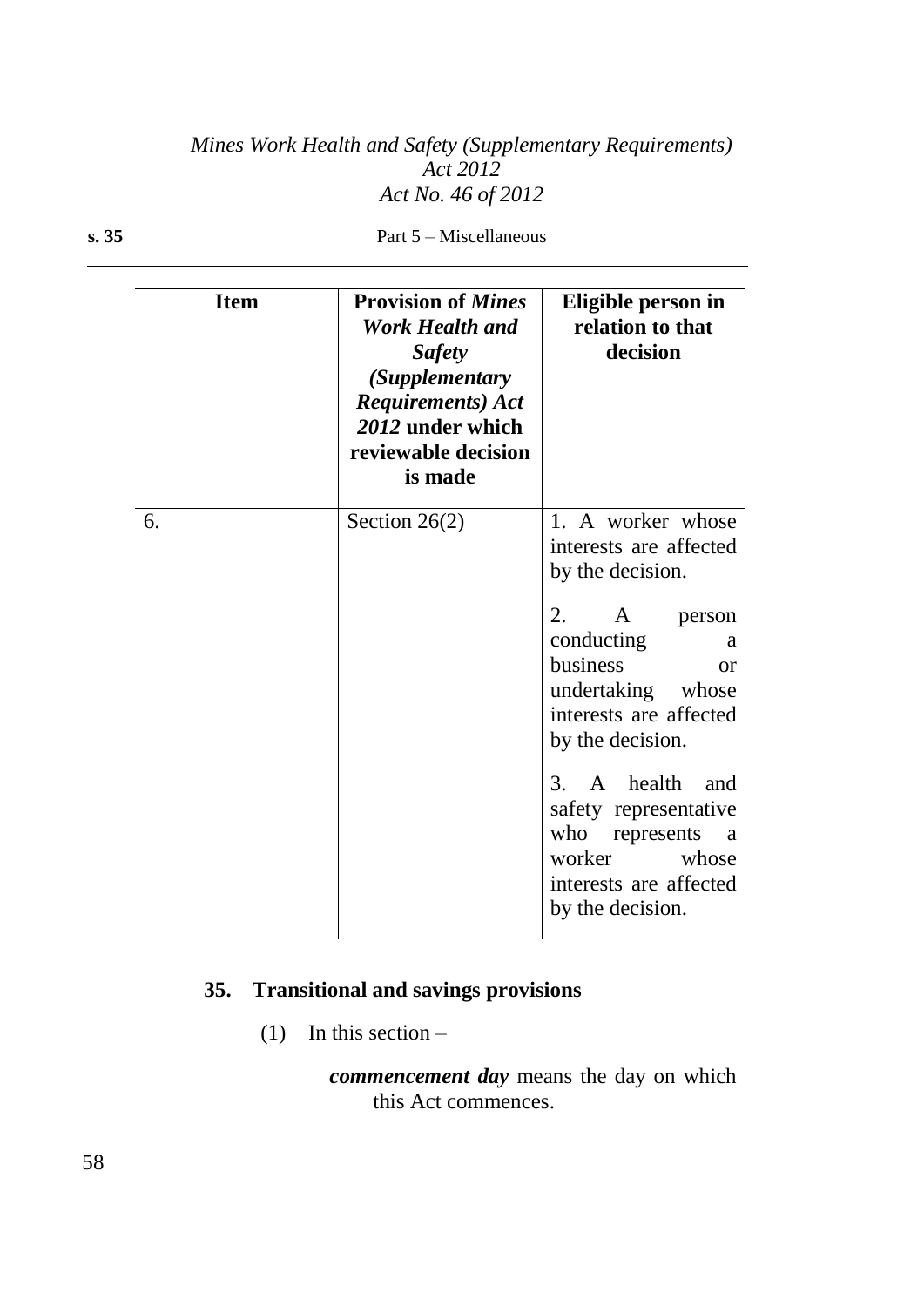| Item | Provision of *Mines Work Health and Safety (Supplementary Requirements) Act 2012* under which reviewable decision is made | Eligible person in relation to that decision |
|---|---|---|
| 6. | Section 26(2) | 1. A worker whose interests are affected by the decision.<br><br>2. A person conducting a business or undertaking whose interests are affected by the decision.<br><br>3. A health and safety representative who represents a worker whose interests are affected by the decision. |

## 35. Transitional and savings provisions

(1) In this section –

***commencement day*** means the day on which this Act commences.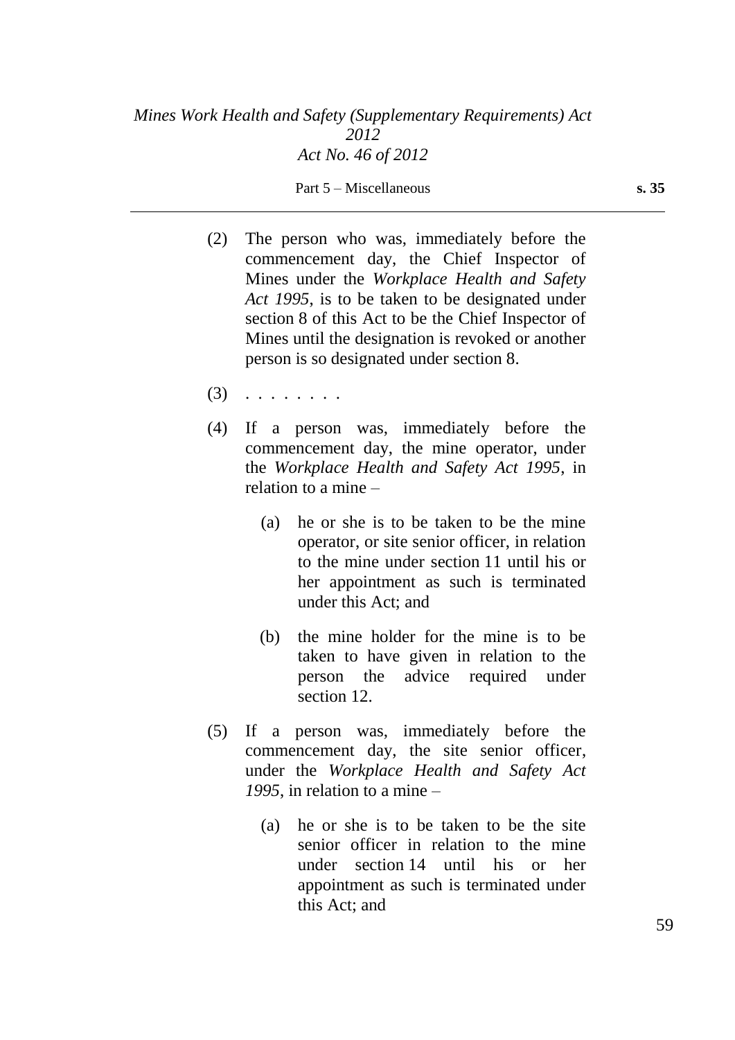(2) The person who was, immediately before the commencement day, the Chief Inspector of Mines under the *Workplace Health and Safety Act 1995*, is to be taken to be designated under section 8 of this Act to be the Chief Inspector of Mines until the designation is revoked or another person is so designated under section 8.

(3) . . . . . . . .

(4) If a person was, immediately before the commencement day, the mine operator, under the *Workplace Health and Safety Act 1995*, in relation to a mine –

  (a) he or she is to be taken to be the mine operator, or site senior officer, in relation to the mine under section 11 until his or her appointment as such is terminated under this Act; and

  (b) the mine holder for the mine is to be taken to have given in relation to the person the advice required under section 12.

(5) If a person was, immediately before the commencement day, the site senior officer, under the *Workplace Health and Safety Act 1995*, in relation to a mine –

  (a) he or she is to be taken to be the site senior officer in relation to the mine under section 14 until his or her appointment as such is terminated under this Act; and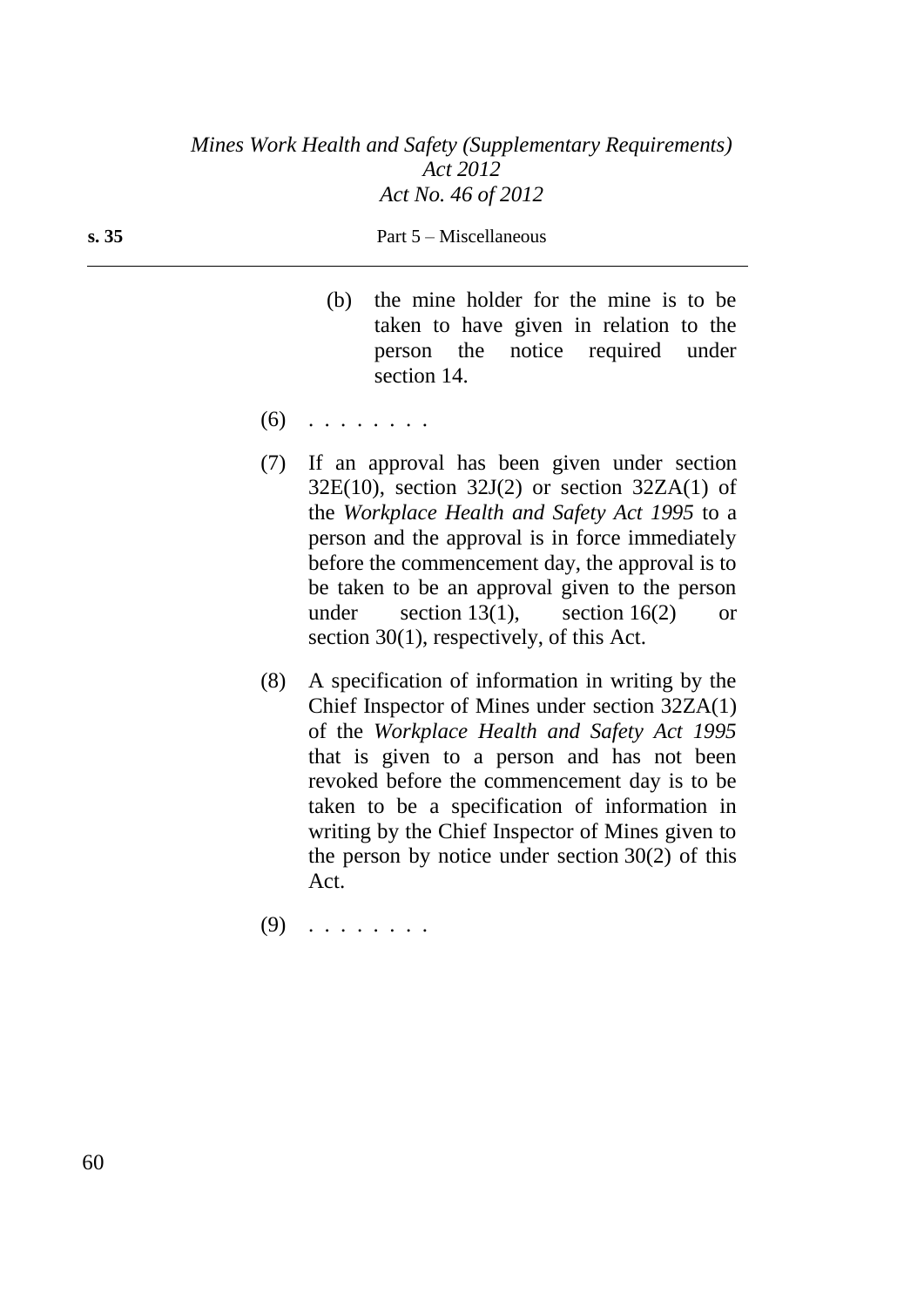(b) the mine holder for the mine is to be taken to have given in relation to the person the notice required under section 14.

(6) . . . . . . . .

(7) If an approval has been given under section 32E(10), section 32J(2) or section 32ZA(1) of the *Workplace Health and Safety Act 1995* to a person and the approval is in force immediately before the commencement day, the approval is to be taken to be an approval given to the person under section 13(1), section 16(2) or section 30(1), respectively, of this Act.

(8) A specification of information in writing by the Chief Inspector of Mines under section 32ZA(1) of the *Workplace Health and Safety Act 1995* that is given to a person and has not been revoked before the commencement day is to be taken to be a specification of information in writing by the Chief Inspector of Mines given to the person by notice under section 30(2) of this Act.

(9) . . . . . . . .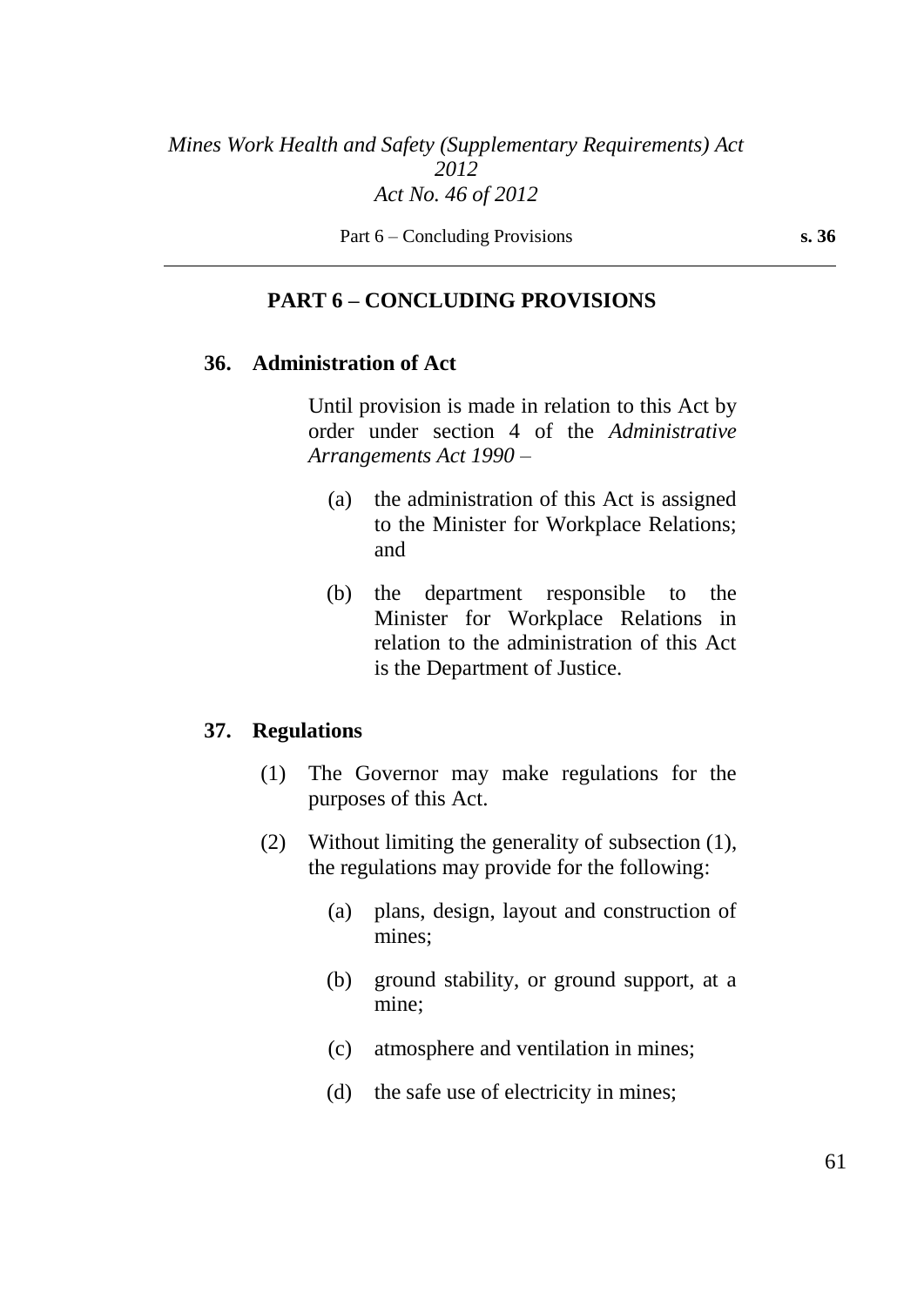## PART 6 – CONCLUDING PROVISIONS

### 36. Administration of Act

Until provision is made in relation to this Act by order under section 4 of the *Administrative Arrangements Act 1990* –

(a) the administration of this Act is assigned to the Minister for Workplace Relations; and

(b) the department responsible to the Minister for Workplace Relations in relation to the administration of this Act is the Department of Justice.

### 37. Regulations

(1) The Governor may make regulations for the purposes of this Act.

(2) Without limiting the generality of subsection (1), the regulations may provide for the following:

(a) plans, design, layout and construction of mines;

(b) ground stability, or ground support, at a mine;

(c) atmosphere and ventilation in mines;

(d) the safe use of electricity in mines;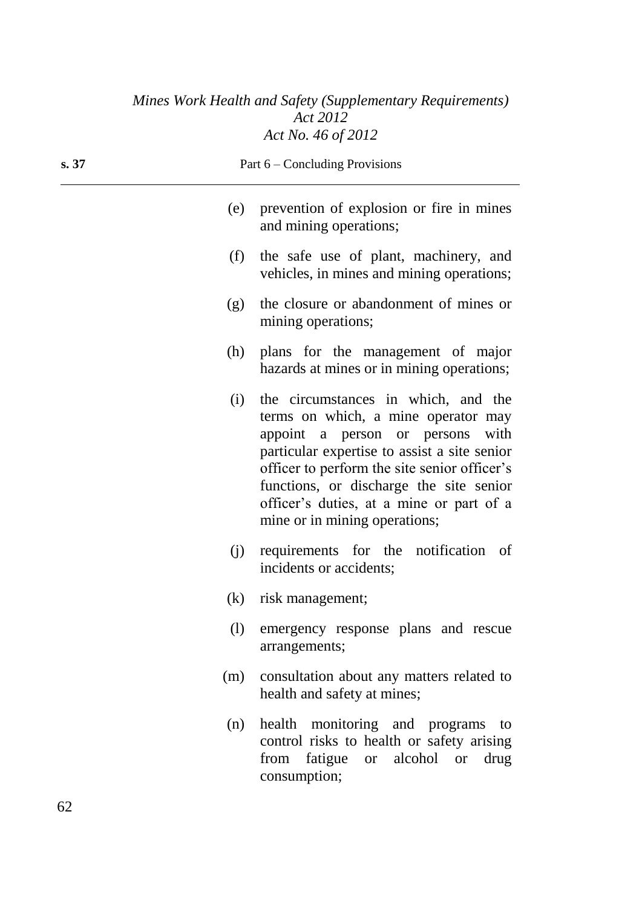(e) prevention of explosion or fire in mines and mining operations;

(f) the safe use of plant, machinery, and vehicles, in mines and mining operations;

(g) the closure or abandonment of mines or mining operations;

(h) plans for the management of major hazards at mines or in mining operations;

(i) the circumstances in which, and the terms on which, a mine operator may appoint a person or persons with particular expertise to assist a site senior officer to perform the site senior officer's functions, or discharge the site senior officer's duties, at a mine or part of a mine or in mining operations;

(j) requirements for the notification of incidents or accidents;

(k) risk management;

(l) emergency response plans and rescue arrangements;

(m) consultation about any matters related to health and safety at mines;

(n) health monitoring and programs to control risks to health or safety arising from fatigue or alcohol or drug consumption;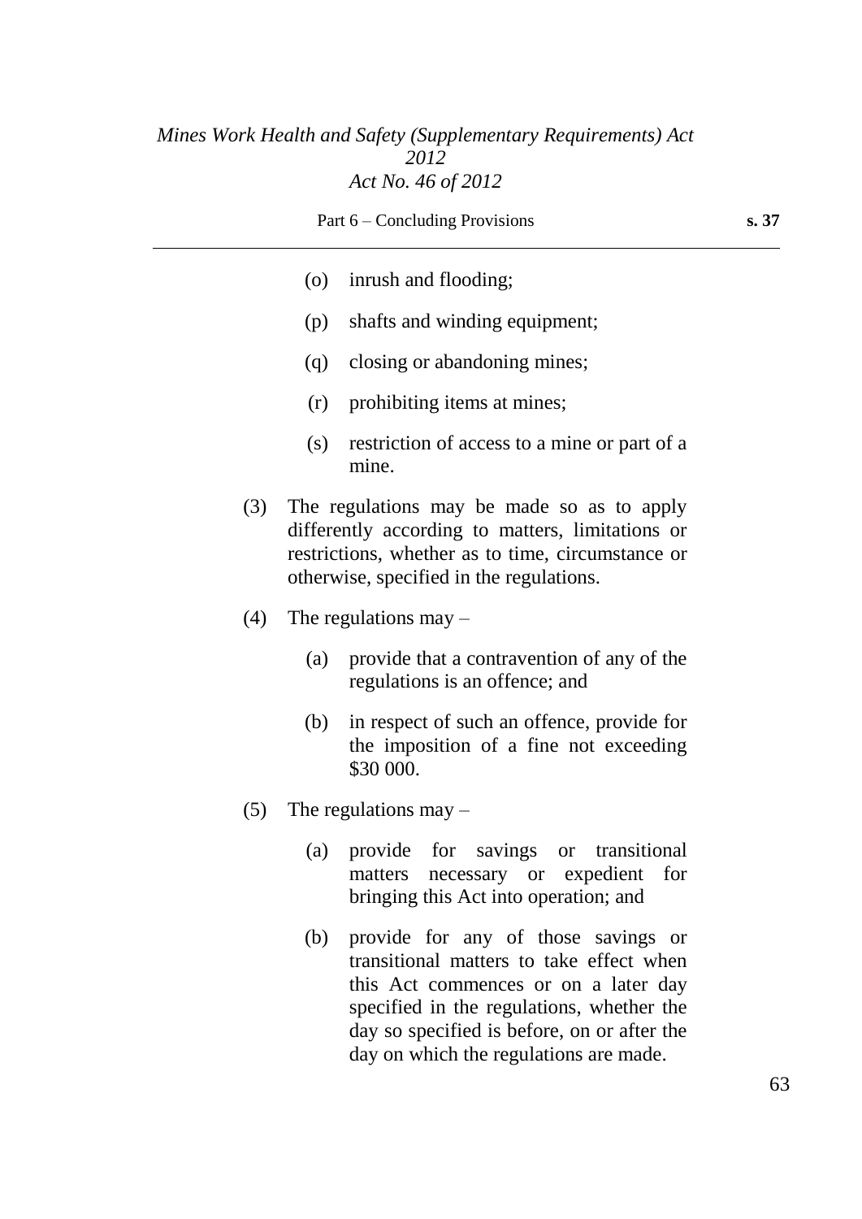(o) inrush and flooding;

(p) shafts and winding equipment;

(q) closing or abandoning mines;

(r) prohibiting items at mines;

(s) restriction of access to a mine or part of a mine.

(3) The regulations may be made so as to apply differently according to matters, limitations or restrictions, whether as to time, circumstance or otherwise, specified in the regulations.

(4) The regulations may –

(a) provide that a contravention of any of the regulations is an offence; and

(b) in respect of such an offence, provide for the imposition of a fine not exceeding $30 000.

(5) The regulations may –

(a) provide for savings or transitional matters necessary or expedient for bringing this Act into operation; and

(b) provide for any of those savings or transitional matters to take effect when this Act commences or on a later day specified in the regulations, whether the day so specified is before, on or after the day on which the regulations are made.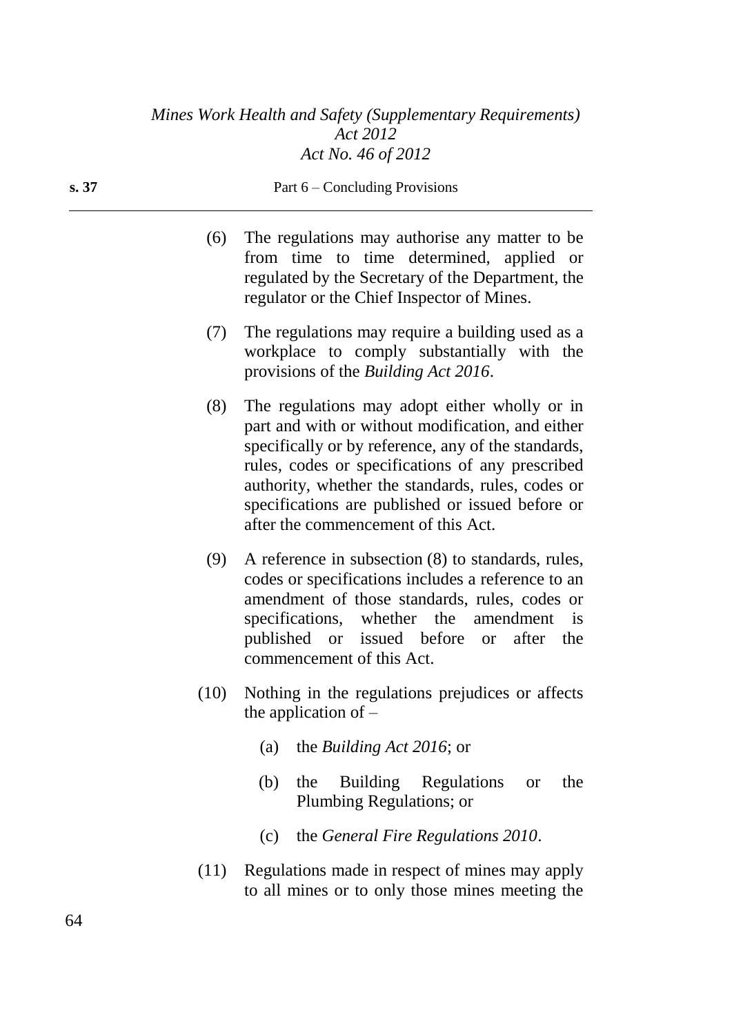(6) The regulations may authorise any matter to be from time to time determined, applied or regulated by the Secretary of the Department, the regulator or the Chief Inspector of Mines.

(7) The regulations may require a building used as a workplace to comply substantially with the provisions of the *Building Act 2016*.

(8) The regulations may adopt either wholly or in part and with or without modification, and either specifically or by reference, any of the standards, rules, codes or specifications of any prescribed authority, whether the standards, rules, codes or specifications are published or issued before or after the commencement of this Act.

(9) A reference in subsection (8) to standards, rules, codes or specifications includes a reference to an amendment of those standards, rules, codes or specifications, whether the amendment is published or issued before or after the commencement of this Act.

(10) Nothing in the regulations prejudices or affects the application of –

(a) the *Building Act 2016*; or

(b) the Building Regulations or the Plumbing Regulations; or

(c) the *General Fire Regulations 2010*.

(11) Regulations made in respect of mines may apply to all mines or to only those mines meeting the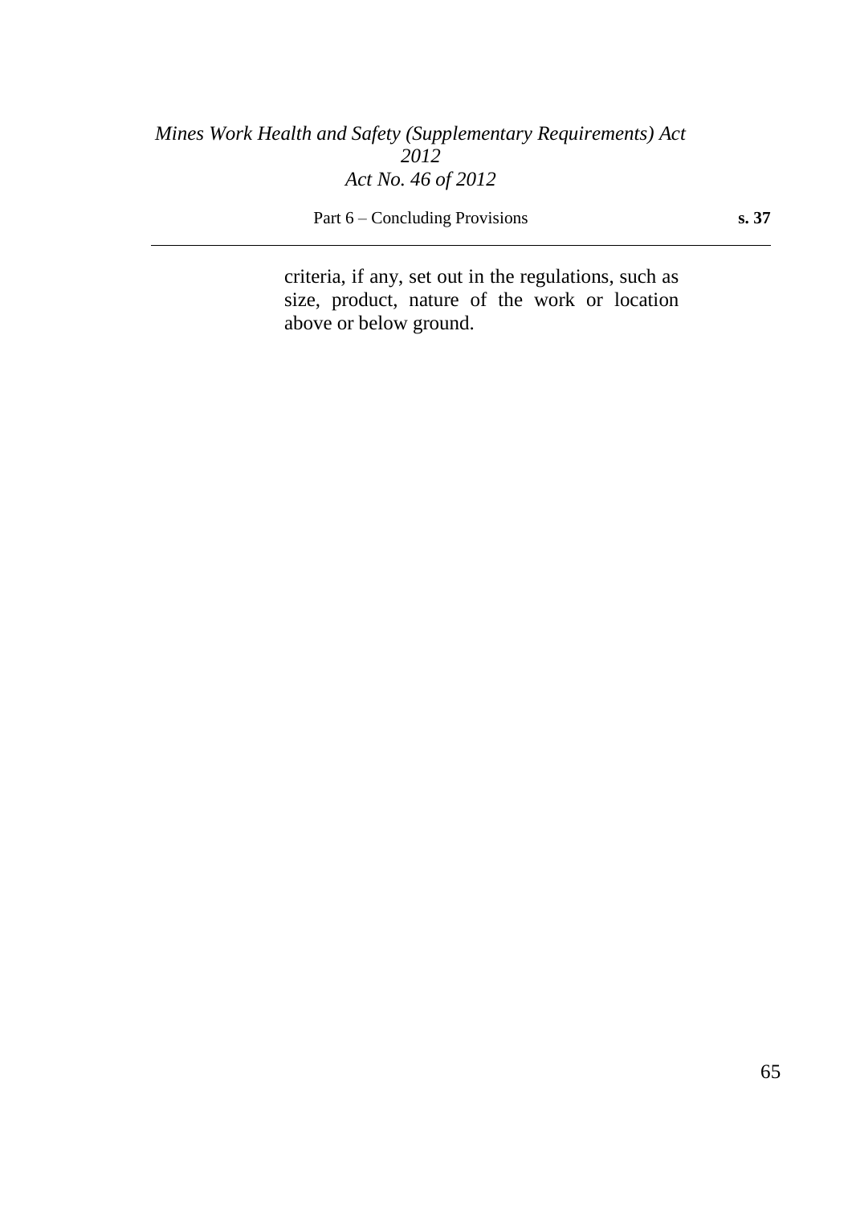criteria, if any, set out in the regulations, such as size, product, nature of the work or location above or below ground.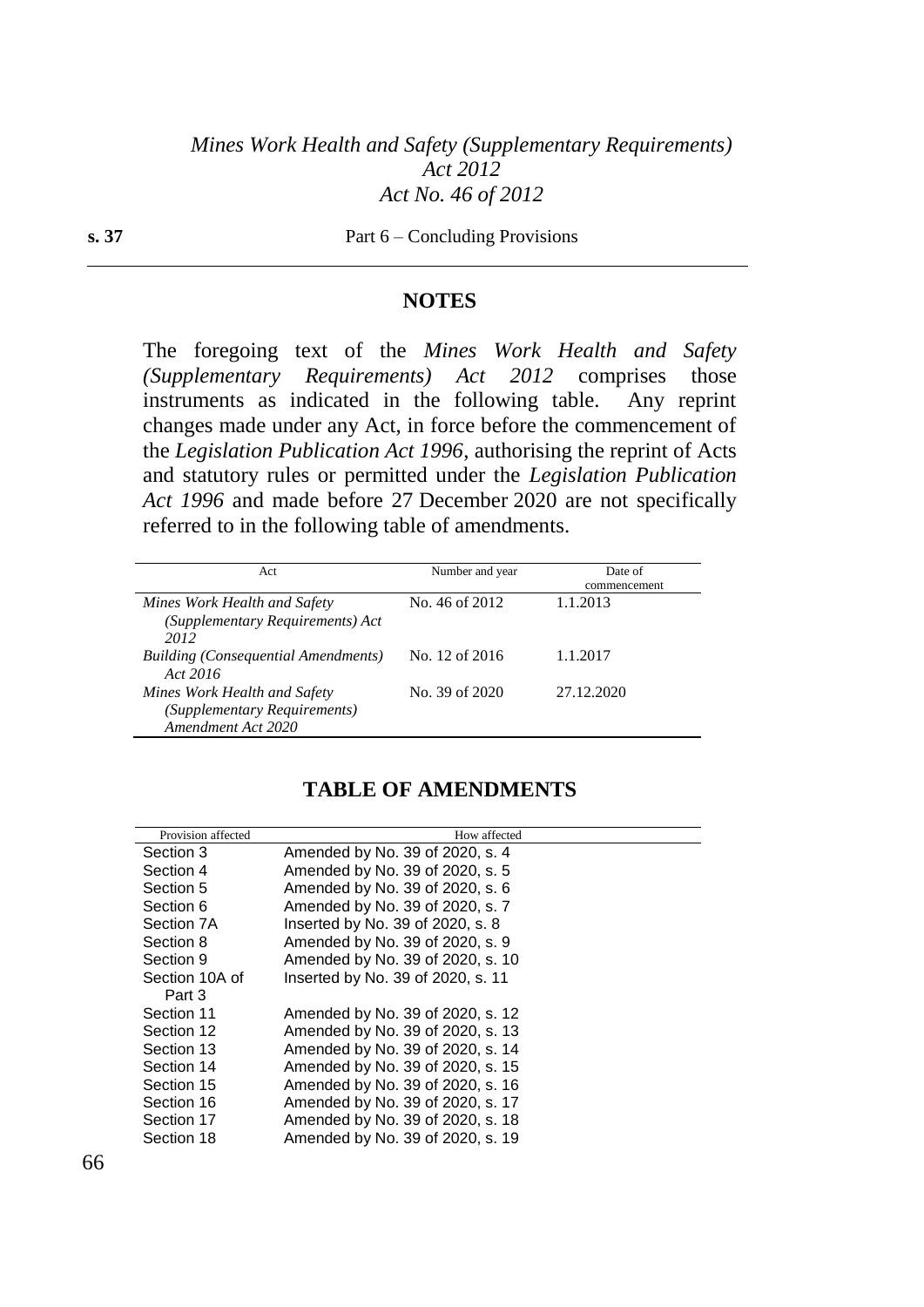## NOTES

The foregoing text of the *Mines Work Health and Safety (Supplementary Requirements) Act 2012* comprises those instruments as indicated in the following table. Any reprint changes made under any Act, in force before the commencement of the *Legislation Publication Act 1996*, authorising the reprint of Acts and statutory rules or permitted under the *Legislation Publication Act 1996* and made before 27 December 2020 are not specifically referred to in the following table of amendments.

| Act | Number and year | Date of commencement |
|---|---|---|
| *Mines Work Health and Safety (Supplementary Requirements) Act 2012* | No. 46 of 2012 | 1.1.2013 |
| *Building (Consequential Amendments) Act 2016* | No. 12 of 2016 | 1.1.2017 |
| *Mines Work Health and Safety (Supplementary Requirements) Amendment Act 2020* | No. 39 of 2020 | 27.12.2020 |

## TABLE OF AMENDMENTS

| Provision affected | How affected |
|---|---|
| Section 3 | Amended by No. 39 of 2020, s. 4 |
| Section 4 | Amended by No. 39 of 2020, s. 5 |
| Section 5 | Amended by No. 39 of 2020, s. 6 |
| Section 6 | Amended by No. 39 of 2020, s. 7 |
| Section 7A | Inserted by No. 39 of 2020, s. 8 |
| Section 8 | Amended by No. 39 of 2020, s. 9 |
| Section 9 | Amended by No. 39 of 2020, s. 10 |
| Section 10A of Part 3 | Inserted by No. 39 of 2020, s. 11 |
| Section 11 | Amended by No. 39 of 2020, s. 12 |
| Section 12 | Amended by No. 39 of 2020, s. 13 |
| Section 13 | Amended by No. 39 of 2020, s. 14 |
| Section 14 | Amended by No. 39 of 2020, s. 15 |
| Section 15 | Amended by No. 39 of 2020, s. 16 |
| Section 16 | Amended by No. 39 of 2020, s. 17 |
| Section 17 | Amended by No. 39 of 2020, s. 18 |
| Section 18 | Amended by No. 39 of 2020, s. 19 |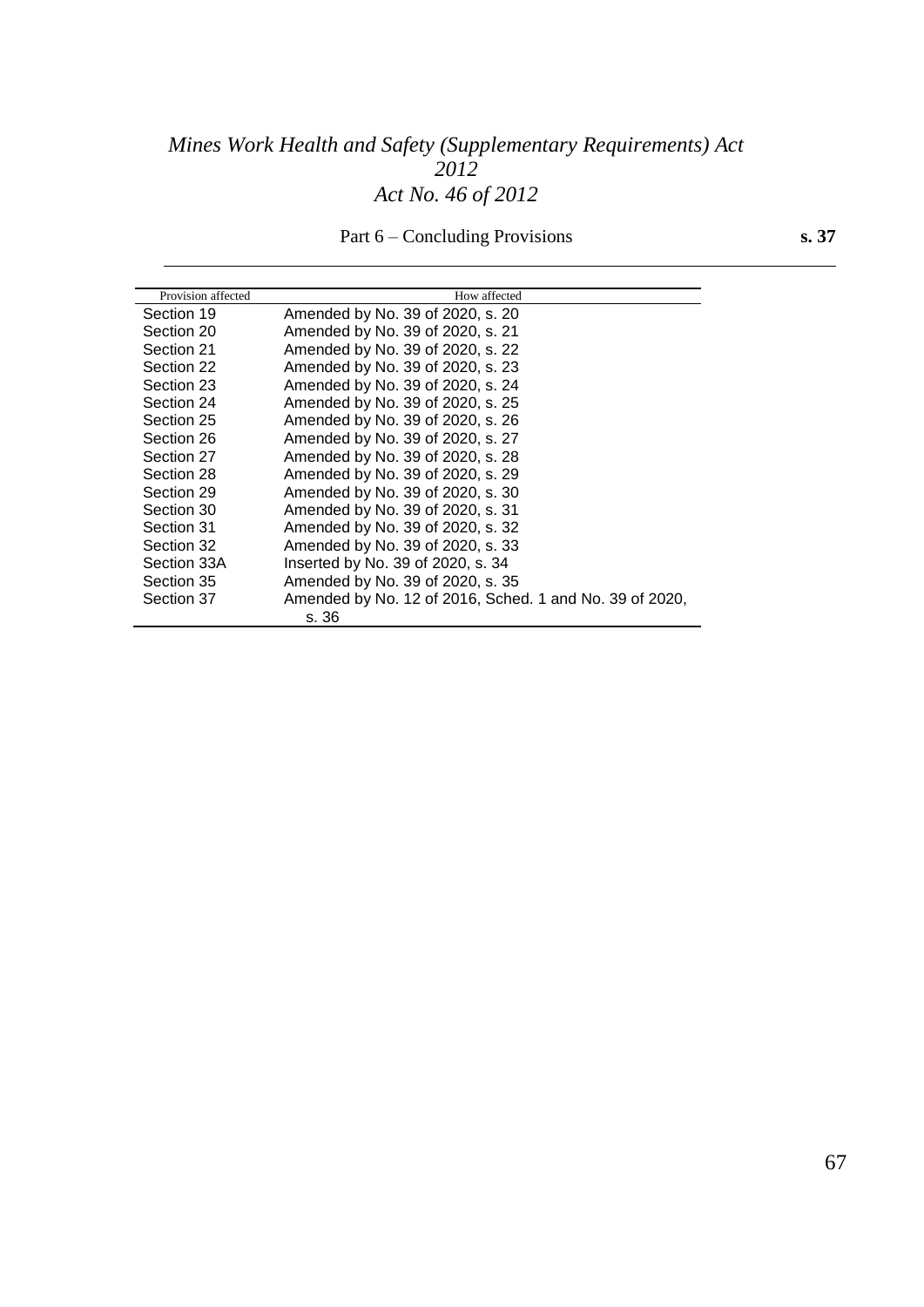| Provision affected | How affected |
|---|---|
| Section 19 | Amended by No. 39 of 2020, s. 20 |
| Section 20 | Amended by No. 39 of 2020, s. 21 |
| Section 21 | Amended by No. 39 of 2020, s. 22 |
| Section 22 | Amended by No. 39 of 2020, s. 23 |
| Section 23 | Amended by No. 39 of 2020, s. 24 |
| Section 24 | Amended by No. 39 of 2020, s. 25 |
| Section 25 | Amended by No. 39 of 2020, s. 26 |
| Section 26 | Amended by No. 39 of 2020, s. 27 |
| Section 27 | Amended by No. 39 of 2020, s. 28 |
| Section 28 | Amended by No. 39 of 2020, s. 29 |
| Section 29 | Amended by No. 39 of 2020, s. 30 |
| Section 30 | Amended by No. 39 of 2020, s. 31 |
| Section 31 | Amended by No. 39 of 2020, s. 32 |
| Section 32 | Amended by No. 39 of 2020, s. 33 |
| Section 33A | Inserted by No. 39 of 2020, s. 34 |
| Section 35 | Amended by No. 39 of 2020, s. 35 |
| Section 37 | Amended by No. 12 of 2016, Sched. 1 and No. 39 of 2020, s. 36 |